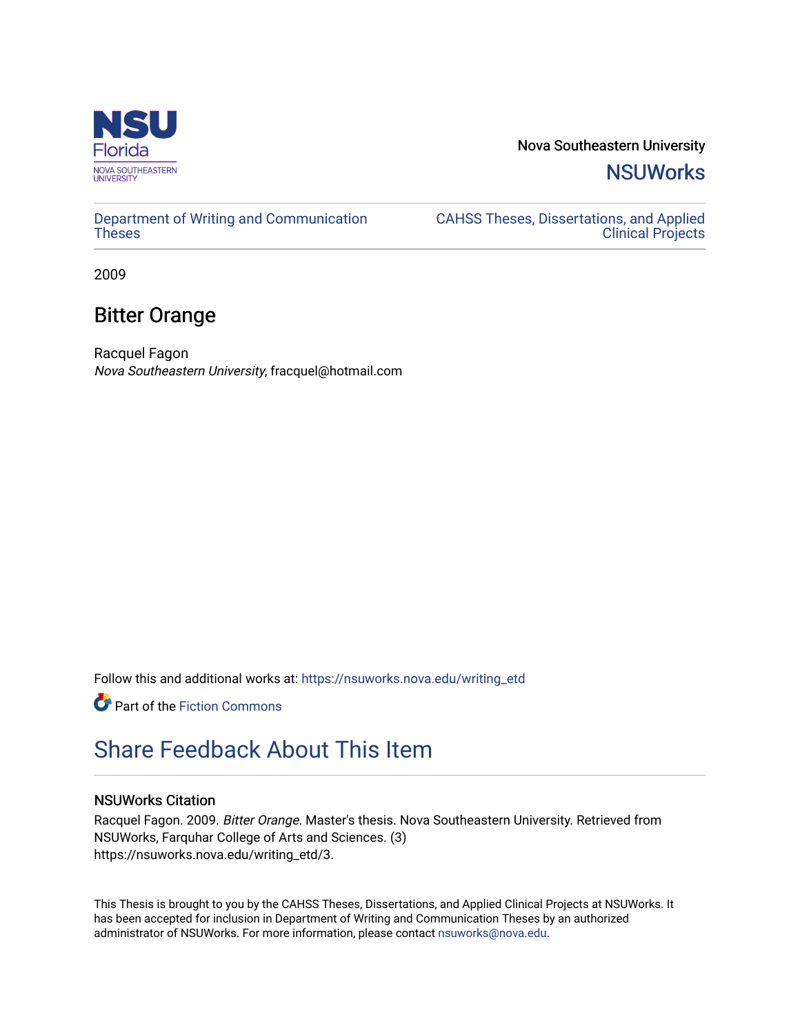NSU Florida
NOVA SOUTHEASTERN UNIVERSITY

Nova Southeastern University

**NSUWorks**

Department of Writing and Communication Theses

CAHSS Theses, Dissertations, and Applied Clinical Projects

2009

# Bitter Orange

Racquel Fagon
*Nova Southeastern University*, fracquel@hotmail.com

Follow this and additional works at: https://nsuworks.nova.edu/writing_etd

Part of the Fiction Commons

## Share Feedback About This Item

### NSUWorks Citation

Racquel Fagon. 2009. *Bitter Orange.* Master's thesis. Nova Southeastern University. Retrieved from NSUWorks, Farquhar College of Arts and Sciences. (3) https://nsuworks.nova.edu/writing_etd/3.

This Thesis is brought to you by the CAHSS Theses, Dissertations, and Applied Clinical Projects at NSUWorks. It has been accepted for inclusion in Department of Writing and Communication Theses by an authorized administrator of NSUWorks. For more information, please contact nsuworks@nova.edu.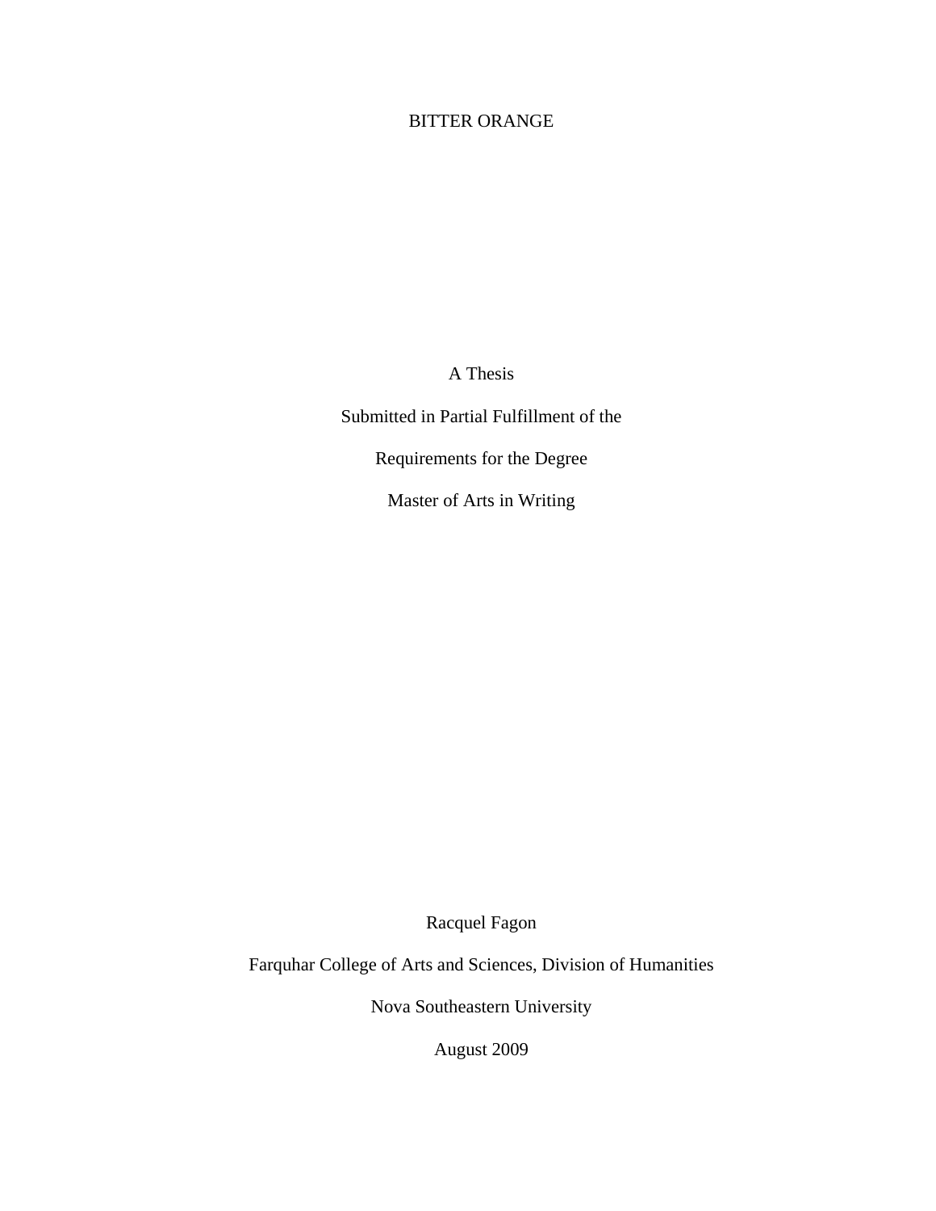# BITTER ORANGE

A Thesis

Submitted in Partial Fulfillment of the

Requirements for the Degree

Master of Arts in Writing

Racquel Fagon

Farquhar College of Arts and Sciences, Division of Humanities

Nova Southeastern University

August 2009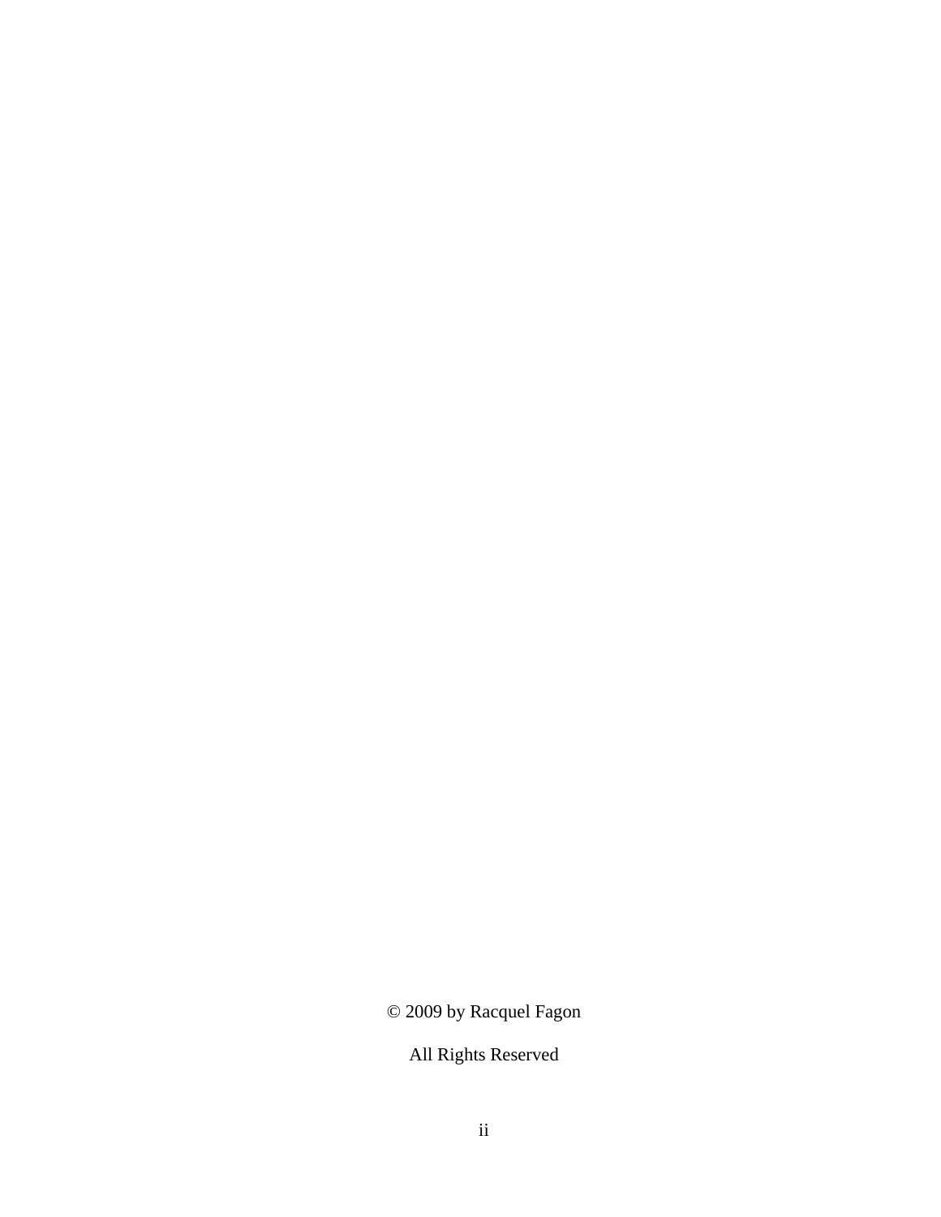© 2009 by Racquel Fagon

All Rights Reserved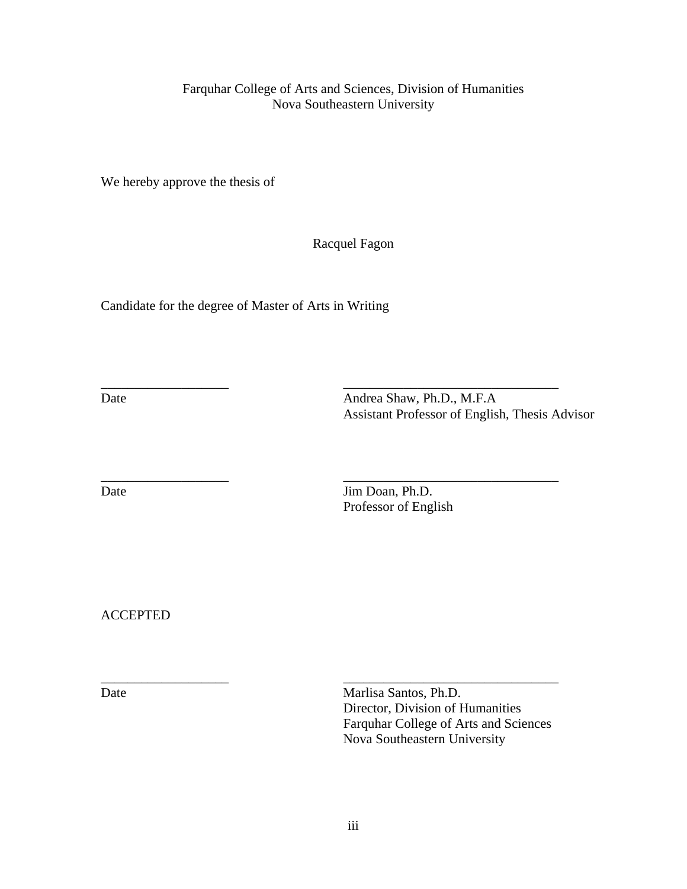Farquhar College of Arts and Sciences, Division of Humanities
Nova Southeastern University

We hereby approve the thesis of

Racquel Fagon

Candidate for the degree of Master of Arts in Writing

___________________ ________________________________
Date Andrea Shaw, Ph.D., M.F.A
Assistant Professor of English, Thesis Advisor

___________________ ________________________________
Date Jim Doan, Ph.D.
Professor of English

ACCEPTED

___________________ ________________________________
Date Marlisa Santos, Ph.D.
Director, Division of Humanities
Farquhar College of Arts and Sciences
Nova Southeastern University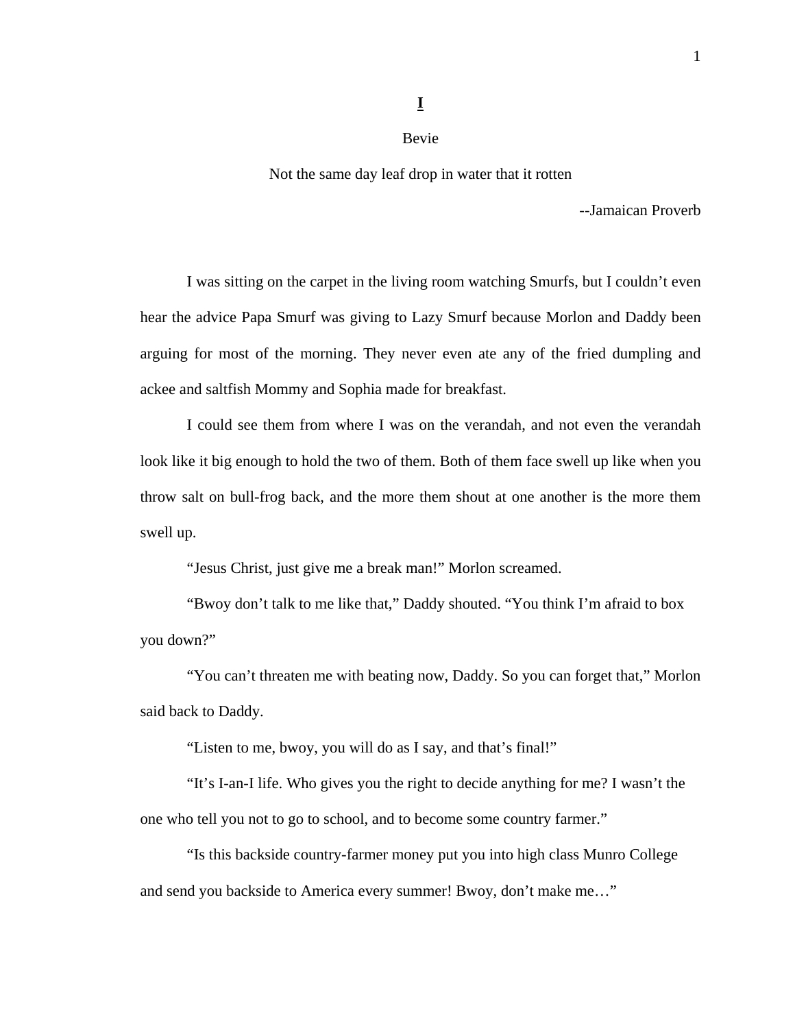# I

## Bevie

Not the same day leaf drop in water that it rotten

--Jamaican Proverb

I was sitting on the carpet in the living room watching Smurfs, but I couldn't even hear the advice Papa Smurf was giving to Lazy Smurf because Morlon and Daddy been arguing for most of the morning. They never even ate any of the fried dumpling and ackee and saltfish Mommy and Sophia made for breakfast.

I could see them from where I was on the verandah, and not even the verandah look like it big enough to hold the two of them. Both of them face swell up like when you throw salt on bull-frog back, and the more them shout at one another is the more them swell up.

"Jesus Christ, just give me a break man!" Morlon screamed.

"Bwoy don't talk to me like that," Daddy shouted. "You think I'm afraid to box you down?"

"You can't threaten me with beating now, Daddy. So you can forget that," Morlon said back to Daddy.

"Listen to me, bwoy, you will do as I say, and that's final!"

"It's I-an-I life. Who gives you the right to decide anything for me? I wasn't the one who tell you not to go to school, and to become some country farmer."

"Is this backside country-farmer money put you into high class Munro College and send you backside to America every summer! Bwoy, don't make me…"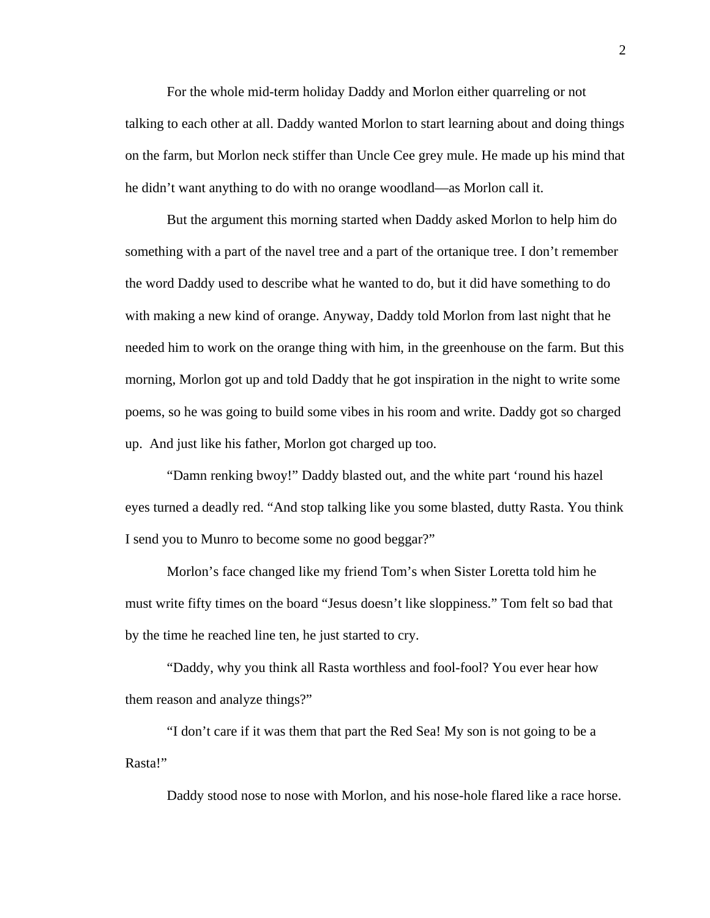For the whole mid-term holiday Daddy and Morlon either quarreling or not talking to each other at all. Daddy wanted Morlon to start learning about and doing things on the farm, but Morlon neck stiffer than Uncle Cee grey mule. He made up his mind that he didn't want anything to do with no orange woodland—as Morlon call it.

But the argument this morning started when Daddy asked Morlon to help him do something with a part of the navel tree and a part of the ortanique tree. I don't remember the word Daddy used to describe what he wanted to do, but it did have something to do with making a new kind of orange. Anyway, Daddy told Morlon from last night that he needed him to work on the orange thing with him, in the greenhouse on the farm. But this morning, Morlon got up and told Daddy that he got inspiration in the night to write some poems, so he was going to build some vibes in his room and write. Daddy got so charged up.  And just like his father, Morlon got charged up too.

"Damn renking bwoy!" Daddy blasted out, and the white part 'round his hazel eyes turned a deadly red. "And stop talking like you some blasted, dutty Rasta. You think I send you to Munro to become some no good beggar?"

Morlon's face changed like my friend Tom's when Sister Loretta told him he must write fifty times on the board "Jesus doesn't like sloppiness." Tom felt so bad that by the time he reached line ten, he just started to cry.

"Daddy, why you think all Rasta worthless and fool-fool? You ever hear how them reason and analyze things?"

"I don't care if it was them that part the Red Sea! My son is not going to be a Rasta!"

Daddy stood nose to nose with Morlon, and his nose-hole flared like a race horse.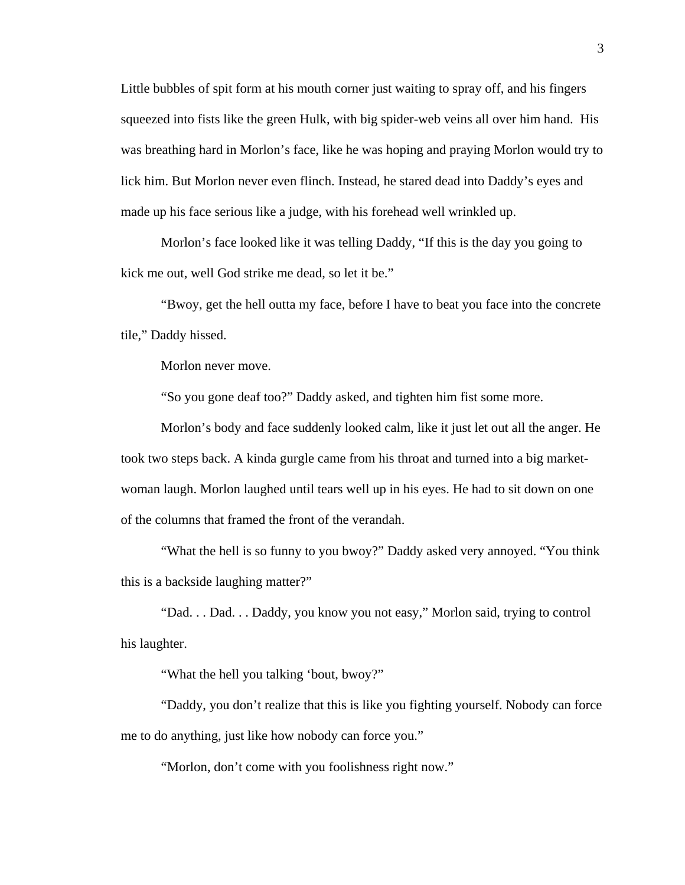Little bubbles of spit form at his mouth corner just waiting to spray off, and his fingers squeezed into fists like the green Hulk, with big spider-web veins all over him hand.  His was breathing hard in Morlon's face, like he was hoping and praying Morlon would try to lick him. But Morlon never even flinch. Instead, he stared dead into Daddy's eyes and made up his face serious like a judge, with his forehead well wrinkled up.

Morlon's face looked like it was telling Daddy, "If this is the day you going to kick me out, well God strike me dead, so let it be."

"Bwoy, get the hell outta my face, before I have to beat you face into the concrete tile," Daddy hissed.

Morlon never move.

"So you gone deaf too?" Daddy asked, and tighten him fist some more.

Morlon's body and face suddenly looked calm, like it just let out all the anger. He took two steps back. A kinda gurgle came from his throat and turned into a big market-woman laugh. Morlon laughed until tears well up in his eyes. He had to sit down on one of the columns that framed the front of the verandah.

"What the hell is so funny to you bwoy?" Daddy asked very annoyed. "You think this is a backside laughing matter?"

"Dad. . . Dad. . . Daddy, you know you not easy," Morlon said, trying to control his laughter.

"What the hell you talking 'bout, bwoy?"

"Daddy, you don't realize that this is like you fighting yourself. Nobody can force me to do anything, just like how nobody can force you."

"Morlon, don't come with you foolishness right now."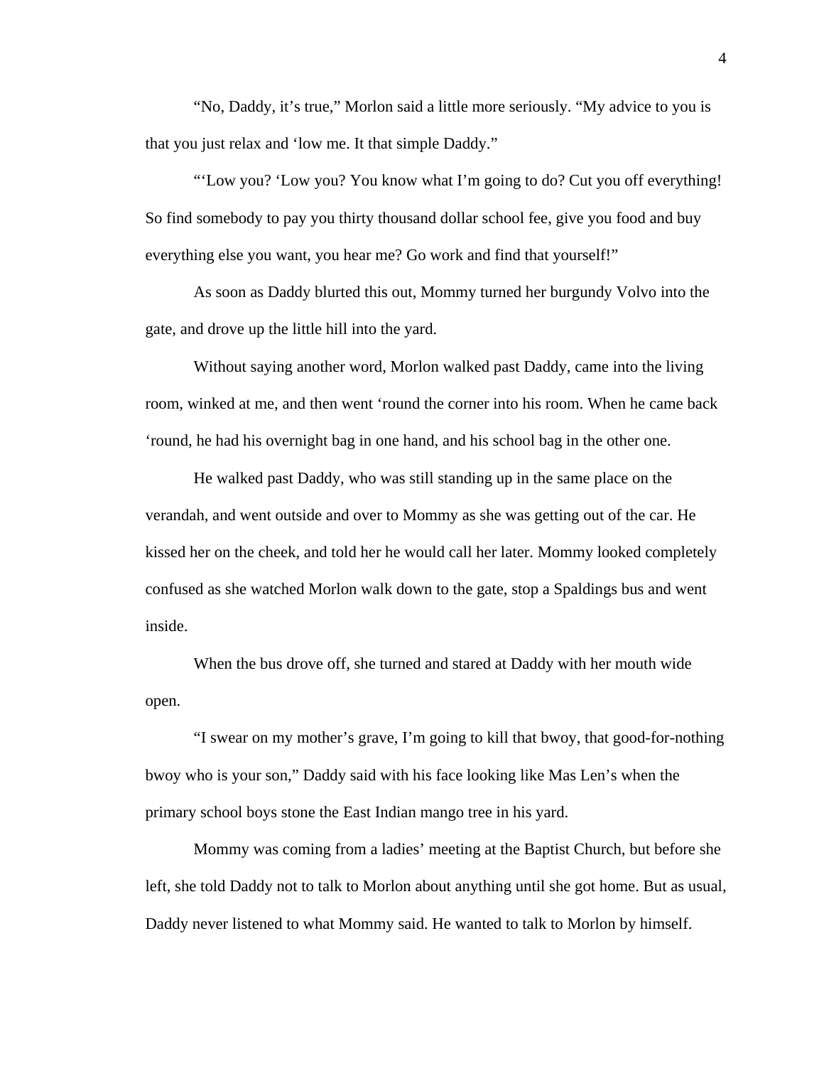"No, Daddy, it's true," Morlon said a little more seriously. "My advice to you is that you just relax and 'low me. It that simple Daddy."

"'Low you? 'Low you? You know what I'm going to do? Cut you off everything! So find somebody to pay you thirty thousand dollar school fee, give you food and buy everything else you want, you hear me? Go work and find that yourself!"

As soon as Daddy blurted this out, Mommy turned her burgundy Volvo into the gate, and drove up the little hill into the yard.

Without saying another word, Morlon walked past Daddy, came into the living room, winked at me, and then went 'round the corner into his room. When he came back 'round, he had his overnight bag in one hand, and his school bag in the other one.

He walked past Daddy, who was still standing up in the same place on the verandah, and went outside and over to Mommy as she was getting out of the car. He kissed her on the cheek, and told her he would call her later. Mommy looked completely confused as she watched Morlon walk down to the gate, stop a Spaldings bus and went inside.

When the bus drove off, she turned and stared at Daddy with her mouth wide open.

"I swear on my mother's grave, I'm going to kill that bwoy, that good-for-nothing bwoy who is your son," Daddy said with his face looking like Mas Len's when the primary school boys stone the East Indian mango tree in his yard.

Mommy was coming from a ladies' meeting at the Baptist Church, but before she left, she told Daddy not to talk to Morlon about anything until she got home. But as usual, Daddy never listened to what Mommy said. He wanted to talk to Morlon by himself.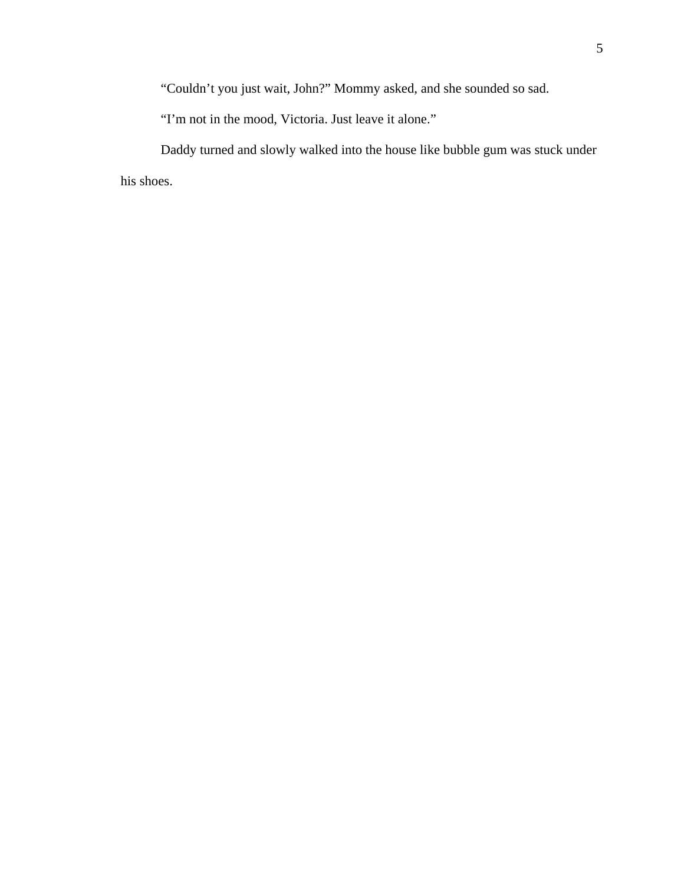“Couldn’t you just wait, John?” Mommy asked, and she sounded so sad.

“I’m not in the mood, Victoria. Just leave it alone.”

Daddy turned and slowly walked into the house like bubble gum was stuck under his shoes.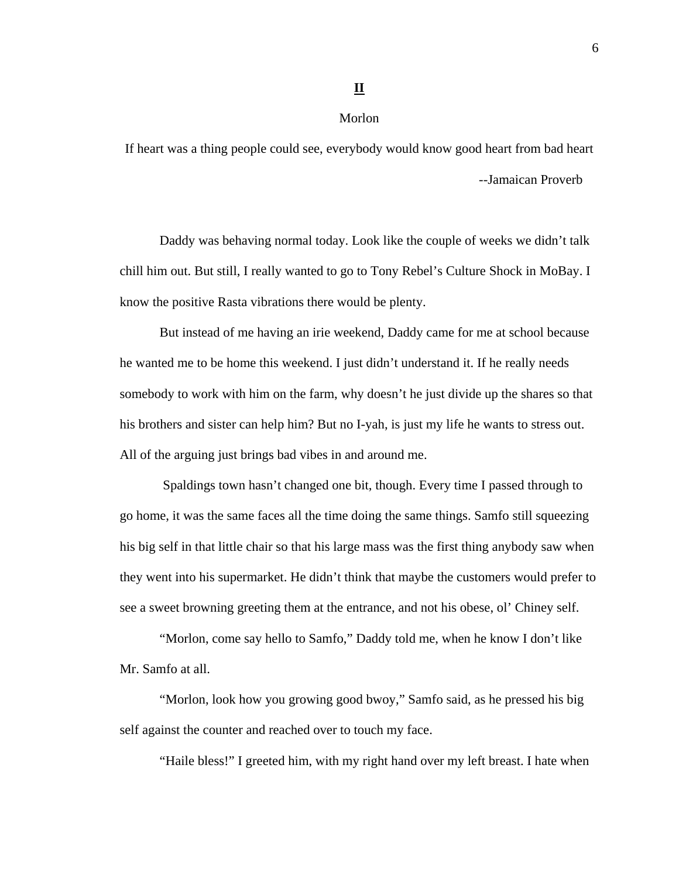# **II**

Morlon

If heart was a thing people could see, everybody would know good heart from bad heart

--Jamaican Proverb

Daddy was behaving normal today. Look like the couple of weeks we didn't talk chill him out. But still, I really wanted to go to Tony Rebel's Culture Shock in MoBay. I know the positive Rasta vibrations there would be plenty.

But instead of me having an irie weekend, Daddy came for me at school because he wanted me to be home this weekend. I just didn't understand it. If he really needs somebody to work with him on the farm, why doesn't he just divide up the shares so that his brothers and sister can help him? But no I-yah, is just my life he wants to stress out. All of the arguing just brings bad vibes in and around me.

Spaldings town hasn't changed one bit, though. Every time I passed through to go home, it was the same faces all the time doing the same things. Samfo still squeezing his big self in that little chair so that his large mass was the first thing anybody saw when they went into his supermarket. He didn't think that maybe the customers would prefer to see a sweet browning greeting them at the entrance, and not his obese, ol' Chiney self.

"Morlon, come say hello to Samfo," Daddy told me, when he know I don't like Mr. Samfo at all.

"Morlon, look how you growing good bwoy," Samfo said, as he pressed his big self against the counter and reached over to touch my face.

"Haile bless!" I greeted him, with my right hand over my left breast. I hate when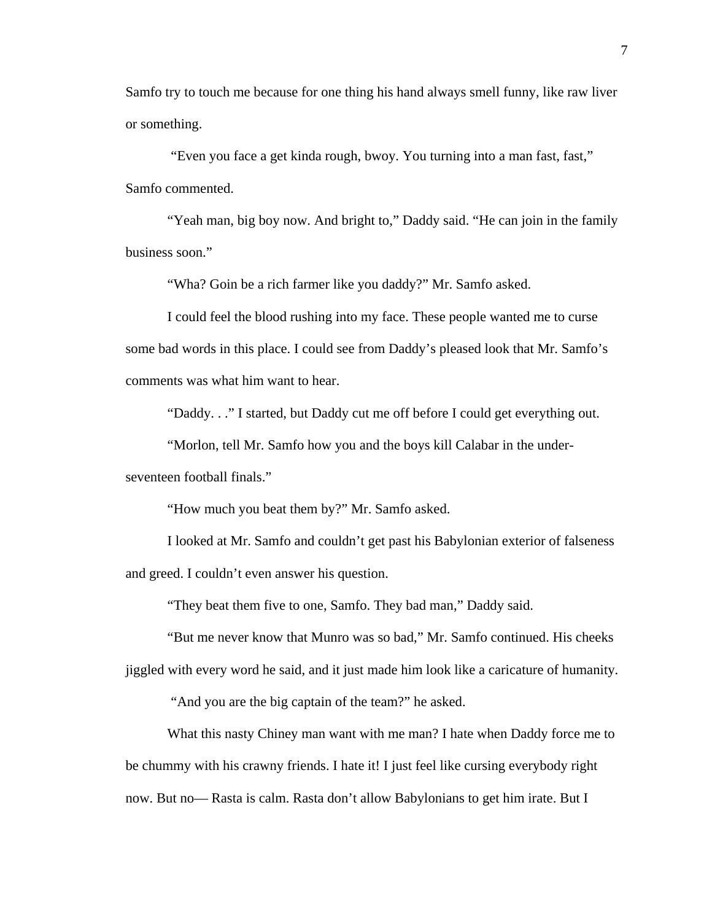Samfo try to touch me because for one thing his hand always smell funny, like raw liver or something.

"Even you face a get kinda rough, bwoy. You turning into a man fast, fast," Samfo commented.

"Yeah man, big boy now. And bright to," Daddy said. "He can join in the family business soon."

"Wha? Goin be a rich farmer like you daddy?" Mr. Samfo asked.

I could feel the blood rushing into my face. These people wanted me to curse some bad words in this place. I could see from Daddy's pleased look that Mr. Samfo's comments was what him want to hear.

"Daddy. . ." I started, but Daddy cut me off before I could get everything out.

"Morlon, tell Mr. Samfo how you and the boys kill Calabar in the under-seventeen football finals."

"How much you beat them by?" Mr. Samfo asked.

I looked at Mr. Samfo and couldn't get past his Babylonian exterior of falseness and greed. I couldn't even answer his question.

"They beat them five to one, Samfo. They bad man," Daddy said.

"But me never know that Munro was so bad," Mr. Samfo continued. His cheeks jiggled with every word he said, and it just made him look like a caricature of humanity.

"And you are the big captain of the team?" he asked.

What this nasty Chiney man want with me man? I hate when Daddy force me to be chummy with his crawny friends. I hate it! I just feel like cursing everybody right now. But no— Rasta is calm. Rasta don't allow Babylonians to get him irate. But I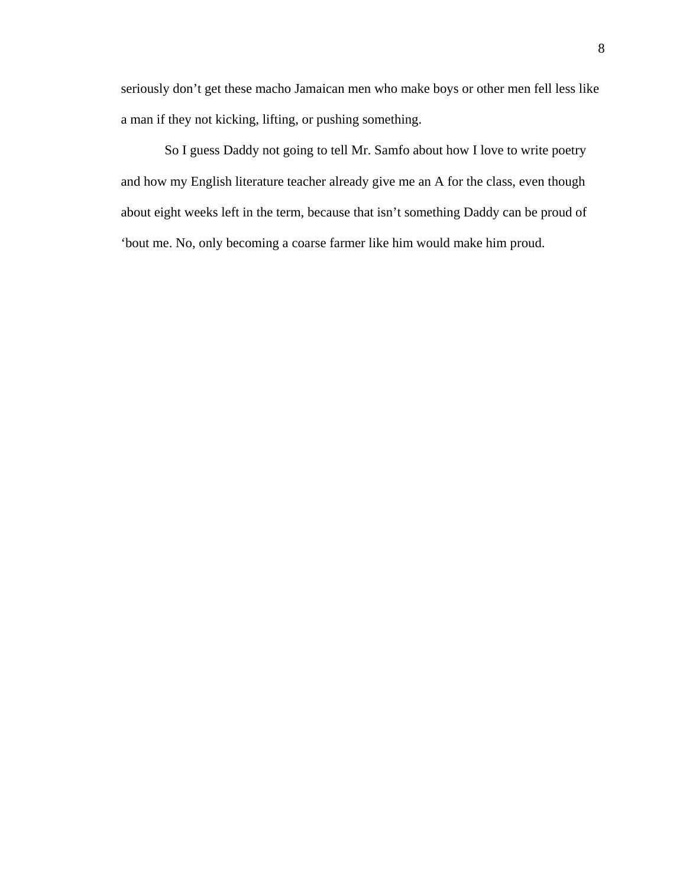seriously don't get these macho Jamaican men who make boys or other men fell less like a man if they not kicking, lifting, or pushing something.

So I guess Daddy not going to tell Mr. Samfo about how I love to write poetry and how my English literature teacher already give me an A for the class, even though about eight weeks left in the term, because that isn't something Daddy can be proud of 'bout me. No, only becoming a coarse farmer like him would make him proud.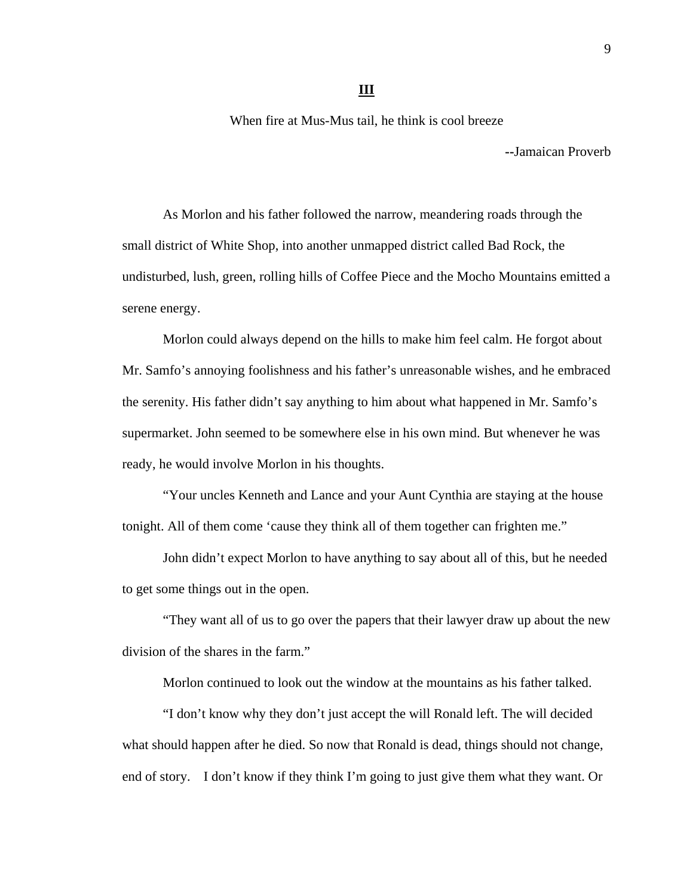## III

When fire at Mus-Mus tail, he think is cool breeze

--Jamaican Proverb

As Morlon and his father followed the narrow, meandering roads through the small district of White Shop, into another unmapped district called Bad Rock, the undisturbed, lush, green, rolling hills of Coffee Piece and the Mocho Mountains emitted a serene energy.

Morlon could always depend on the hills to make him feel calm. He forgot about Mr. Samfo's annoying foolishness and his father's unreasonable wishes, and he embraced the serenity. His father didn't say anything to him about what happened in Mr. Samfo's supermarket. John seemed to be somewhere else in his own mind. But whenever he was ready, he would involve Morlon in his thoughts.

"Your uncles Kenneth and Lance and your Aunt Cynthia are staying at the house tonight. All of them come 'cause they think all of them together can frighten me."

John didn't expect Morlon to have anything to say about all of this, but he needed to get some things out in the open.

"They want all of us to go over the papers that their lawyer draw up about the new division of the shares in the farm."

Morlon continued to look out the window at the mountains as his father talked.

"I don't know why they don't just accept the will Ronald left. The will decided what should happen after he died. So now that Ronald is dead, things should not change, end of story. I don't know if they think I'm going to just give them what they want. Or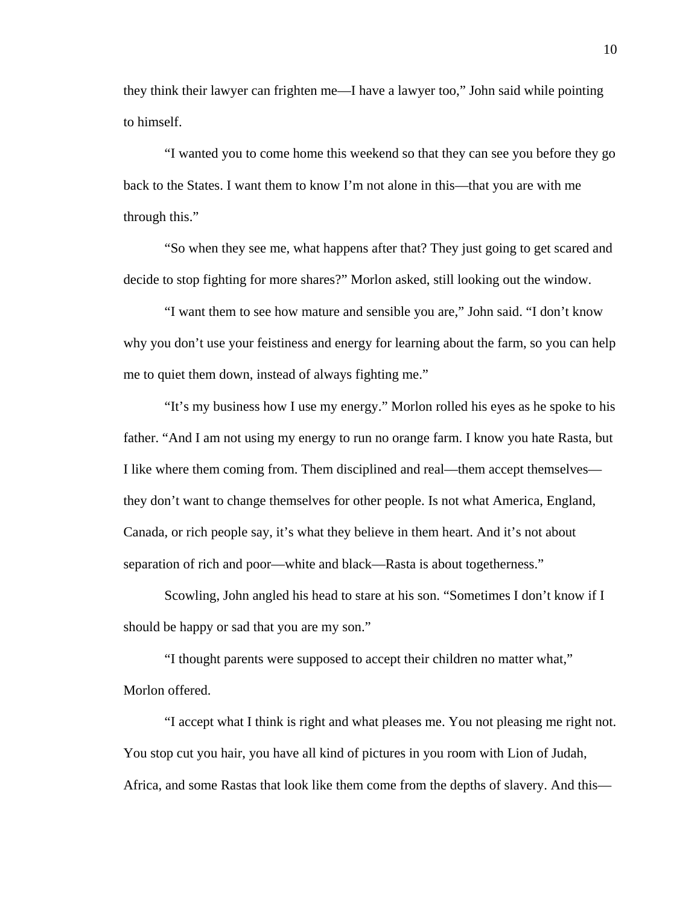they think their lawyer can frighten me—I have a lawyer too," John said while pointing to himself.

"I wanted you to come home this weekend so that they can see you before they go back to the States. I want them to know I'm not alone in this—that you are with me through this."

"So when they see me, what happens after that? They just going to get scared and decide to stop fighting for more shares?" Morlon asked, still looking out the window.

"I want them to see how mature and sensible you are," John said. "I don't know why you don't use your feistiness and energy for learning about the farm, so you can help me to quiet them down, instead of always fighting me."

"It's my business how I use my energy." Morlon rolled his eyes as he spoke to his father. "And I am not using my energy to run no orange farm. I know you hate Rasta, but I like where them coming from. Them disciplined and real—them accept themselves—they don't want to change themselves for other people. Is not what America, England, Canada, or rich people say, it's what they believe in them heart. And it's not about separation of rich and poor—white and black—Rasta is about togetherness."

Scowling, John angled his head to stare at his son. "Sometimes I don't know if I should be happy or sad that you are my son."

"I thought parents were supposed to accept their children no matter what," Morlon offered.

"I accept what I think is right and what pleases me. You not pleasing me right not. You stop cut you hair, you have all kind of pictures in you room with Lion of Judah, Africa, and some Rastas that look like them come from the depths of slavery. And this—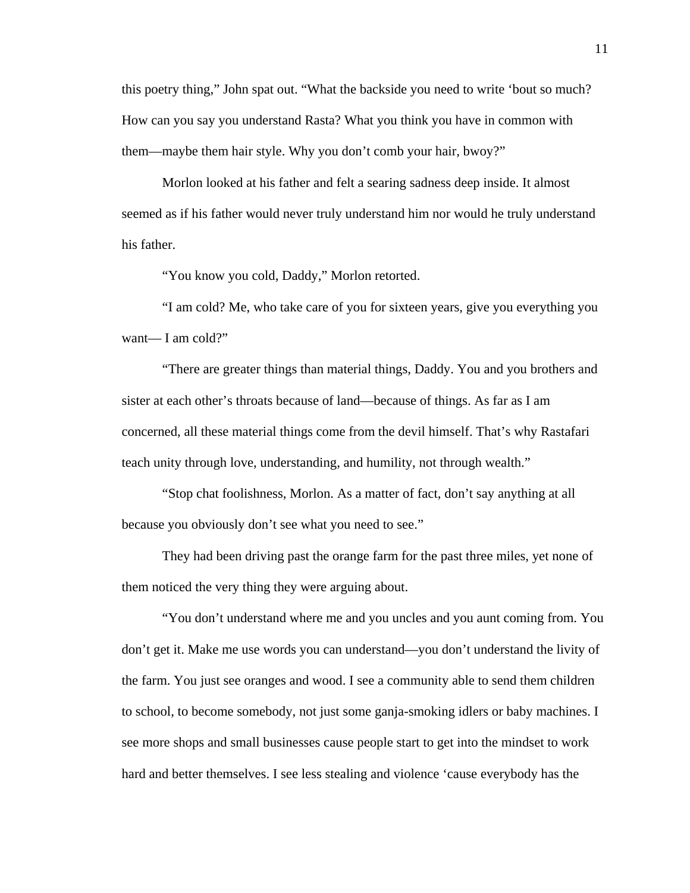this poetry thing," John spat out. "What the backside you need to write 'bout so much? How can you say you understand Rasta? What you think you have in common with them—maybe them hair style. Why you don't comb your hair, bwoy?"

Morlon looked at his father and felt a searing sadness deep inside. It almost seemed as if his father would never truly understand him nor would he truly understand his father.

"You know you cold, Daddy," Morlon retorted.

"I am cold? Me, who take care of you for sixteen years, give you everything you want— I am cold?"

"There are greater things than material things, Daddy. You and you brothers and sister at each other's throats because of land—because of things. As far as I am concerned, all these material things come from the devil himself. That's why Rastafari teach unity through love, understanding, and humility, not through wealth."

"Stop chat foolishness, Morlon. As a matter of fact, don't say anything at all because you obviously don't see what you need to see."

They had been driving past the orange farm for the past three miles, yet none of them noticed the very thing they were arguing about.

"You don't understand where me and you uncles and you aunt coming from. You don't get it. Make me use words you can understand—you don't understand the livity of the farm. You just see oranges and wood. I see a community able to send them children to school, to become somebody, not just some ganja-smoking idlers or baby machines. I see more shops and small businesses cause people start to get into the mindset to work hard and better themselves. I see less stealing and violence 'cause everybody has the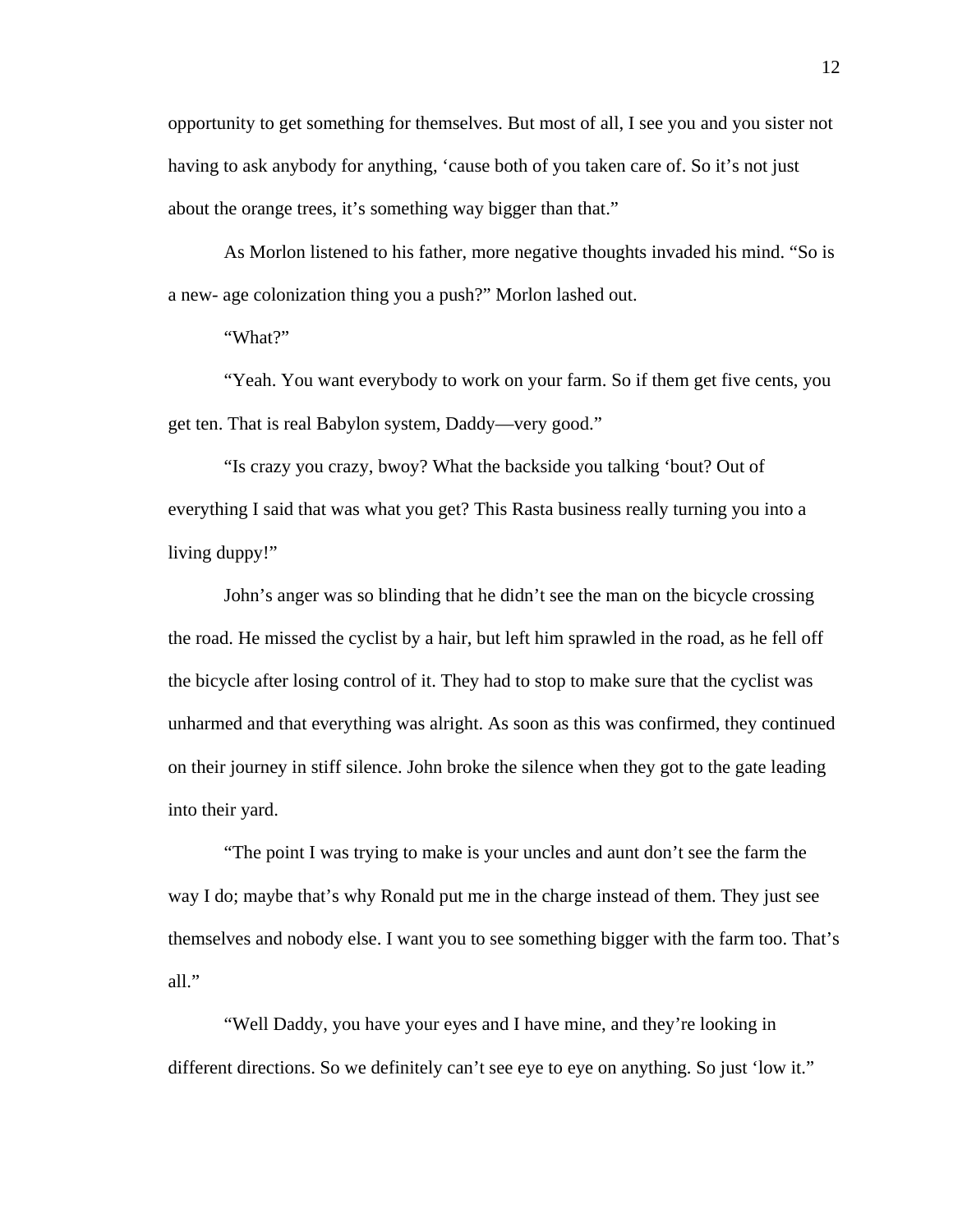opportunity to get something for themselves. But most of all, I see you and you sister not having to ask anybody for anything, 'cause both of you taken care of. So it's not just about the orange trees, it's something way bigger than that."

As Morlon listened to his father, more negative thoughts invaded his mind. "So is a new- age colonization thing you a push?" Morlon lashed out.

"What?"

"Yeah. You want everybody to work on your farm. So if them get five cents, you get ten. That is real Babylon system, Daddy—very good."

"Is crazy you crazy, bwoy? What the backside you talking 'bout? Out of everything I said that was what you get? This Rasta business really turning you into a living duppy!"

John's anger was so blinding that he didn't see the man on the bicycle crossing the road. He missed the cyclist by a hair, but left him sprawled in the road, as he fell off the bicycle after losing control of it. They had to stop to make sure that the cyclist was unharmed and that everything was alright. As soon as this was confirmed, they continued on their journey in stiff silence. John broke the silence when they got to the gate leading into their yard.

"The point I was trying to make is your uncles and aunt don't see the farm the way I do; maybe that's why Ronald put me in the charge instead of them. They just see themselves and nobody else. I want you to see something bigger with the farm too. That's all."

"Well Daddy, you have your eyes and I have mine, and they're looking in different directions. So we definitely can't see eye to eye on anything. So just 'low it."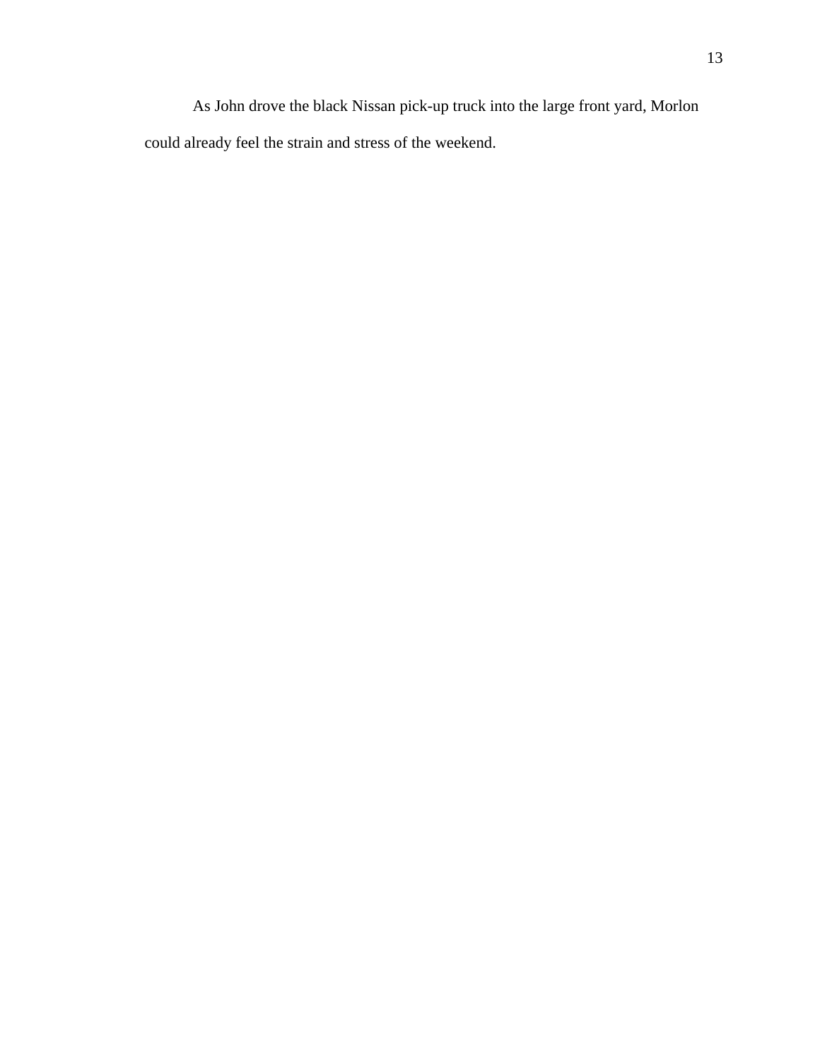As John drove the black Nissan pick-up truck into the large front yard, Morlon could already feel the strain and stress of the weekend.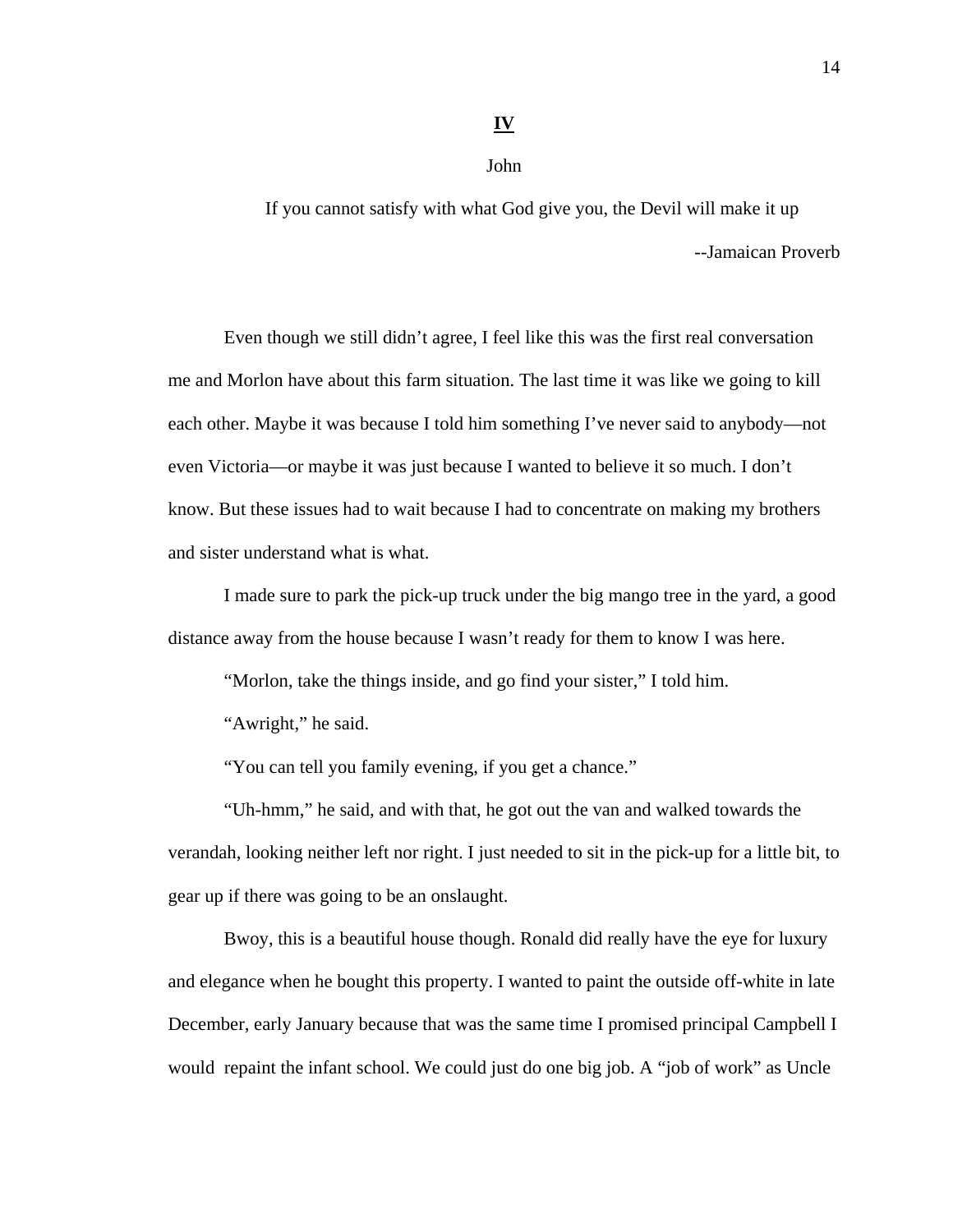## **IV**

John

If you cannot satisfy with what God give you, the Devil will make it up

--Jamaican Proverb

Even though we still didn't agree, I feel like this was the first real conversation me and Morlon have about this farm situation. The last time it was like we going to kill each other. Maybe it was because I told him something I've never said to anybody—not even Victoria—or maybe it was just because I wanted to believe it so much. I don't know. But these issues had to wait because I had to concentrate on making my brothers and sister understand what is what.

I made sure to park the pick-up truck under the big mango tree in the yard, a good distance away from the house because I wasn't ready for them to know I was here.

"Morlon, take the things inside, and go find your sister," I told him.

"Awright," he said.

"You can tell you family evening, if you get a chance."

"Uh-hmm," he said, and with that, he got out the van and walked towards the verandah, looking neither left nor right. I just needed to sit in the pick-up for a little bit, to gear up if there was going to be an onslaught.

Bwoy, this is a beautiful house though. Ronald did really have the eye for luxury and elegance when he bought this property. I wanted to paint the outside off-white in late December, early January because that was the same time I promised principal Campbell I would repaint the infant school. We could just do one big job. A "job of work" as Uncle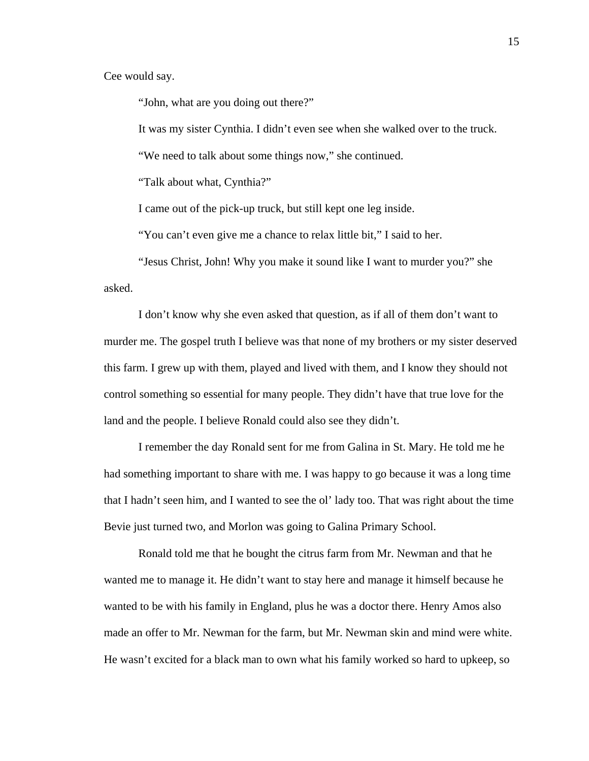Cee would say.

"John, what are you doing out there?"

It was my sister Cynthia. I didn't even see when she walked over to the truck.

"We need to talk about some things now," she continued.

"Talk about what, Cynthia?"

I came out of the pick-up truck, but still kept one leg inside.

"You can't even give me a chance to relax little bit," I said to her.

"Jesus Christ, John! Why you make it sound like I want to murder you?" she asked.

I don't know why she even asked that question, as if all of them don't want to murder me. The gospel truth I believe was that none of my brothers or my sister deserved this farm. I grew up with them, played and lived with them, and I know they should not control something so essential for many people. They didn't have that true love for the land and the people. I believe Ronald could also see they didn't.

I remember the day Ronald sent for me from Galina in St. Mary. He told me he had something important to share with me. I was happy to go because it was a long time that I hadn't seen him, and I wanted to see the ol' lady too. That was right about the time Bevie just turned two, and Morlon was going to Galina Primary School.

Ronald told me that he bought the citrus farm from Mr. Newman and that he wanted me to manage it. He didn't want to stay here and manage it himself because he wanted to be with his family in England, plus he was a doctor there. Henry Amos also made an offer to Mr. Newman for the farm, but Mr. Newman skin and mind were white. He wasn't excited for a black man to own what his family worked so hard to upkeep, so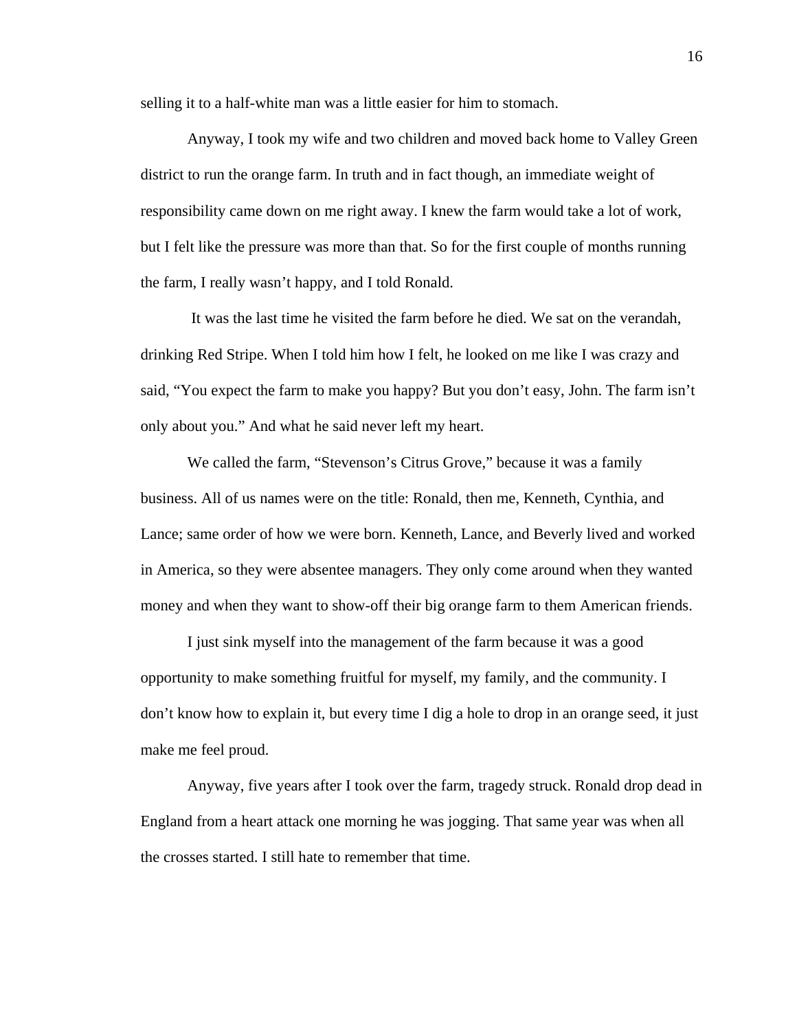selling it to a half-white man was a little easier for him to stomach.

Anyway, I took my wife and two children and moved back home to Valley Green district to run the orange farm. In truth and in fact though, an immediate weight of responsibility came down on me right away. I knew the farm would take a lot of work, but I felt like the pressure was more than that. So for the first couple of months running the farm, I really wasn't happy, and I told Ronald.

It was the last time he visited the farm before he died. We sat on the verandah, drinking Red Stripe. When I told him how I felt, he looked on me like I was crazy and said, "You expect the farm to make you happy? But you don't easy, John. The farm isn't only about you." And what he said never left my heart.

We called the farm, "Stevenson's Citrus Grove," because it was a family business. All of us names were on the title: Ronald, then me, Kenneth, Cynthia, and Lance; same order of how we were born. Kenneth, Lance, and Beverly lived and worked in America, so they were absentee managers. They only come around when they wanted money and when they want to show-off their big orange farm to them American friends.

I just sink myself into the management of the farm because it was a good opportunity to make something fruitful for myself, my family, and the community. I don't know how to explain it, but every time I dig a hole to drop in an orange seed, it just make me feel proud.

Anyway, five years after I took over the farm, tragedy struck. Ronald drop dead in England from a heart attack one morning he was jogging. That same year was when all the crosses started. I still hate to remember that time.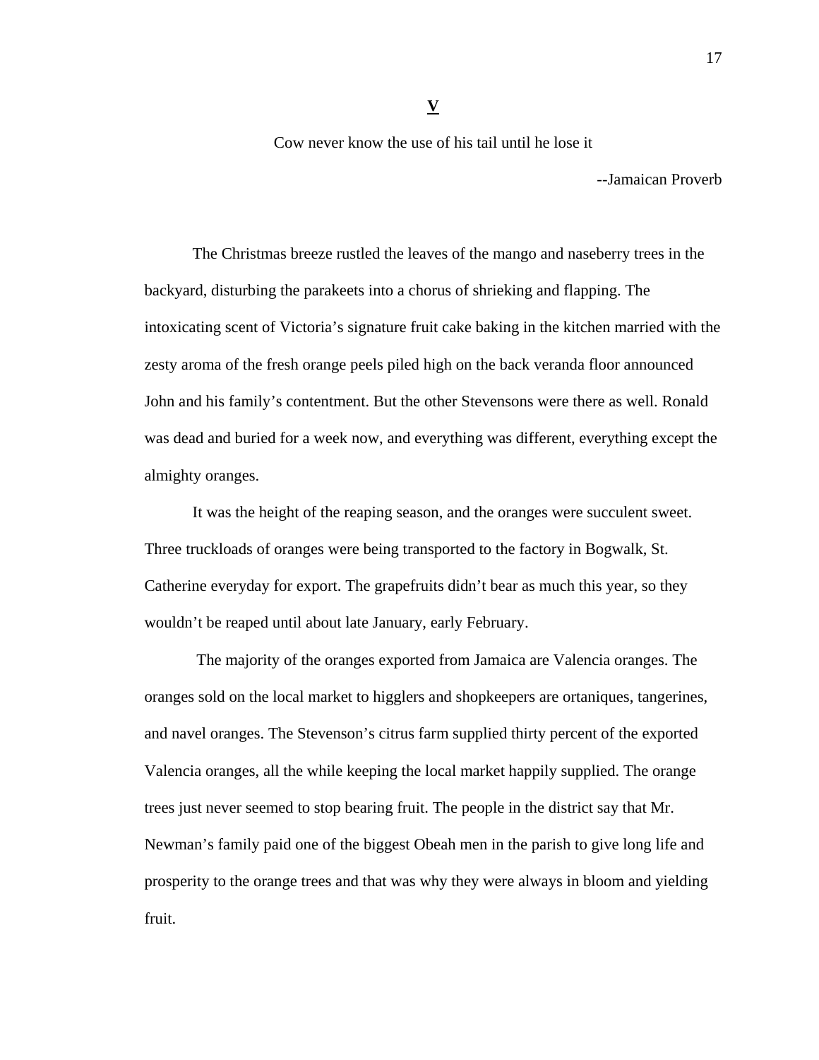## V

Cow never know the use of his tail until he lose it

--Jamaican Proverb

The Christmas breeze rustled the leaves of the mango and naseberry trees in the backyard, disturbing the parakeets into a chorus of shrieking and flapping. The intoxicating scent of Victoria's signature fruit cake baking in the kitchen married with the zesty aroma of the fresh orange peels piled high on the back veranda floor announced John and his family's contentment. But the other Stevensons were there as well. Ronald was dead and buried for a week now, and everything was different, everything except the almighty oranges.

It was the height of the reaping season, and the oranges were succulent sweet. Three truckloads of oranges were being transported to the factory in Bogwalk, St. Catherine everyday for export. The grapefruits didn't bear as much this year, so they wouldn't be reaped until about late January, early February.

The majority of the oranges exported from Jamaica are Valencia oranges. The oranges sold on the local market to higglers and shopkeepers are ortaniques, tangerines, and navel oranges. The Stevenson's citrus farm supplied thirty percent of the exported Valencia oranges, all the while keeping the local market happily supplied. The orange trees just never seemed to stop bearing fruit. The people in the district say that Mr. Newman's family paid one of the biggest Obeah men in the parish to give long life and prosperity to the orange trees and that was why they were always in bloom and yielding fruit.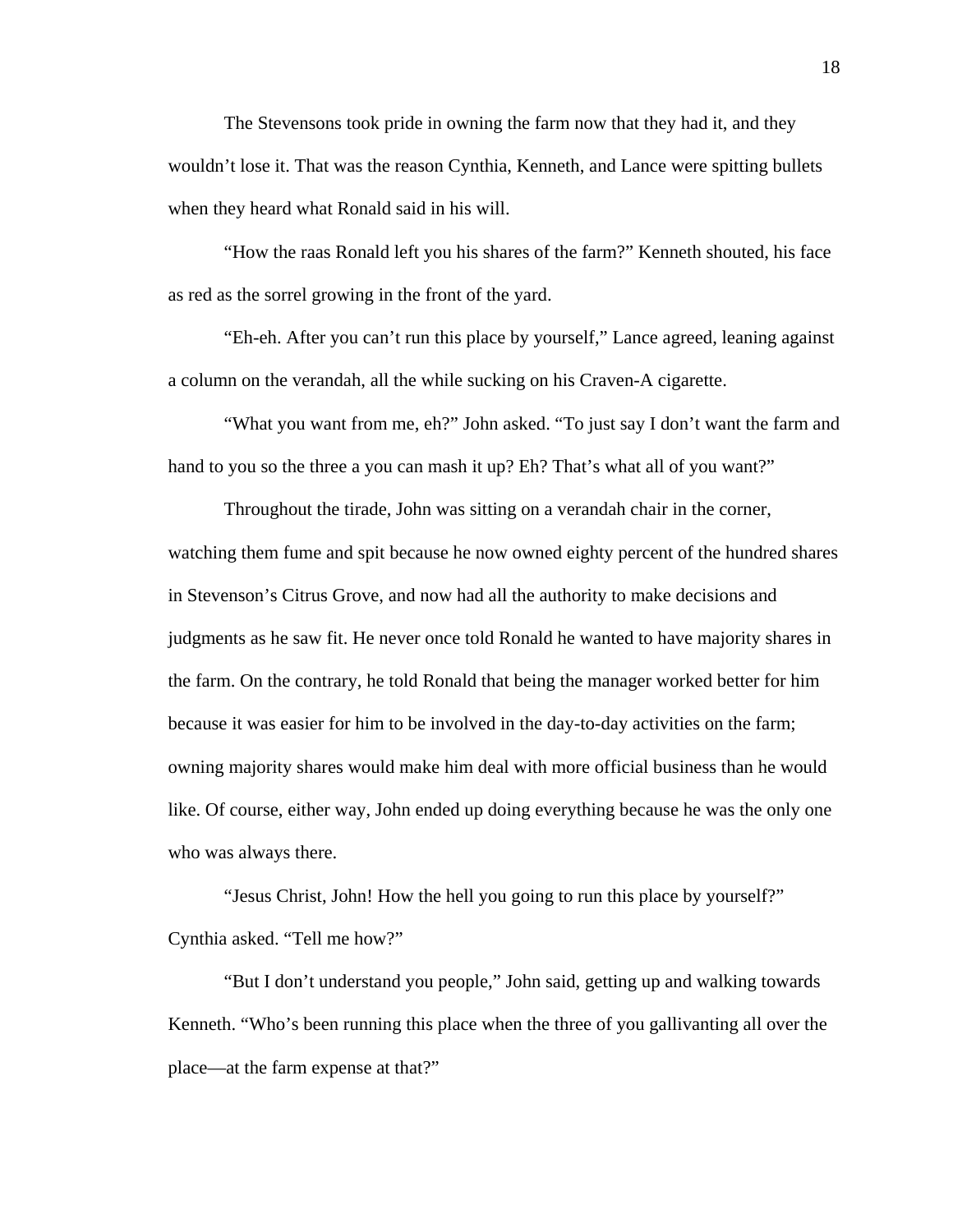The Stevensons took pride in owning the farm now that they had it, and they wouldn't lose it. That was the reason Cynthia, Kenneth, and Lance were spitting bullets when they heard what Ronald said in his will.

"How the raas Ronald left you his shares of the farm?" Kenneth shouted, his face as red as the sorrel growing in the front of the yard.

"Eh-eh. After you can't run this place by yourself," Lance agreed, leaning against a column on the verandah, all the while sucking on his Craven-A cigarette.

"What you want from me, eh?" John asked. "To just say I don't want the farm and hand to you so the three a you can mash it up? Eh? That's what all of you want?"

Throughout the tirade, John was sitting on a verandah chair in the corner, watching them fume and spit because he now owned eighty percent of the hundred shares in Stevenson's Citrus Grove, and now had all the authority to make decisions and judgments as he saw fit. He never once told Ronald he wanted to have majority shares in the farm. On the contrary, he told Ronald that being the manager worked better for him because it was easier for him to be involved in the day-to-day activities on the farm; owning majority shares would make him deal with more official business than he would like. Of course, either way, John ended up doing everything because he was the only one who was always there.

"Jesus Christ, John! How the hell you going to run this place by yourself?" Cynthia asked. "Tell me how?"

"But I don't understand you people," John said, getting up and walking towards Kenneth. "Who's been running this place when the three of you gallivanting all over the place—at the farm expense at that?"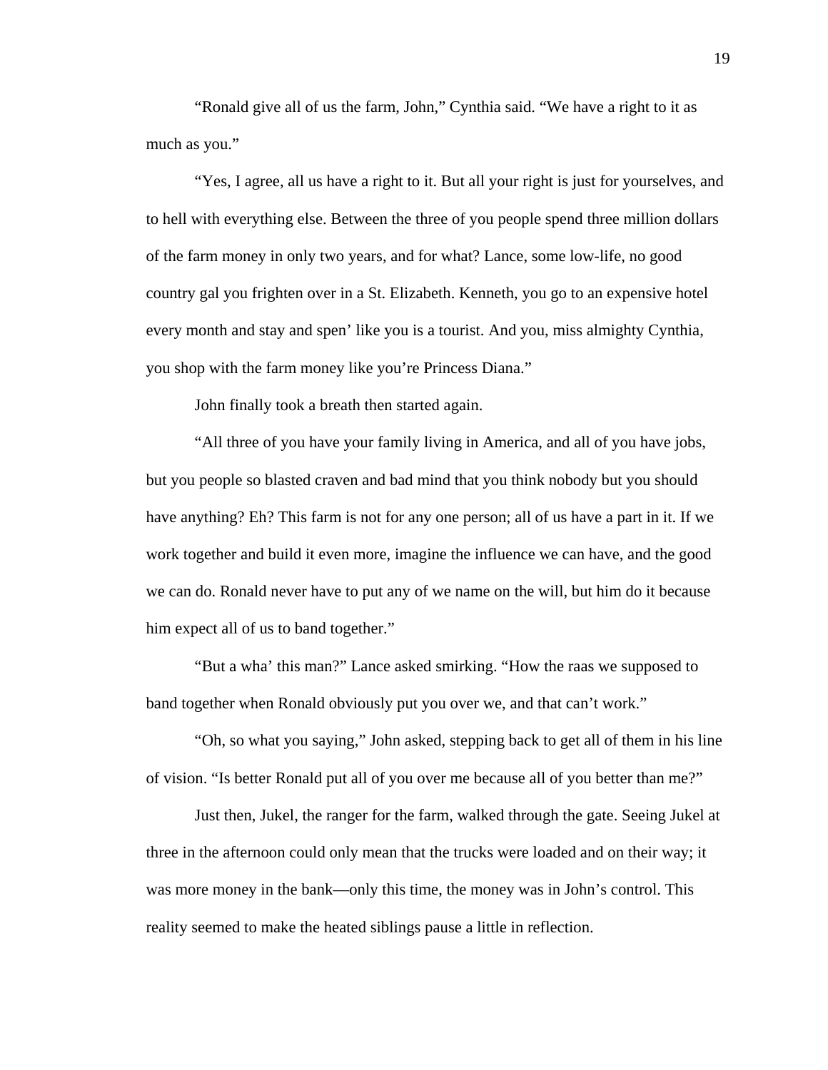"Ronald give all of us the farm, John," Cynthia said. "We have a right to it as much as you."

"Yes, I agree, all us have a right to it. But all your right is just for yourselves, and to hell with everything else. Between the three of you people spend three million dollars of the farm money in only two years, and for what? Lance, some low-life, no good country gal you frighten over in a St. Elizabeth. Kenneth, you go to an expensive hotel every month and stay and spen' like you is a tourist. And you, miss almighty Cynthia, you shop with the farm money like you're Princess Diana."

John finally took a breath then started again.

"All three of you have your family living in America, and all of you have jobs, but you people so blasted craven and bad mind that you think nobody but you should have anything? Eh? This farm is not for any one person; all of us have a part in it. If we work together and build it even more, imagine the influence we can have, and the good we can do. Ronald never have to put any of we name on the will, but him do it because him expect all of us to band together."

"But a wha' this man?" Lance asked smirking. "How the raas we supposed to band together when Ronald obviously put you over we, and that can't work."

"Oh, so what you saying," John asked, stepping back to get all of them in his line of vision. "Is better Ronald put all of you over me because all of you better than me?"

Just then, Jukel, the ranger for the farm, walked through the gate. Seeing Jukel at three in the afternoon could only mean that the trucks were loaded and on their way; it was more money in the bank—only this time, the money was in John's control. This reality seemed to make the heated siblings pause a little in reflection.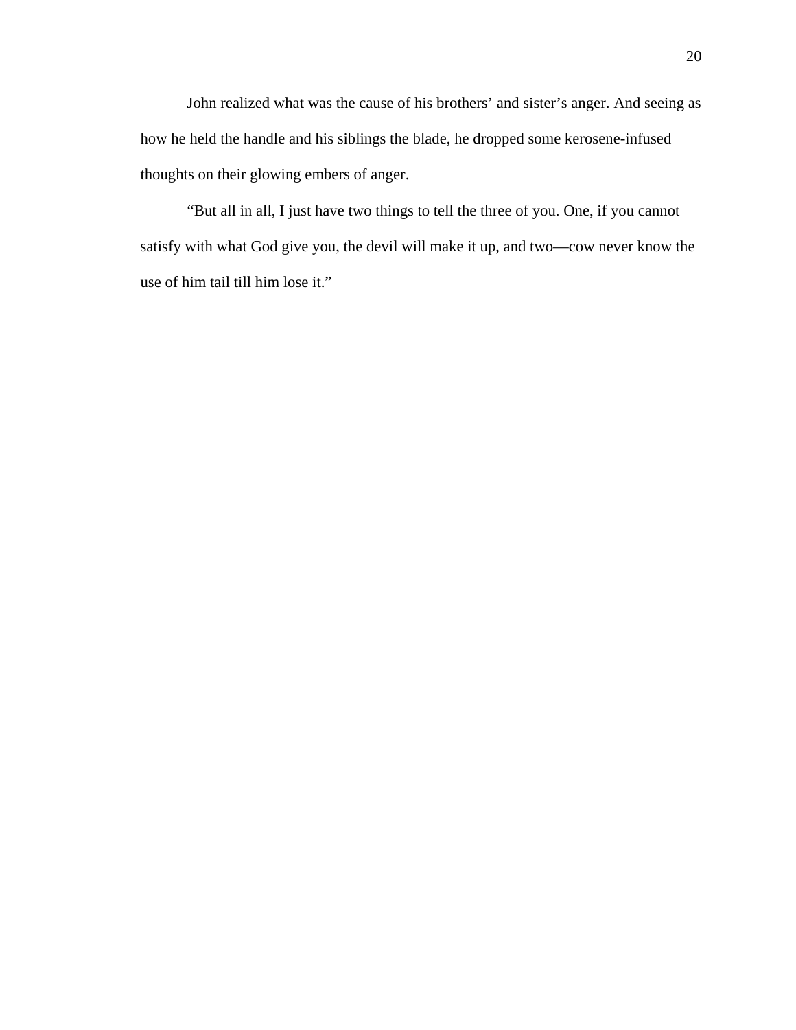John realized what was the cause of his brothers' and sister's anger. And seeing as how he held the handle and his siblings the blade, he dropped some kerosene-infused thoughts on their glowing embers of anger.

"But all in all, I just have two things to tell the three of you. One, if you cannot satisfy with what God give you, the devil will make it up, and two—cow never know the use of him tail till him lose it."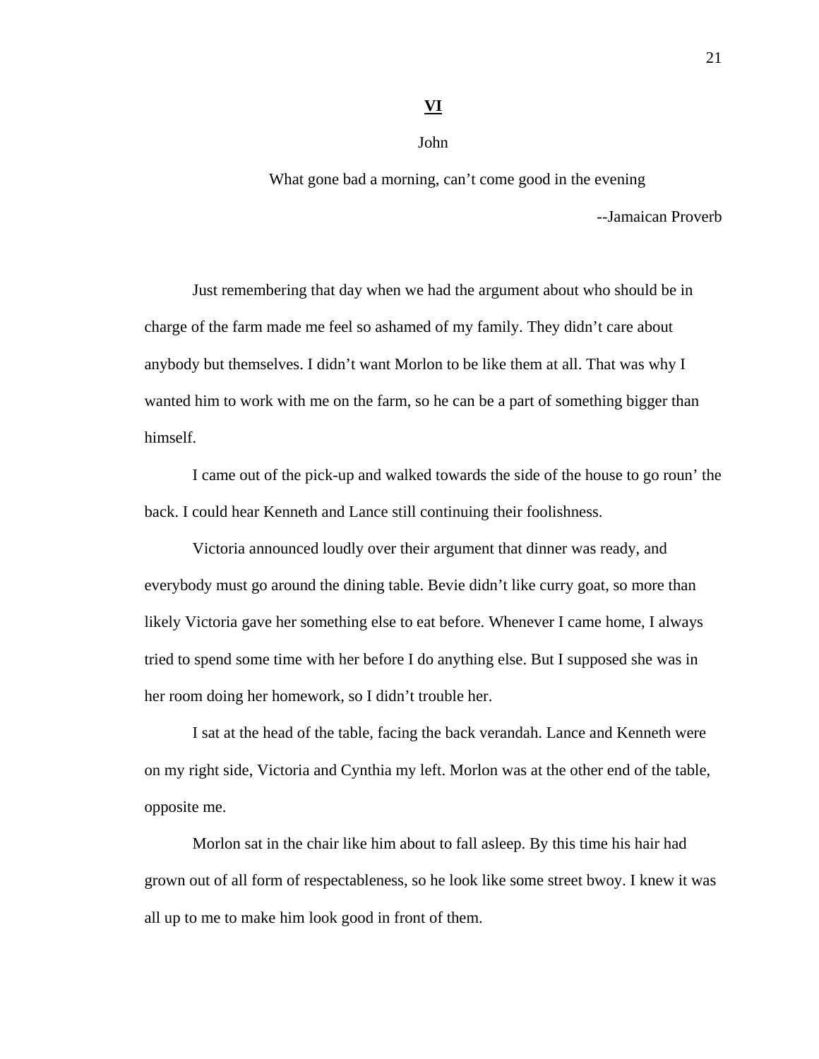## VI

John

What gone bad a morning, can't come good in the evening

--Jamaican Proverb

Just remembering that day when we had the argument about who should be in charge of the farm made me feel so ashamed of my family. They didn't care about anybody but themselves. I didn't want Morlon to be like them at all. That was why I wanted him to work with me on the farm, so he can be a part of something bigger than himself.

I came out of the pick-up and walked towards the side of the house to go roun' the back. I could hear Kenneth and Lance still continuing their foolishness.

Victoria announced loudly over their argument that dinner was ready, and everybody must go around the dining table. Bevie didn't like curry goat, so more than likely Victoria gave her something else to eat before. Whenever I came home, I always tried to spend some time with her before I do anything else. But I supposed she was in her room doing her homework, so I didn't trouble her.

I sat at the head of the table, facing the back verandah. Lance and Kenneth were on my right side, Victoria and Cynthia my left. Morlon was at the other end of the table, opposite me.

Morlon sat in the chair like him about to fall asleep. By this time his hair had grown out of all form of respectableness, so he look like some street bwoy. I knew it was all up to me to make him look good in front of them.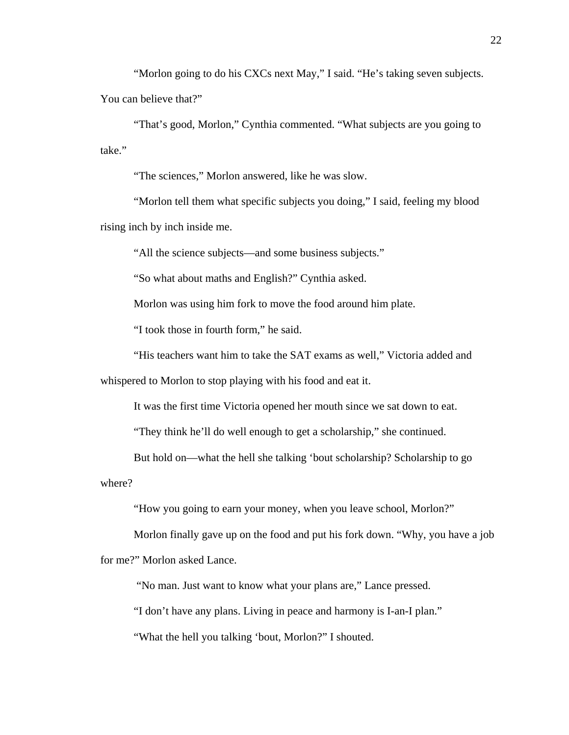"Morlon going to do his CXCs next May," I said. "He's taking seven subjects. You can believe that?"

"That's good, Morlon," Cynthia commented. "What subjects are you going to take."

"The sciences," Morlon answered, like he was slow.

"Morlon tell them what specific subjects you doing," I said, feeling my blood rising inch by inch inside me.

"All the science subjects—and some business subjects."

"So what about maths and English?" Cynthia asked.

Morlon was using him fork to move the food around him plate.

"I took those in fourth form," he said.

"His teachers want him to take the SAT exams as well," Victoria added and whispered to Morlon to stop playing with his food and eat it.

It was the first time Victoria opened her mouth since we sat down to eat.

"They think he'll do well enough to get a scholarship," she continued.

But hold on—what the hell she talking 'bout scholarship? Scholarship to go where?

"How you going to earn your money, when you leave school, Morlon?"

Morlon finally gave up on the food and put his fork down. "Why, you have a job for me?" Morlon asked Lance.

"No man. Just want to know what your plans are," Lance pressed.

"I don't have any plans. Living in peace and harmony is I-an-I plan."

"What the hell you talking 'bout, Morlon?" I shouted.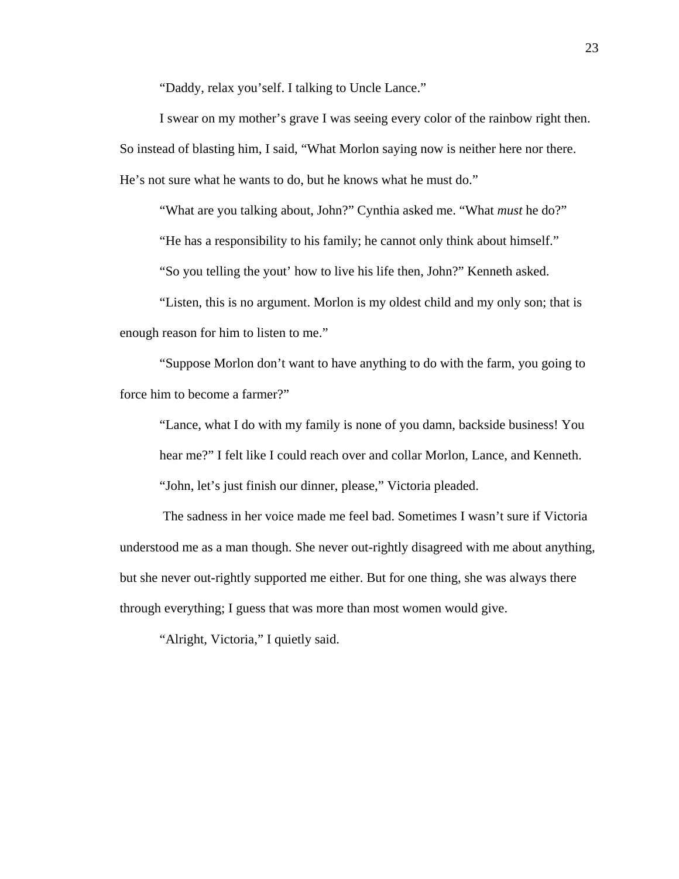"Daddy, relax you'self. I talking to Uncle Lance."

I swear on my mother's grave I was seeing every color of the rainbow right then. So instead of blasting him, I said, "What Morlon saying now is neither here nor there. He's not sure what he wants to do, but he knows what he must do."

"What are you talking about, John?" Cynthia asked me. "What *must* he do?"

"He has a responsibility to his family; he cannot only think about himself."

"So you telling the yout' how to live his life then, John?" Kenneth asked.

"Listen, this is no argument. Morlon is my oldest child and my only son; that is enough reason for him to listen to me."

"Suppose Morlon don't want to have anything to do with the farm, you going to force him to become a farmer?"

"Lance, what I do with my family is none of you damn, backside business! You hear me?" I felt like I could reach over and collar Morlon, Lance, and Kenneth.

"John, let's just finish our dinner, please," Victoria pleaded.

The sadness in her voice made me feel bad. Sometimes I wasn't sure if Victoria understood me as a man though. She never out-rightly disagreed with me about anything, but she never out-rightly supported me either. But for one thing, she was always there through everything; I guess that was more than most women would give.

"Alright, Victoria," I quietly said.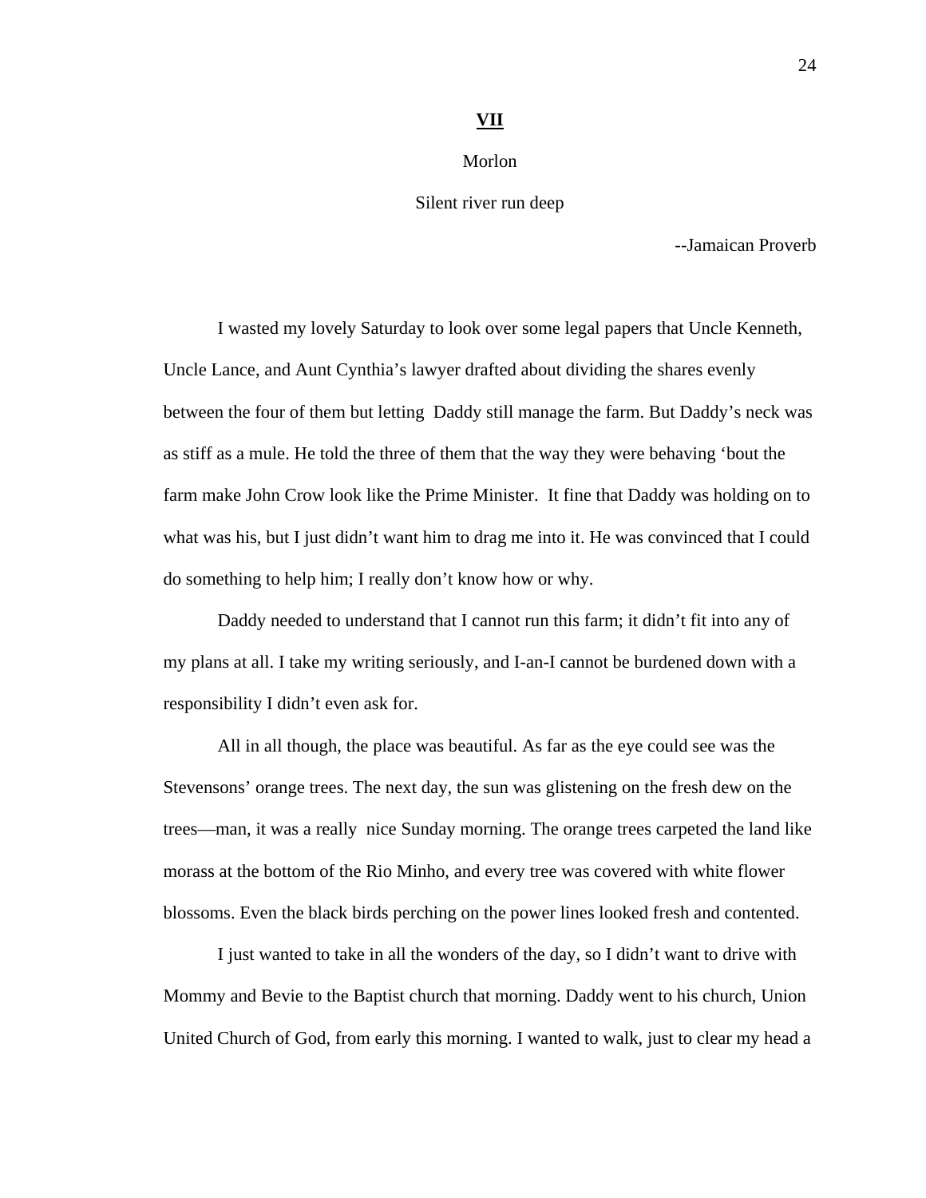## VII

Morlon

Silent river run deep

--Jamaican Proverb

I wasted my lovely Saturday to look over some legal papers that Uncle Kenneth, Uncle Lance, and Aunt Cynthia's lawyer drafted about dividing the shares evenly between the four of them but letting Daddy still manage the farm. But Daddy's neck was as stiff as a mule. He told the three of them that the way they were behaving 'bout the farm make John Crow look like the Prime Minister. It fine that Daddy was holding on to what was his, but I just didn't want him to drag me into it. He was convinced that I could do something to help him; I really don't know how or why.

Daddy needed to understand that I cannot run this farm; it didn't fit into any of my plans at all. I take my writing seriously, and I-an-I cannot be burdened down with a responsibility I didn't even ask for.

All in all though, the place was beautiful. As far as the eye could see was the Stevensons' orange trees. The next day, the sun was glistening on the fresh dew on the trees—man, it was a really nice Sunday morning. The orange trees carpeted the land like morass at the bottom of the Rio Minho, and every tree was covered with white flower blossoms. Even the black birds perching on the power lines looked fresh and contented.

I just wanted to take in all the wonders of the day, so I didn't want to drive with Mommy and Bevie to the Baptist church that morning. Daddy went to his church, Union United Church of God, from early this morning. I wanted to walk, just to clear my head a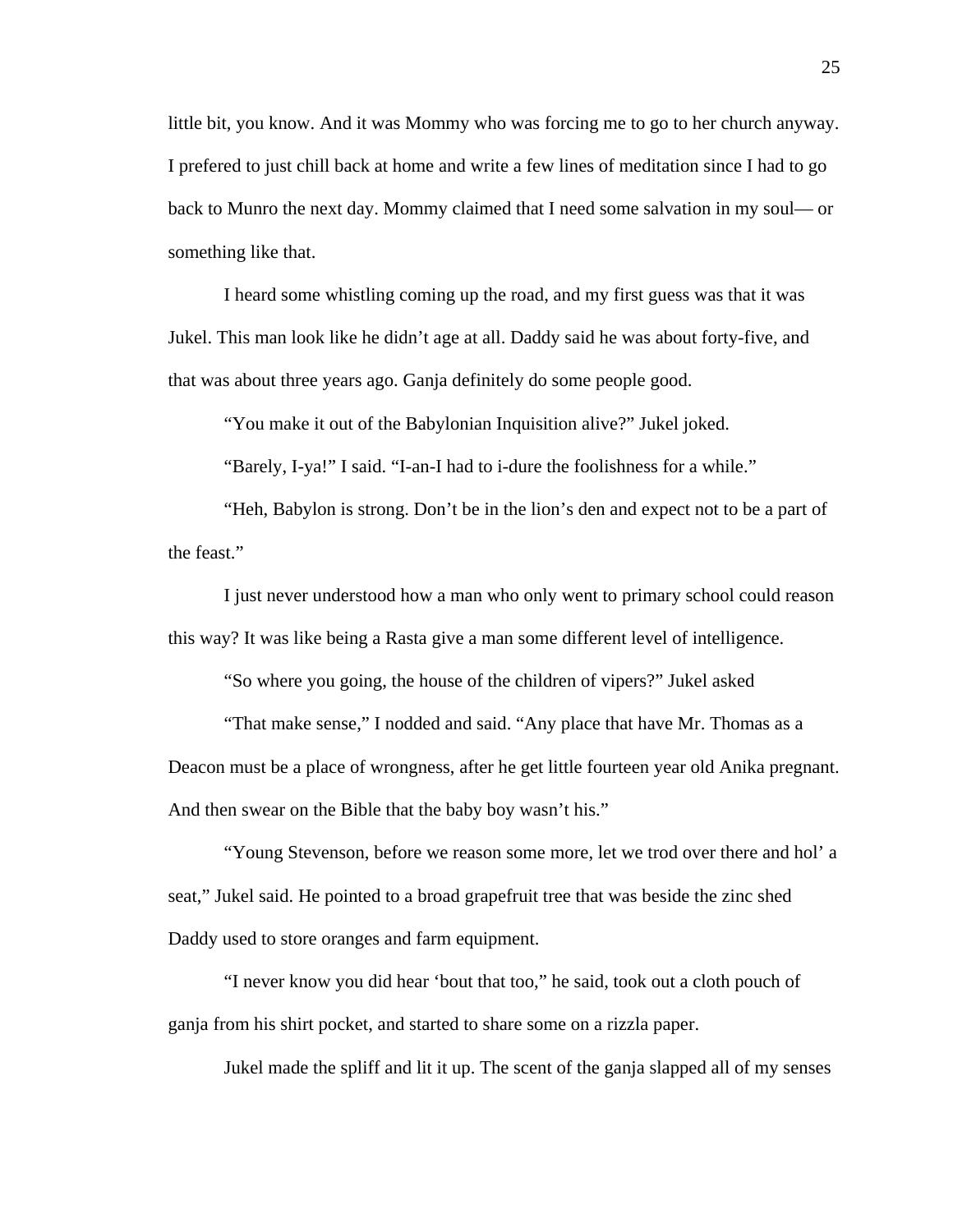little bit, you know. And it was Mommy who was forcing me to go to her church anyway. I prefered to just chill back at home and write a few lines of meditation since I had to go back to Munro the next day. Mommy claimed that I need some salvation in my soul— or something like that.

I heard some whistling coming up the road, and my first guess was that it was Jukel. This man look like he didn't age at all. Daddy said he was about forty-five, and that was about three years ago. Ganja definitely do some people good.

"You make it out of the Babylonian Inquisition alive?" Jukel joked.

"Barely, I-ya!" I said. "I-an-I had to i-dure the foolishness for a while."

"Heh, Babylon is strong. Don't be in the lion's den and expect not to be a part of the feast."

I just never understood how a man who only went to primary school could reason this way? It was like being a Rasta give a man some different level of intelligence.

"So where you going, the house of the children of vipers?" Jukel asked

"That make sense," I nodded and said. "Any place that have Mr. Thomas as a Deacon must be a place of wrongness, after he get little fourteen year old Anika pregnant. And then swear on the Bible that the baby boy wasn't his."

"Young Stevenson, before we reason some more, let we trod over there and hol' a seat," Jukel said. He pointed to a broad grapefruit tree that was beside the zinc shed Daddy used to store oranges and farm equipment.

"I never know you did hear 'bout that too," he said, took out a cloth pouch of ganja from his shirt pocket, and started to share some on a rizzla paper.

Jukel made the spliff and lit it up. The scent of the ganja slapped all of my senses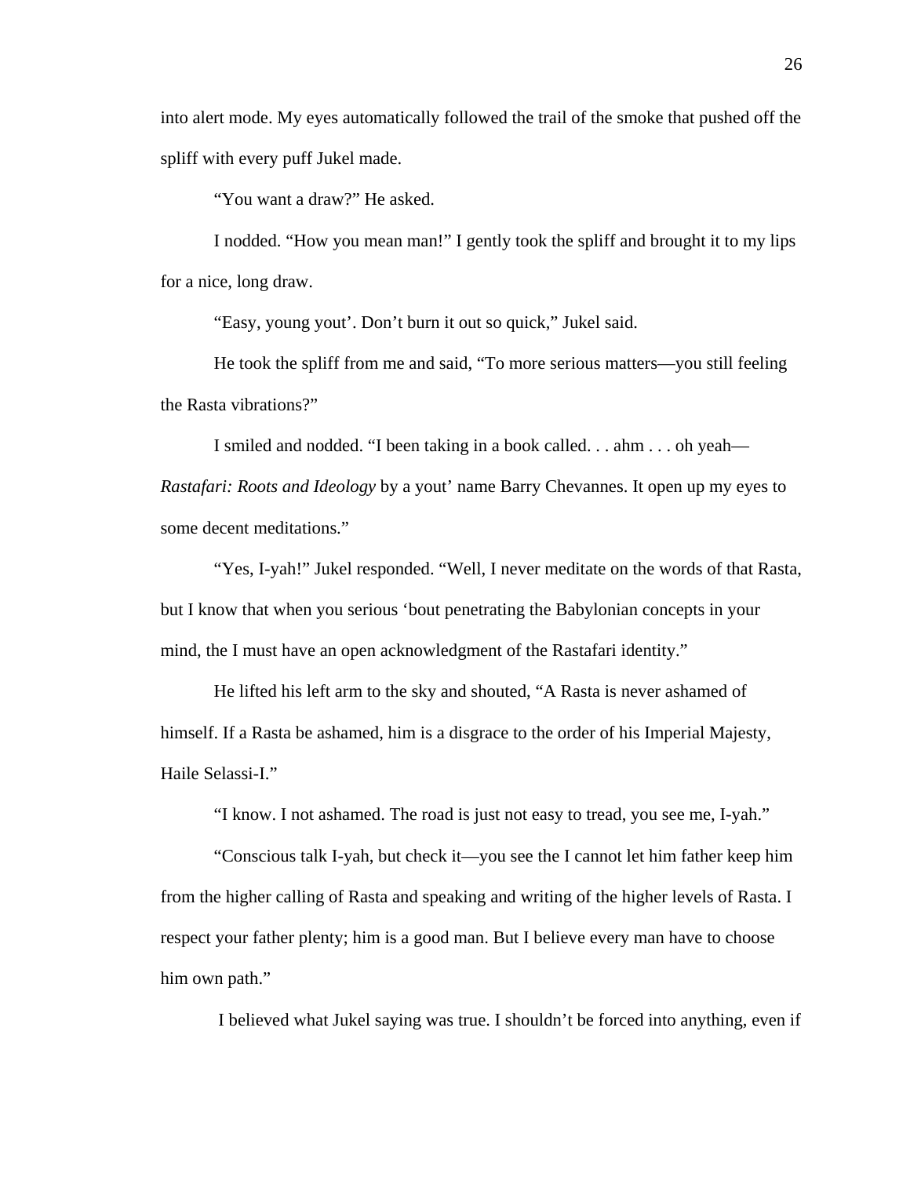into alert mode. My eyes automatically followed the trail of the smoke that pushed off the spliff with every puff Jukel made.

"You want a draw?" He asked.

I nodded. "How you mean man!" I gently took the spliff and brought it to my lips for a nice, long draw.

"Easy, young yout'. Don't burn it out so quick," Jukel said.

He took the spliff from me and said, "To more serious matters—you still feeling the Rasta vibrations?"

I smiled and nodded. "I been taking in a book called. . . ahm . . . oh yeah—*Rastafari: Roots and Ideology* by a yout' name Barry Chevannes. It open up my eyes to some decent meditations."

"Yes, I-yah!" Jukel responded. "Well, I never meditate on the words of that Rasta, but I know that when you serious 'bout penetrating the Babylonian concepts in your mind, the I must have an open acknowledgment of the Rastafari identity."

He lifted his left arm to the sky and shouted, "A Rasta is never ashamed of himself. If a Rasta be ashamed, him is a disgrace to the order of his Imperial Majesty, Haile Selassi-I."

"I know. I not ashamed. The road is just not easy to tread, you see me, I-yah."

"Conscious talk I-yah, but check it—you see the I cannot let him father keep him from the higher calling of Rasta and speaking and writing of the higher levels of Rasta. I respect your father plenty; him is a good man. But I believe every man have to choose him own path."

I believed what Jukel saying was true. I shouldn't be forced into anything, even if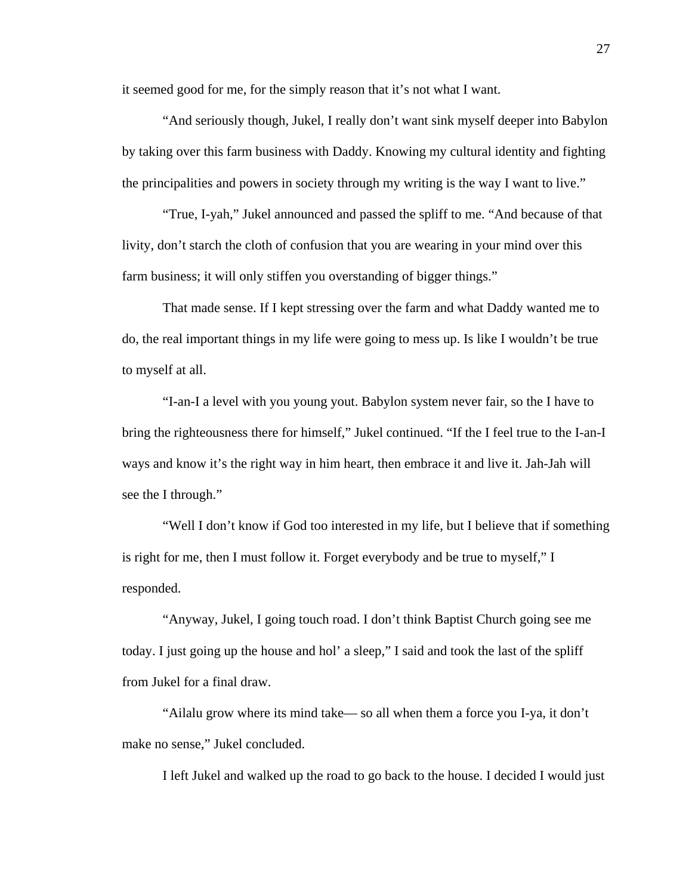it seemed good for me, for the simply reason that it's not what I want.

"And seriously though, Jukel, I really don't want sink myself deeper into Babylon by taking over this farm business with Daddy. Knowing my cultural identity and fighting the principalities and powers in society through my writing is the way I want to live."

"True, I-yah," Jukel announced and passed the spliff to me. "And because of that livity, don't starch the cloth of confusion that you are wearing in your mind over this farm business; it will only stiffen you overstanding of bigger things."

That made sense. If I kept stressing over the farm and what Daddy wanted me to do, the real important things in my life were going to mess up. Is like I wouldn't be true to myself at all.

"I-an-I a level with you young yout. Babylon system never fair, so the I have to bring the righteousness there for himself," Jukel continued. "If the I feel true to the I-an-I ways and know it's the right way in him heart, then embrace it and live it. Jah-Jah will see the I through."

"Well I don't know if God too interested in my life, but I believe that if something is right for me, then I must follow it. Forget everybody and be true to myself," I responded.

"Anyway, Jukel, I going touch road. I don't think Baptist Church going see me today. I just going up the house and hol' a sleep," I said and took the last of the spliff from Jukel for a final draw.

"Ailalu grow where its mind take— so all when them a force you I-ya, it don't make no sense," Jukel concluded.

I left Jukel and walked up the road to go back to the house. I decided I would just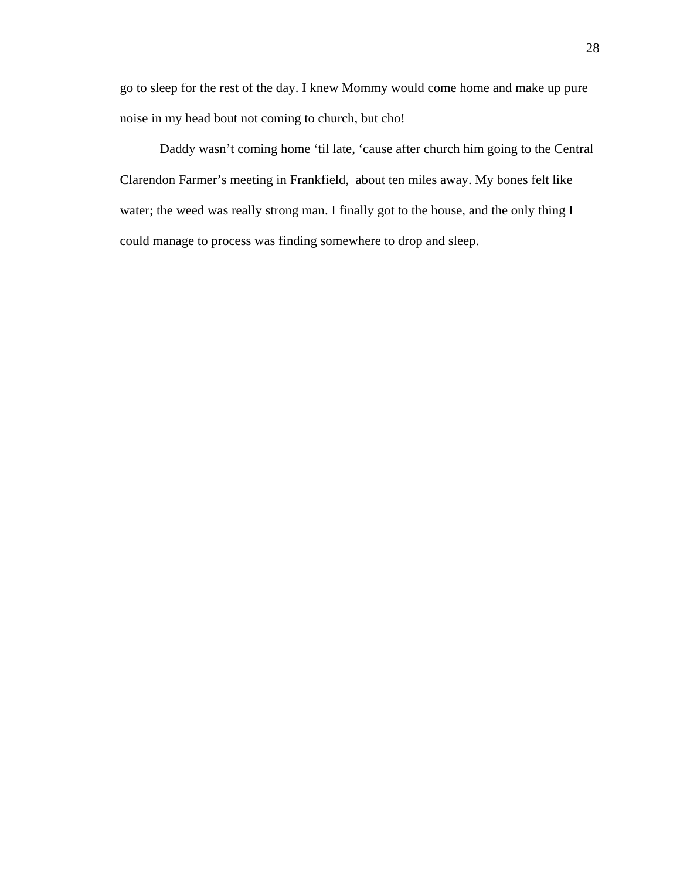go to sleep for the rest of the day. I knew Mommy would come home and make up pure noise in my head bout not coming to church, but cho!

Daddy wasn’t coming home ‘til late, ‘cause after church him going to the Central Clarendon Farmer’s meeting in Frankfield,  about ten miles away. My bones felt like water; the weed was really strong man. I finally got to the house, and the only thing I could manage to process was finding somewhere to drop and sleep.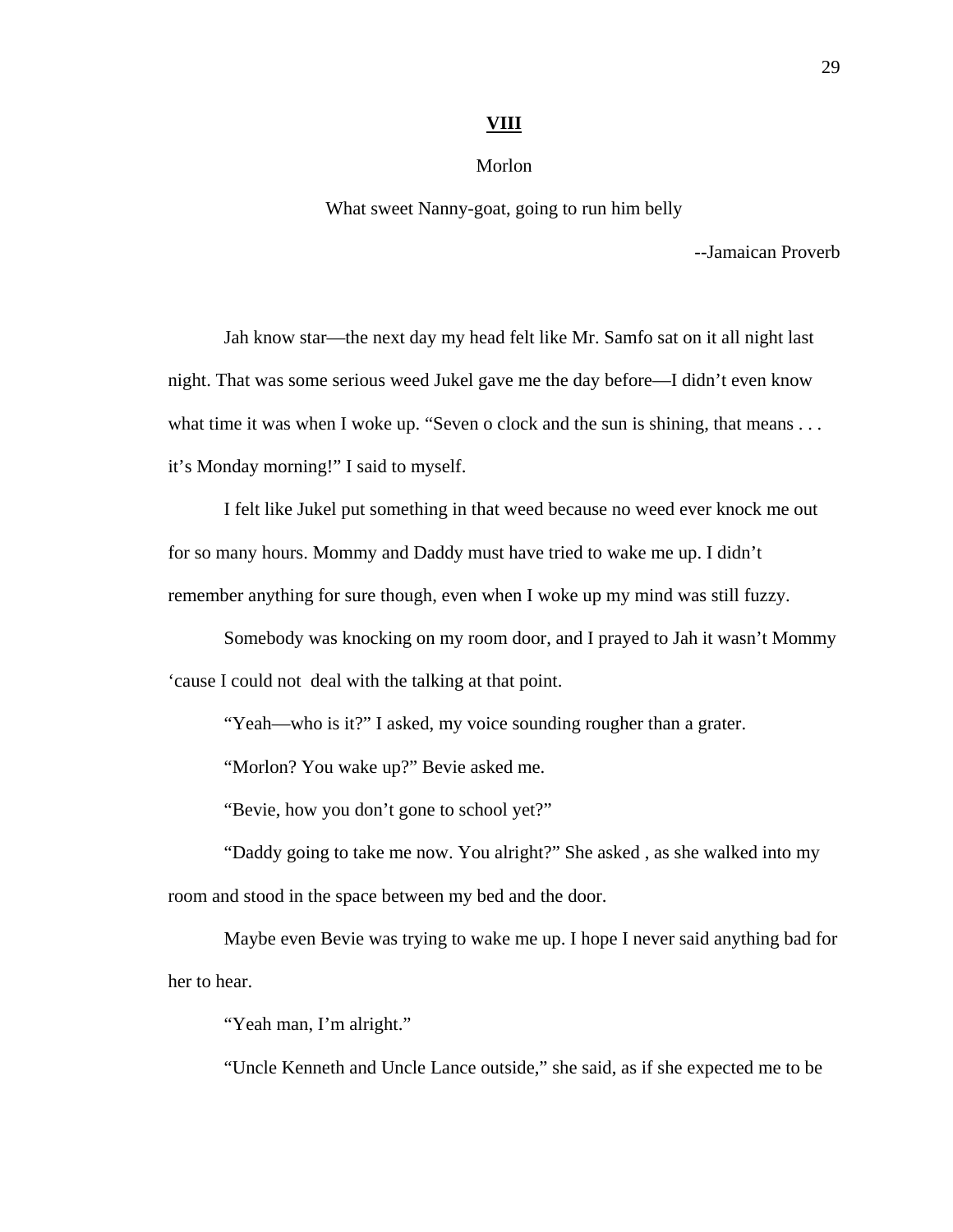## VIII

Morlon

What sweet Nanny-goat, going to run him belly

--Jamaican Proverb

Jah know star—the next day my head felt like Mr. Samfo sat on it all night last night. That was some serious weed Jukel gave me the day before—I didn't even know what time it was when I woke up. "Seven o clock and the sun is shining, that means . . . it's Monday morning!" I said to myself.

I felt like Jukel put something in that weed because no weed ever knock me out for so many hours. Mommy and Daddy must have tried to wake me up. I didn't remember anything for sure though, even when I woke up my mind was still fuzzy.

Somebody was knocking on my room door, and I prayed to Jah it wasn't Mommy 'cause I could not deal with the talking at that point.

"Yeah—who is it?" I asked, my voice sounding rougher than a grater.

"Morlon? You wake up?" Bevie asked me.

"Bevie, how you don't gone to school yet?"

"Daddy going to take me now. You alright?" She asked , as she walked into my room and stood in the space between my bed and the door.

Maybe even Bevie was trying to wake me up. I hope I never said anything bad for her to hear.

"Yeah man, I'm alright."

"Uncle Kenneth and Uncle Lance outside," she said, as if she expected me to be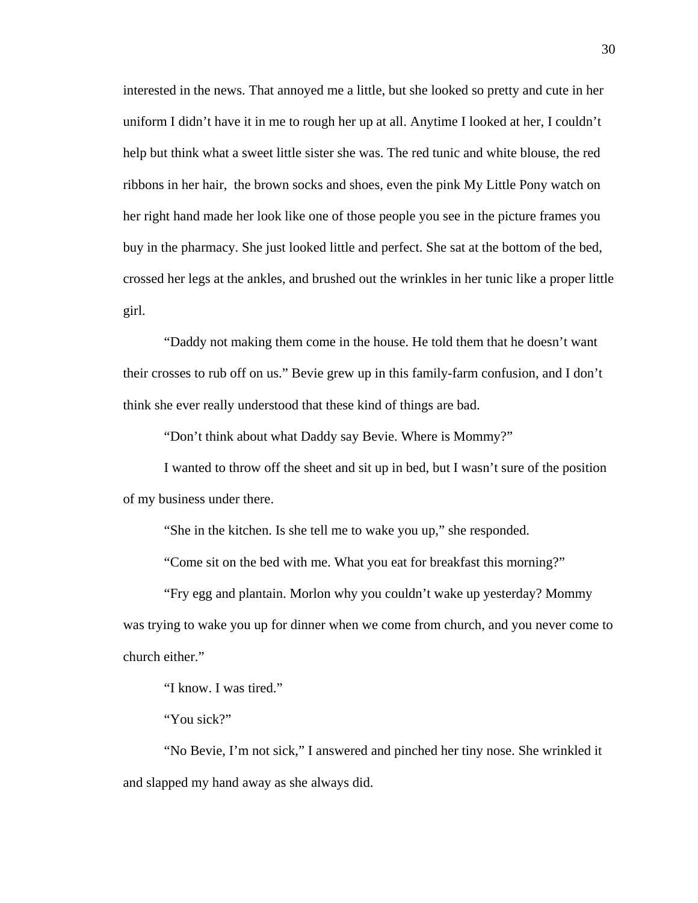interested in the news. That annoyed me a little, but she looked so pretty and cute in her uniform I didn't have it in me to rough her up at all. Anytime I looked at her, I couldn't help but think what a sweet little sister she was. The red tunic and white blouse, the red ribbons in her hair,  the brown socks and shoes, even the pink My Little Pony watch on her right hand made her look like one of those people you see in the picture frames you buy in the pharmacy. She just looked little and perfect. She sat at the bottom of the bed, crossed her legs at the ankles, and brushed out the wrinkles in her tunic like a proper little girl.

"Daddy not making them come in the house. He told them that he doesn't want their crosses to rub off on us." Bevie grew up in this family-farm confusion, and I don't think she ever really understood that these kind of things are bad.

"Don't think about what Daddy say Bevie. Where is Mommy?"

I wanted to throw off the sheet and sit up in bed, but I wasn't sure of the position of my business under there.

"She in the kitchen. Is she tell me to wake you up," she responded.

"Come sit on the bed with me. What you eat for breakfast this morning?"

"Fry egg and plantain. Morlon why you couldn't wake up yesterday? Mommy was trying to wake you up for dinner when we come from church, and you never come to church either."

"I know. I was tired."

"You sick?"

"No Bevie, I'm not sick," I answered and pinched her tiny nose. She wrinkled it and slapped my hand away as she always did.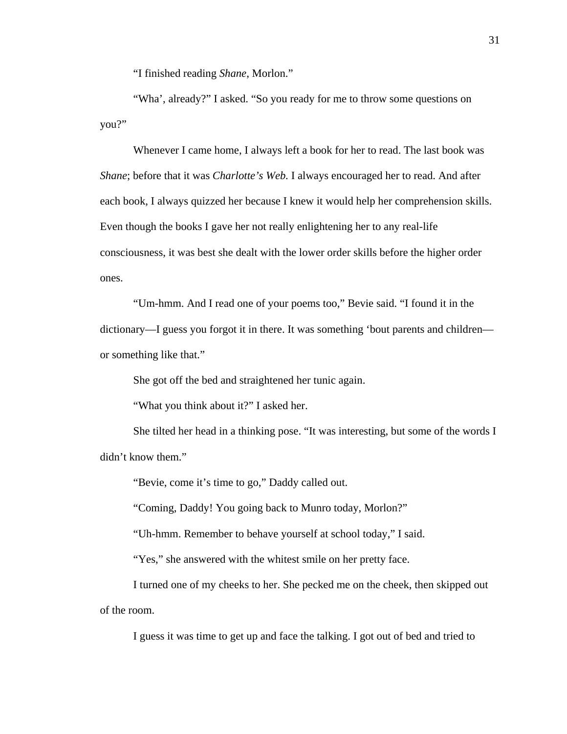"I finished reading *Shane*, Morlon."

"Wha', already?" I asked. "So you ready for me to throw some questions on you?"

Whenever I came home, I always left a book for her to read. The last book was *Shane*; before that it was *Charlotte's Web.* I always encouraged her to read. And after each book, I always quizzed her because I knew it would help her comprehension skills. Even though the books I gave her not really enlightening her to any real-life consciousness, it was best she dealt with the lower order skills before the higher order ones.

"Um-hmm. And I read one of your poems too," Bevie said. "I found it in the dictionary—I guess you forgot it in there. It was something 'bout parents and children—or something like that."

She got off the bed and straightened her tunic again.

"What you think about it?" I asked her.

She tilted her head in a thinking pose. "It was interesting, but some of the words I didn't know them."

"Bevie, come it's time to go," Daddy called out.

"Coming, Daddy! You going back to Munro today, Morlon?"

"Uh-hmm. Remember to behave yourself at school today," I said.

"Yes," she answered with the whitest smile on her pretty face.

I turned one of my cheeks to her. She pecked me on the cheek, then skipped out of the room.

I guess it was time to get up and face the talking. I got out of bed and tried to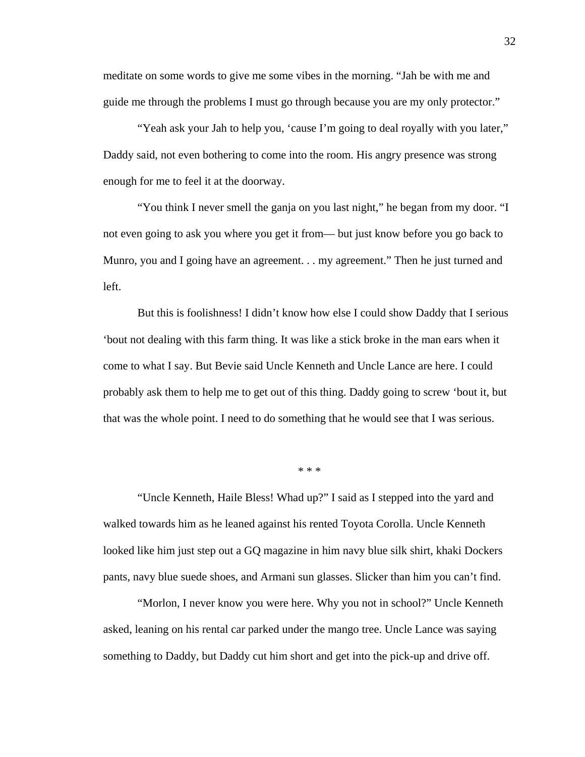meditate on some words to give me some vibes in the morning. "Jah be with me and guide me through the problems I must go through because you are my only protector."

"Yeah ask your Jah to help you, 'cause I'm going to deal royally with you later," Daddy said, not even bothering to come into the room. His angry presence was strong enough for me to feel it at the doorway.

"You think I never smell the ganja on you last night," he began from my door. "I not even going to ask you where you get it from— but just know before you go back to Munro, you and I going have an agreement. . . my agreement." Then he just turned and left.

But this is foolishness! I didn't know how else I could show Daddy that I serious 'bout not dealing with this farm thing. It was like a stick broke in the man ears when it come to what I say. But Bevie said Uncle Kenneth and Uncle Lance are here. I could probably ask them to help me to get out of this thing. Daddy going to screw 'bout it, but that was the whole point. I need to do something that he would see that I was serious.

* * *

"Uncle Kenneth, Haile Bless! Whad up?" I said as I stepped into the yard and walked towards him as he leaned against his rented Toyota Corolla. Uncle Kenneth looked like him just step out a GQ magazine in him navy blue silk shirt, khaki Dockers pants, navy blue suede shoes, and Armani sun glasses. Slicker than him you can't find.

"Morlon, I never know you were here. Why you not in school?" Uncle Kenneth asked, leaning on his rental car parked under the mango tree. Uncle Lance was saying something to Daddy, but Daddy cut him short and get into the pick-up and drive off.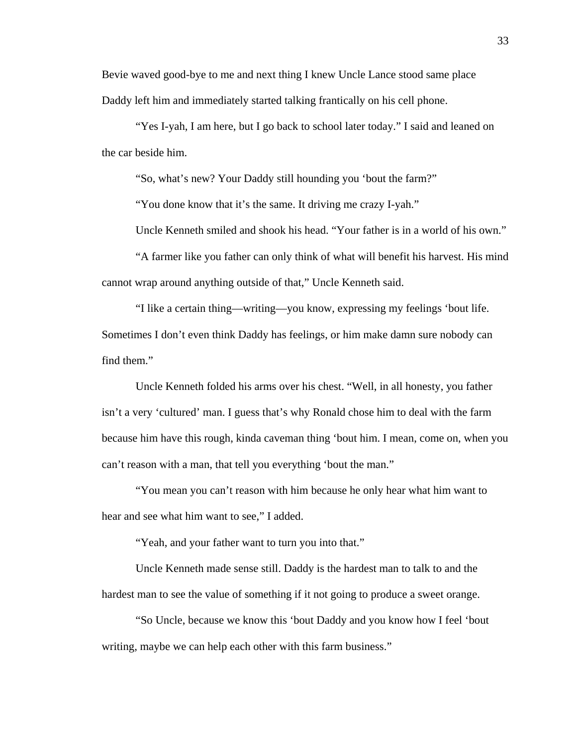Bevie waved good-bye to me and next thing I knew Uncle Lance stood same place Daddy left him and immediately started talking frantically on his cell phone.

"Yes I-yah, I am here, but I go back to school later today." I said and leaned on the car beside him.

"So, what's new? Your Daddy still hounding you 'bout the farm?"

"You done know that it's the same. It driving me crazy I-yah."

Uncle Kenneth smiled and shook his head. "Your father is in a world of his own."

"A farmer like you father can only think of what will benefit his harvest. His mind cannot wrap around anything outside of that," Uncle Kenneth said.

"I like a certain thing—writing—you know, expressing my feelings 'bout life. Sometimes I don't even think Daddy has feelings, or him make damn sure nobody can find them."

Uncle Kenneth folded his arms over his chest. "Well, in all honesty, you father isn't a very 'cultured' man. I guess that's why Ronald chose him to deal with the farm because him have this rough, kinda caveman thing 'bout him. I mean, come on, when you can't reason with a man, that tell you everything 'bout the man."

"You mean you can't reason with him because he only hear what him want to hear and see what him want to see," I added.

"Yeah, and your father want to turn you into that."

Uncle Kenneth made sense still. Daddy is the hardest man to talk to and the hardest man to see the value of something if it not going to produce a sweet orange.

"So Uncle, because we know this 'bout Daddy and you know how I feel 'bout writing, maybe we can help each other with this farm business."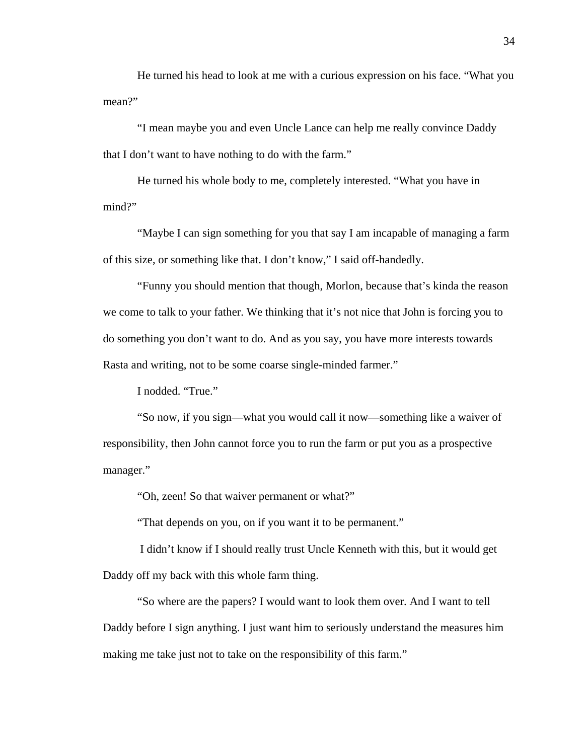He turned his head to look at me with a curious expression on his face. "What you mean?"

"I mean maybe you and even Uncle Lance can help me really convince Daddy that I don't want to have nothing to do with the farm."

He turned his whole body to me, completely interested. "What you have in mind?"

"Maybe I can sign something for you that say I am incapable of managing a farm of this size, or something like that. I don't know," I said off-handedly.

"Funny you should mention that though, Morlon, because that's kinda the reason we come to talk to your father. We thinking that it's not nice that John is forcing you to do something you don't want to do. And as you say, you have more interests towards Rasta and writing, not to be some coarse single-minded farmer."

I nodded. "True."

"So now, if you sign—what you would call it now—something like a waiver of responsibility, then John cannot force you to run the farm or put you as a prospective manager."

"Oh, zeen! So that waiver permanent or what?"

"That depends on you, on if you want it to be permanent."

I didn't know if I should really trust Uncle Kenneth with this, but it would get Daddy off my back with this whole farm thing.

"So where are the papers? I would want to look them over. And I want to tell Daddy before I sign anything. I just want him to seriously understand the measures him making me take just not to take on the responsibility of this farm."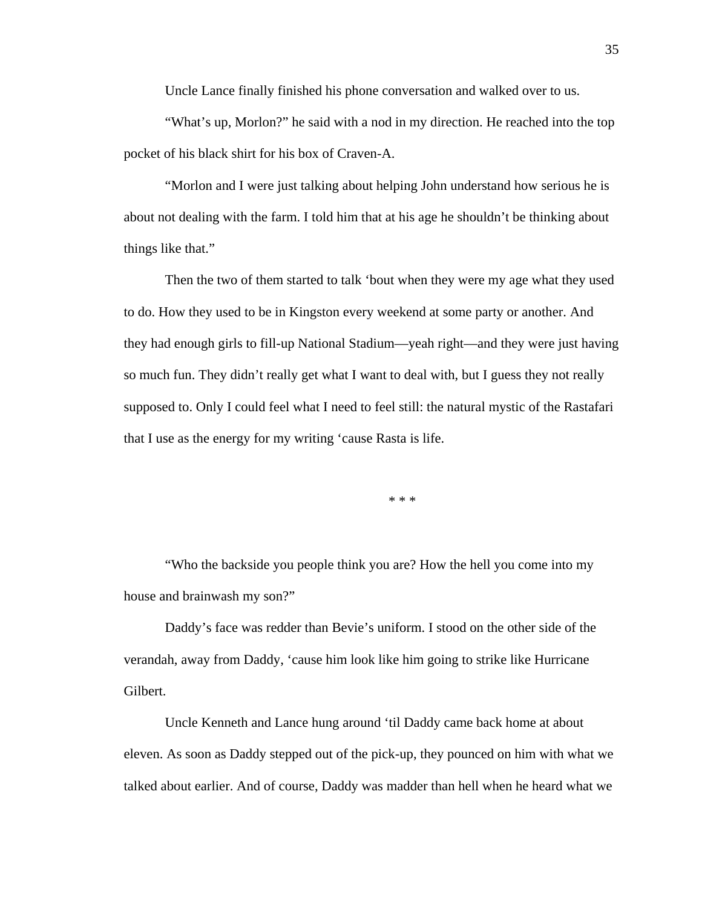Uncle Lance finally finished his phone conversation and walked over to us.

"What's up, Morlon?" he said with a nod in my direction. He reached into the top pocket of his black shirt for his box of Craven-A.

"Morlon and I were just talking about helping John understand how serious he is about not dealing with the farm. I told him that at his age he shouldn't be thinking about things like that."

Then the two of them started to talk 'bout when they were my age what they used to do. How they used to be in Kingston every weekend at some party or another. And they had enough girls to fill-up National Stadium—yeah right—and they were just having so much fun. They didn't really get what I want to deal with, but I guess they not really supposed to. Only I could feel what I need to feel still: the natural mystic of the Rastafari that I use as the energy for my writing 'cause Rasta is life.

\* \* \*

"Who the backside you people think you are? How the hell you come into my house and brainwash my son?"

Daddy's face was redder than Bevie's uniform. I stood on the other side of the verandah, away from Daddy, 'cause him look like him going to strike like Hurricane Gilbert.

Uncle Kenneth and Lance hung around 'til Daddy came back home at about eleven. As soon as Daddy stepped out of the pick-up, they pounced on him with what we talked about earlier. And of course, Daddy was madder than hell when he heard what we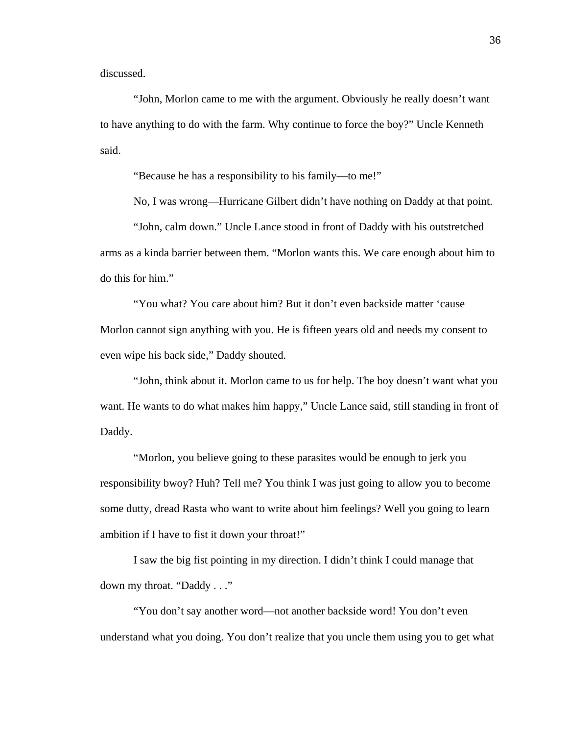discussed.

"John, Morlon came to me with the argument. Obviously he really doesn't want to have anything to do with the farm. Why continue to force the boy?" Uncle Kenneth said.

"Because he has a responsibility to his family—to me!"

No, I was wrong—Hurricane Gilbert didn't have nothing on Daddy at that point.

"John, calm down." Uncle Lance stood in front of Daddy with his outstretched arms as a kinda barrier between them. "Morlon wants this. We care enough about him to do this for him."

"You what? You care about him? But it don't even backside matter 'cause Morlon cannot sign anything with you. He is fifteen years old and needs my consent to even wipe his back side," Daddy shouted.

"John, think about it. Morlon came to us for help. The boy doesn't want what you want. He wants to do what makes him happy," Uncle Lance said, still standing in front of Daddy.

"Morlon, you believe going to these parasites would be enough to jerk you responsibility bwoy? Huh? Tell me? You think I was just going to allow you to become some dutty, dread Rasta who want to write about him feelings? Well you going to learn ambition if I have to fist it down your throat!"

I saw the big fist pointing in my direction. I didn't think I could manage that down my throat. "Daddy . . ."

"You don't say another word—not another backside word! You don't even understand what you doing. You don't realize that you uncle them using you to get what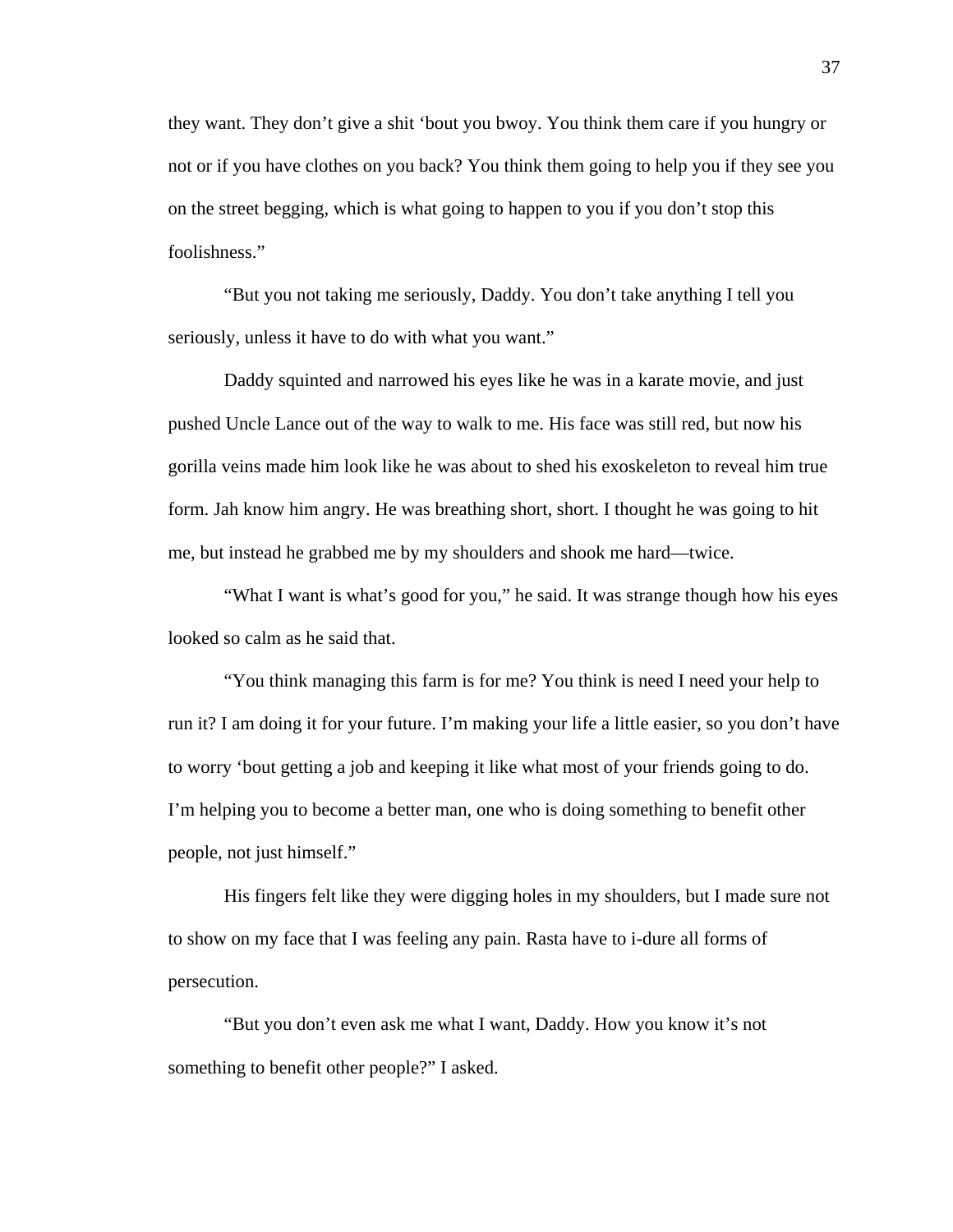they want. They don't give a shit 'bout you bwoy. You think them care if you hungry or not or if you have clothes on you back? You think them going to help you if they see you on the street begging, which is what going to happen to you if you don't stop this foolishness."

"But you not taking me seriously, Daddy. You don't take anything I tell you seriously, unless it have to do with what you want."

Daddy squinted and narrowed his eyes like he was in a karate movie, and just pushed Uncle Lance out of the way to walk to me. His face was still red, but now his gorilla veins made him look like he was about to shed his exoskeleton to reveal him true form. Jah know him angry. He was breathing short, short. I thought he was going to hit me, but instead he grabbed me by my shoulders and shook me hard—twice.

"What I want is what's good for you," he said. It was strange though how his eyes looked so calm as he said that.

"You think managing this farm is for me? You think is need I need your help to run it? I am doing it for your future. I'm making your life a little easier, so you don't have to worry 'bout getting a job and keeping it like what most of your friends going to do. I'm helping you to become a better man, one who is doing something to benefit other people, not just himself."

His fingers felt like they were digging holes in my shoulders, but I made sure not to show on my face that I was feeling any pain. Rasta have to i-dure all forms of persecution.

"But you don't even ask me what I want, Daddy. How you know it's not something to benefit other people?" I asked.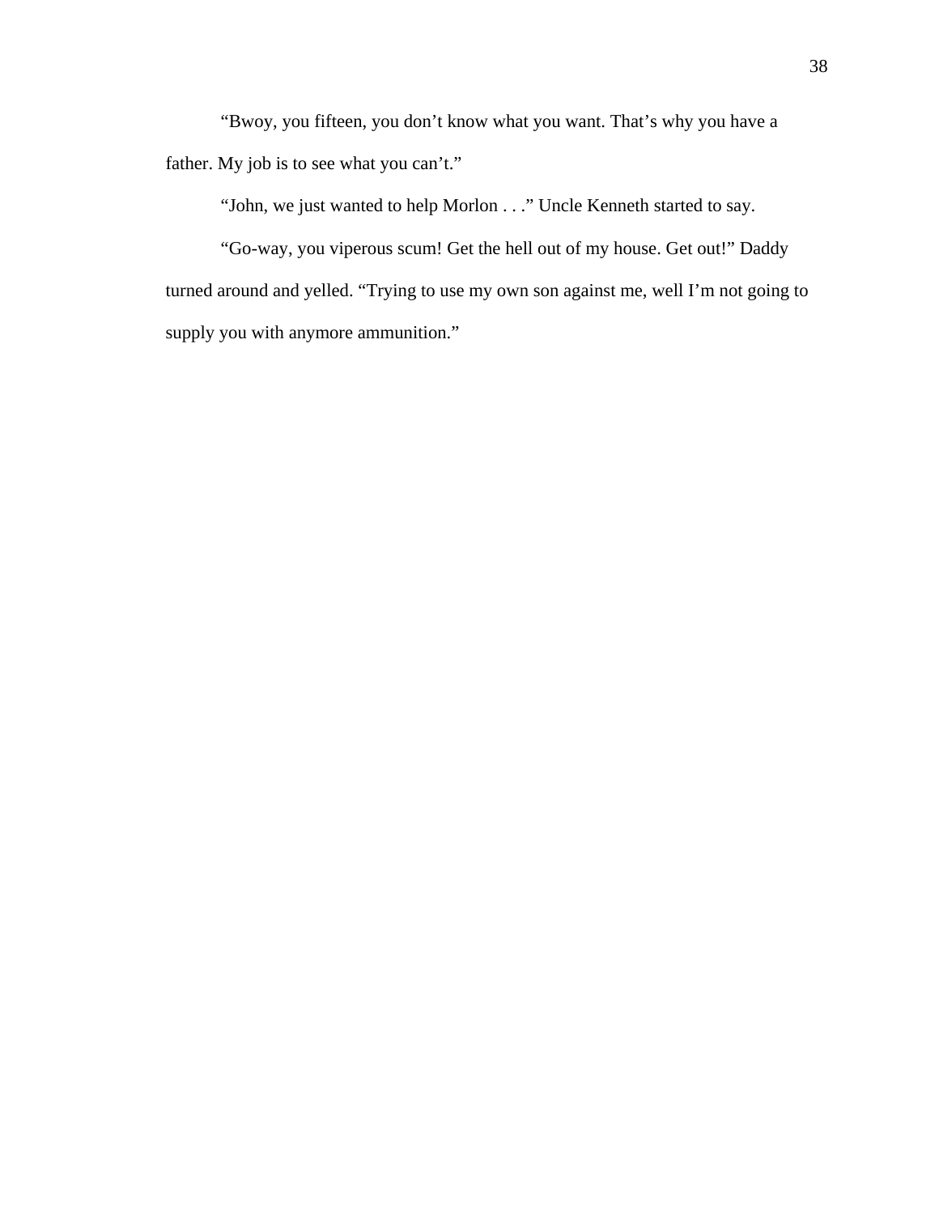"Bwoy, you fifteen, you don't know what you want. That's why you have a father. My job is to see what you can't."

"John, we just wanted to help Morlon . . ." Uncle Kenneth started to say.

"Go-way, you viperous scum! Get the hell out of my house. Get out!" Daddy turned around and yelled. "Trying to use my own son against me, well I'm not going to supply you with anymore ammunition."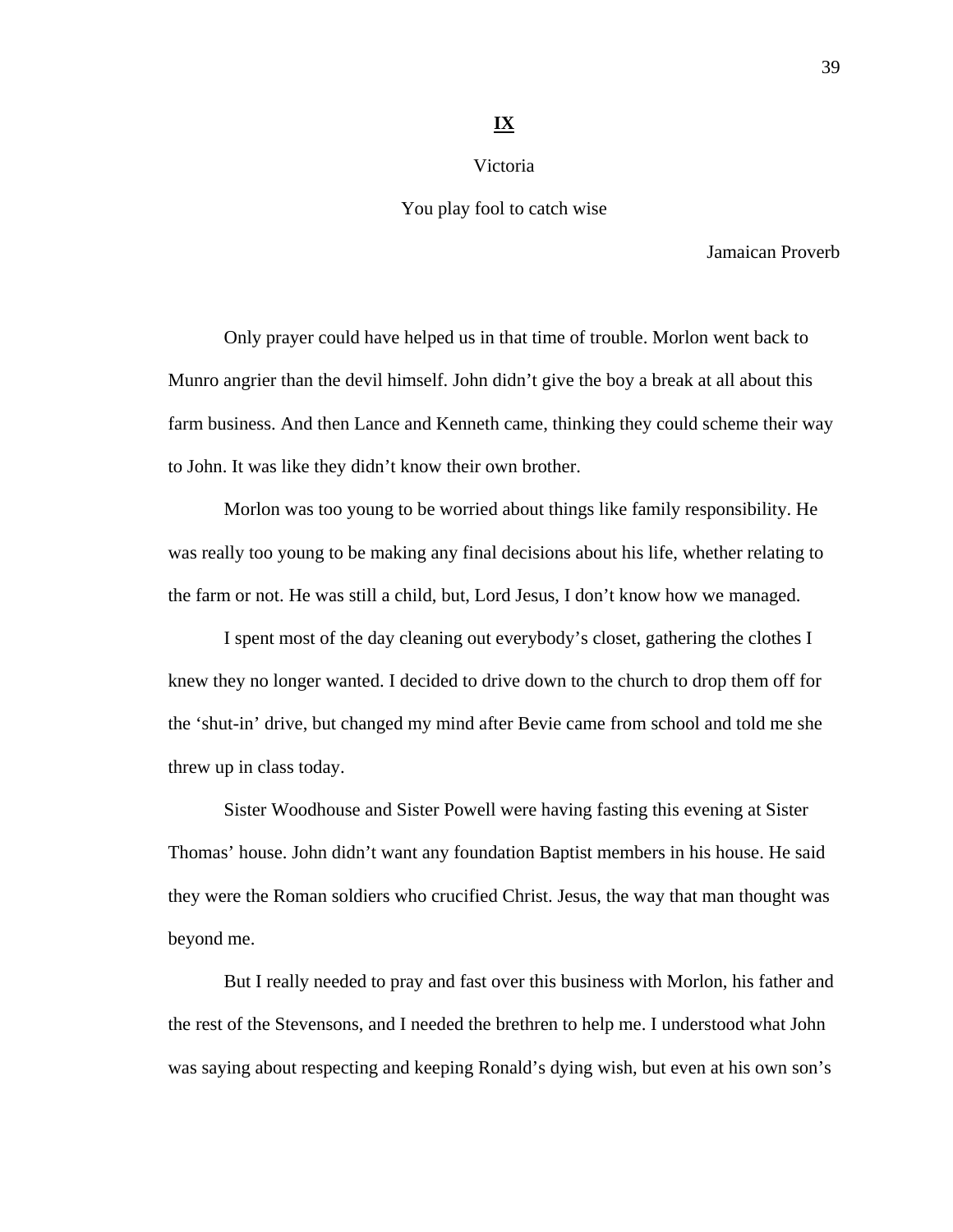# IX

Victoria

You play fool to catch wise

Jamaican Proverb

Only prayer could have helped us in that time of trouble. Morlon went back to Munro angrier than the devil himself. John didn't give the boy a break at all about this farm business. And then Lance and Kenneth came, thinking they could scheme their way to John. It was like they didn't know their own brother.

Morlon was too young to be worried about things like family responsibility. He was really too young to be making any final decisions about his life, whether relating to the farm or not. He was still a child, but, Lord Jesus, I don't know how we managed.

I spent most of the day cleaning out everybody's closet, gathering the clothes I knew they no longer wanted. I decided to drive down to the church to drop them off for the 'shut-in' drive, but changed my mind after Bevie came from school and told me she threw up in class today.

Sister Woodhouse and Sister Powell were having fasting this evening at Sister Thomas' house. John didn't want any foundation Baptist members in his house. He said they were the Roman soldiers who crucified Christ. Jesus, the way that man thought was beyond me.

But I really needed to pray and fast over this business with Morlon, his father and the rest of the Stevensons, and I needed the brethren to help me. I understood what John was saying about respecting and keeping Ronald's dying wish, but even at his own son's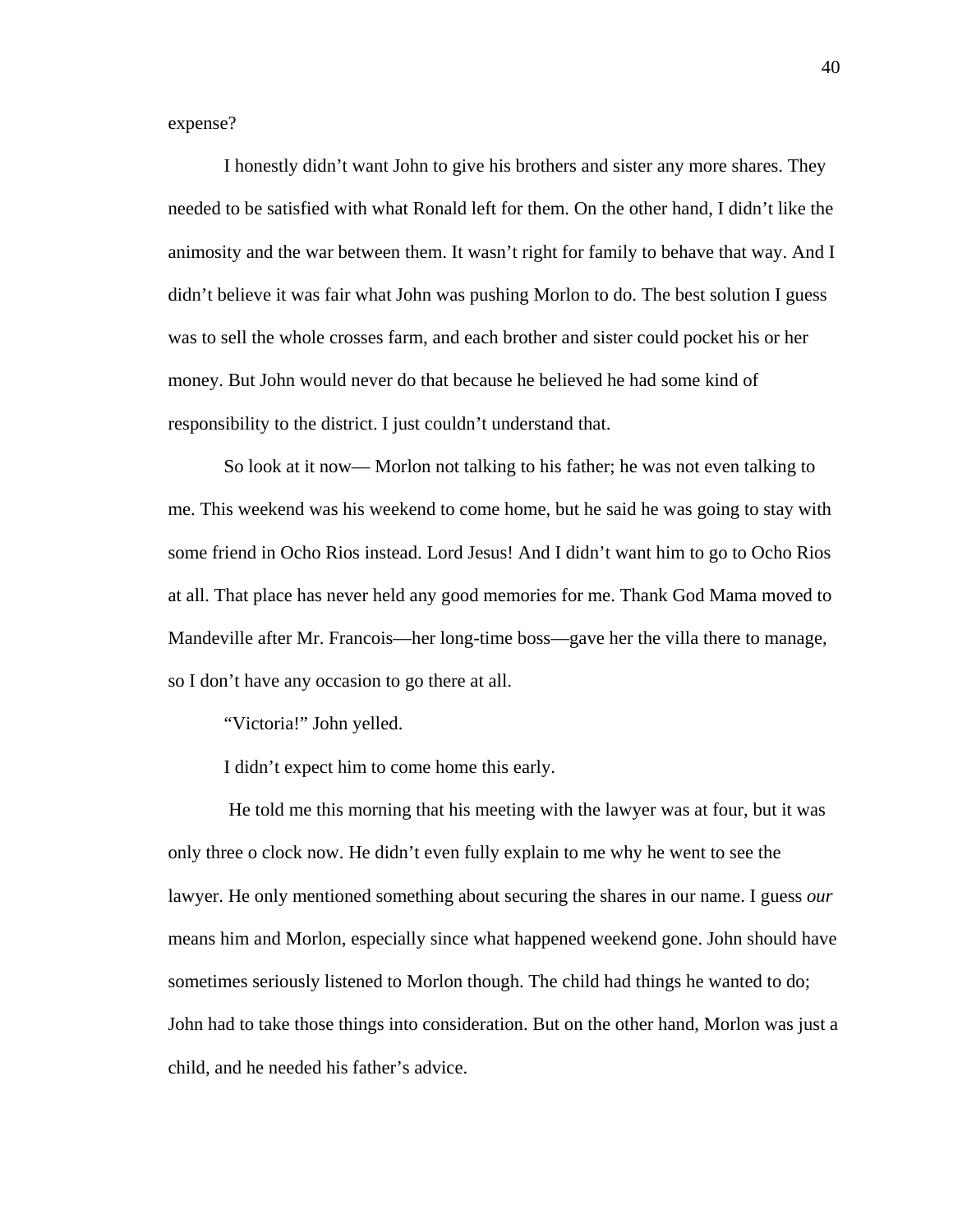expense?

I honestly didn't want John to give his brothers and sister any more shares. They needed to be satisfied with what Ronald left for them. On the other hand, I didn't like the animosity and the war between them. It wasn't right for family to behave that way. And I didn't believe it was fair what John was pushing Morlon to do. The best solution I guess was to sell the whole crosses farm, and each brother and sister could pocket his or her money. But John would never do that because he believed he had some kind of responsibility to the district. I just couldn't understand that.

So look at it now— Morlon not talking to his father; he was not even talking to me. This weekend was his weekend to come home, but he said he was going to stay with some friend in Ocho Rios instead. Lord Jesus! And I didn't want him to go to Ocho Rios at all. That place has never held any good memories for me. Thank God Mama moved to Mandeville after Mr. Francois—her long-time boss—gave her the villa there to manage, so I don't have any occasion to go there at all.

"Victoria!" John yelled.

I didn't expect him to come home this early.

He told me this morning that his meeting with the lawyer was at four, but it was only three o clock now. He didn't even fully explain to me why he went to see the lawyer. He only mentioned something about securing the shares in our name. I guess *our* means him and Morlon, especially since what happened weekend gone. John should have sometimes seriously listened to Morlon though. The child had things he wanted to do; John had to take those things into consideration. But on the other hand, Morlon was just a child, and he needed his father's advice.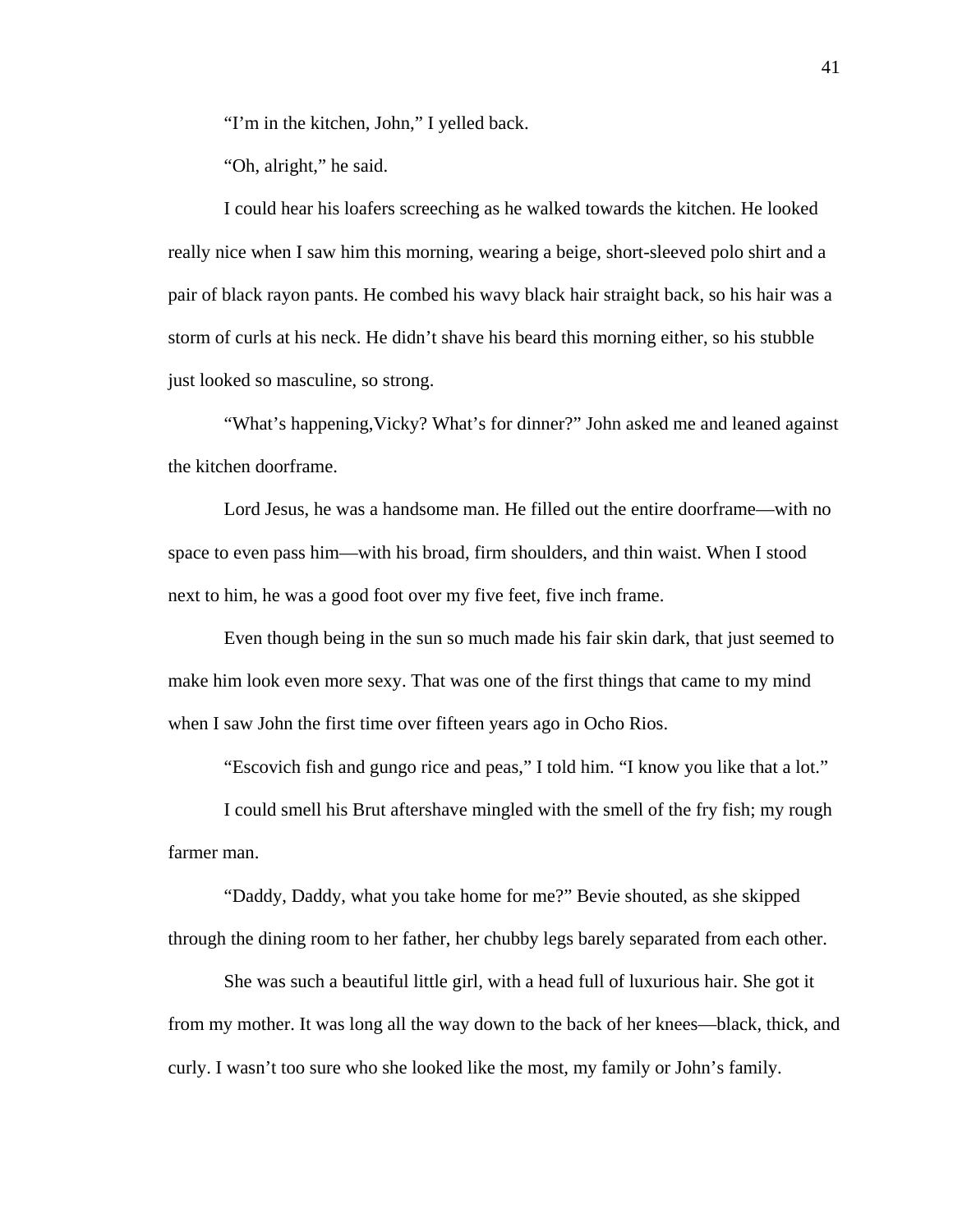"I'm in the kitchen, John," I yelled back.

"Oh, alright," he said.

I could hear his loafers screeching as he walked towards the kitchen. He looked really nice when I saw him this morning, wearing a beige, short-sleeved polo shirt and a pair of black rayon pants. He combed his wavy black hair straight back, so his hair was a storm of curls at his neck. He didn't shave his beard this morning either, so his stubble just looked so masculine, so strong.

"What's happening,Vicky? What's for dinner?" John asked me and leaned against the kitchen doorframe.

Lord Jesus, he was a handsome man. He filled out the entire doorframe—with no space to even pass him—with his broad, firm shoulders, and thin waist. When I stood next to him, he was a good foot over my five feet, five inch frame.

Even though being in the sun so much made his fair skin dark, that just seemed to make him look even more sexy. That was one of the first things that came to my mind when I saw John the first time over fifteen years ago in Ocho Rios.

"Escovich fish and gungo rice and peas," I told him. "I know you like that a lot."

I could smell his Brut aftershave mingled with the smell of the fry fish; my rough farmer man.

"Daddy, Daddy, what you take home for me?" Bevie shouted, as she skipped through the dining room to her father, her chubby legs barely separated from each other.

She was such a beautiful little girl, with a head full of luxurious hair. She got it from my mother. It was long all the way down to the back of her knees—black, thick, and curly. I wasn't too sure who she looked like the most, my family or John's family.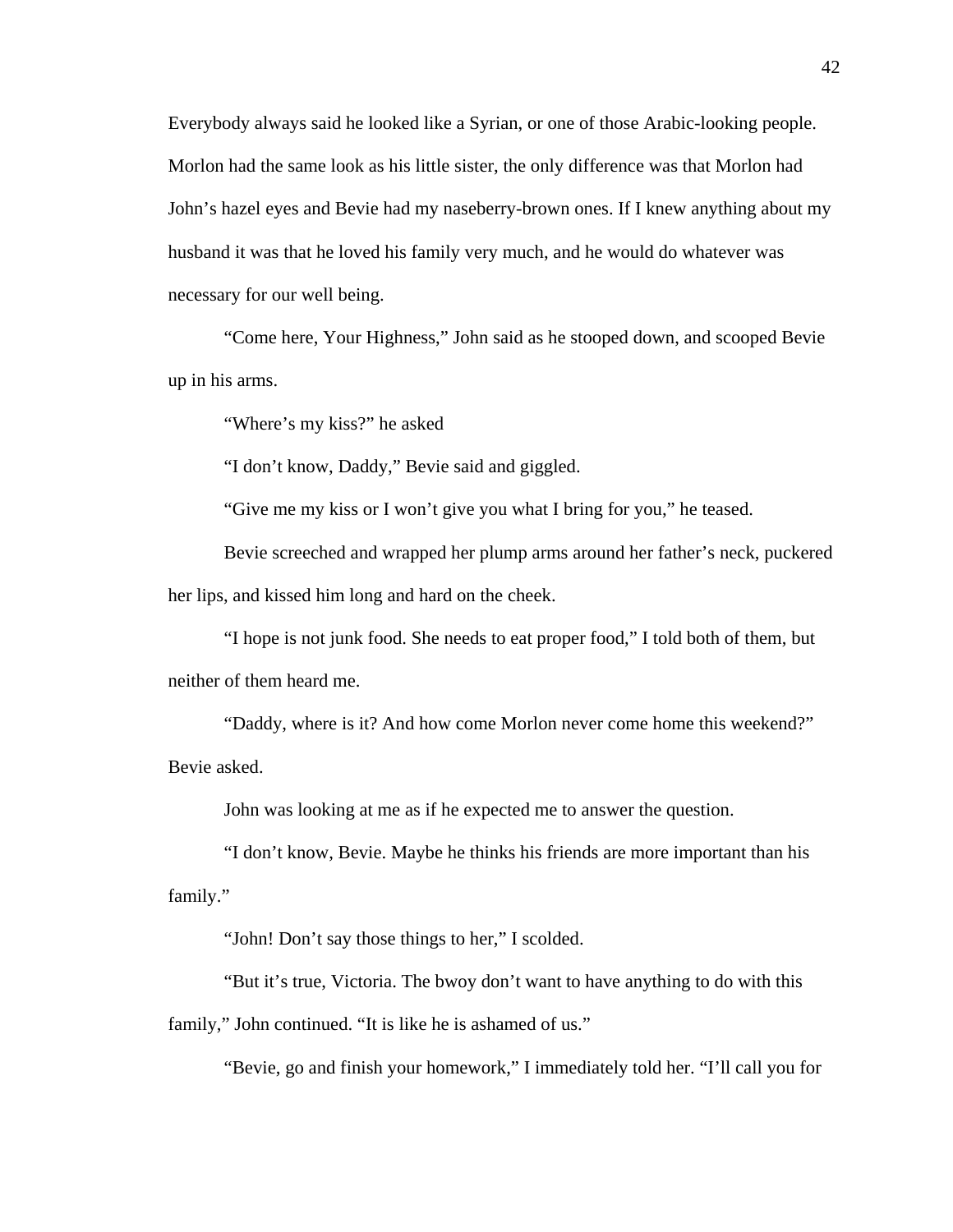Everybody always said he looked like a Syrian, or one of those Arabic-looking people. Morlon had the same look as his little sister, the only difference was that Morlon had John's hazel eyes and Bevie had my naseberry-brown ones. If I knew anything about my husband it was that he loved his family very much, and he would do whatever was necessary for our well being.

"Come here, Your Highness," John said as he stooped down, and scooped Bevie up in his arms.

"Where's my kiss?" he asked

"I don't know, Daddy," Bevie said and giggled.

"Give me my kiss or I won't give you what I bring for you," he teased.

Bevie screeched and wrapped her plump arms around her father's neck, puckered her lips, and kissed him long and hard on the cheek.

"I hope is not junk food. She needs to eat proper food," I told both of them, but neither of them heard me.

"Daddy, where is it? And how come Morlon never come home this weekend?" Bevie asked.

John was looking at me as if he expected me to answer the question.

"I don't know, Bevie. Maybe he thinks his friends are more important than his family."

"John! Don't say those things to her," I scolded.

"But it's true, Victoria. The bwoy don't want to have anything to do with this family," John continued. "It is like he is ashamed of us."

"Bevie, go and finish your homework," I immediately told her. "I'll call you for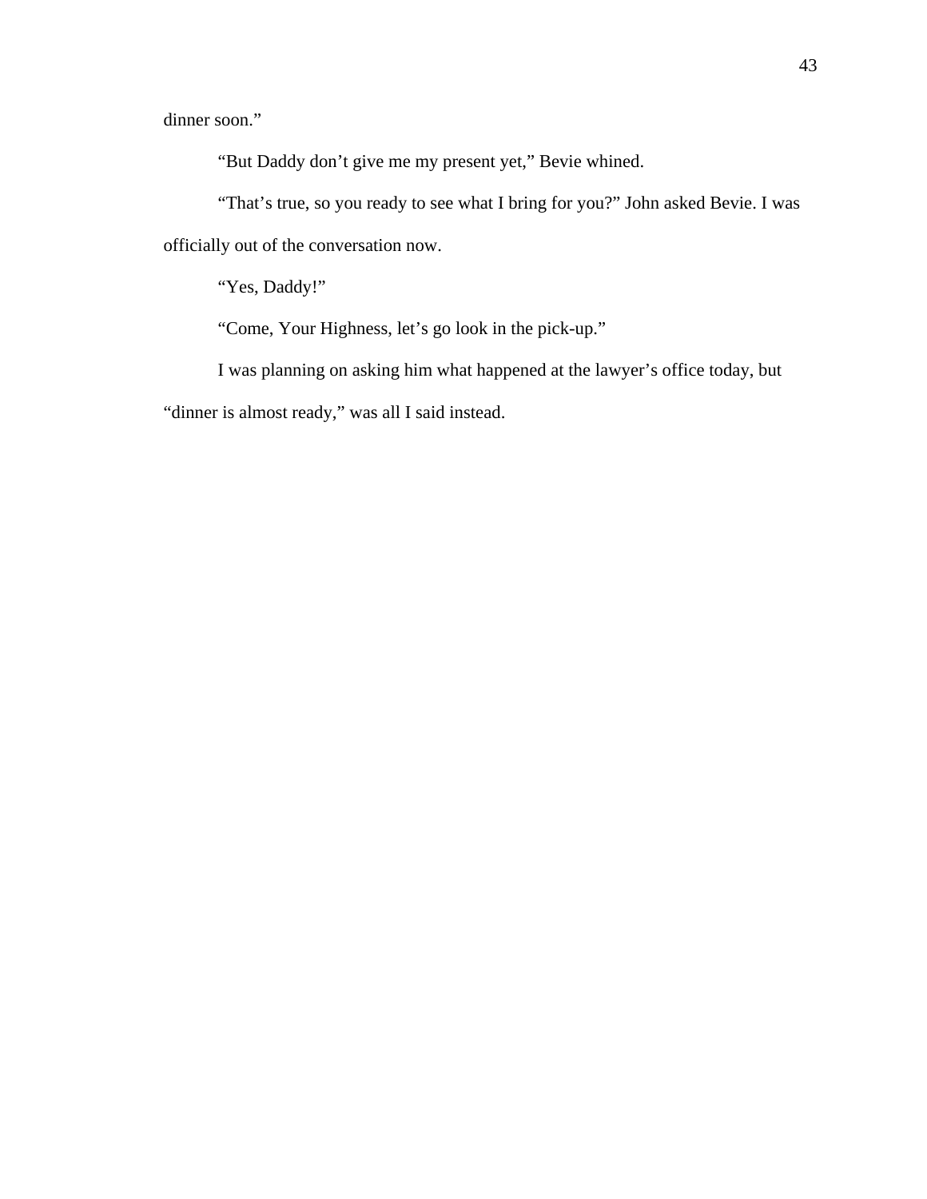dinner soon."

"But Daddy don't give me my present yet," Bevie whined.

"That's true, so you ready to see what I bring for you?" John asked Bevie. I was officially out of the conversation now.

"Yes, Daddy!"

"Come, Your Highness, let's go look in the pick-up."

I was planning on asking him what happened at the lawyer's office today, but "dinner is almost ready," was all I said instead.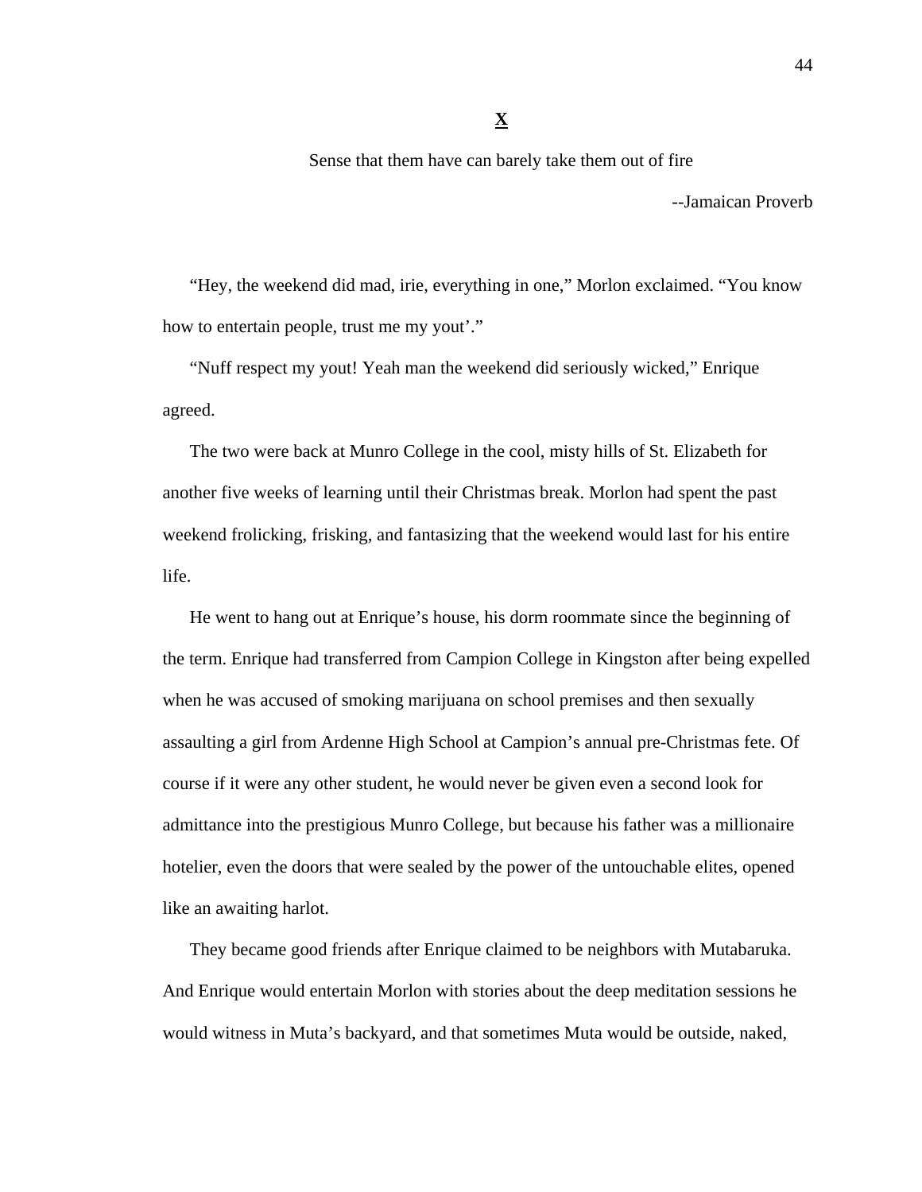## X

Sense that them have can barely take them out of fire

--Jamaican Proverb

"Hey, the weekend did mad, irie, everything in one," Morlon exclaimed. "You know how to entertain people, trust me my yout'."

"Nuff respect my yout! Yeah man the weekend did seriously wicked," Enrique agreed.

The two were back at Munro College in the cool, misty hills of St. Elizabeth for another five weeks of learning until their Christmas break. Morlon had spent the past weekend frolicking, frisking, and fantasizing that the weekend would last for his entire life.

He went to hang out at Enrique's house, his dorm roommate since the beginning of the term. Enrique had transferred from Campion College in Kingston after being expelled when he was accused of smoking marijuana on school premises and then sexually assaulting a girl from Ardenne High School at Campion's annual pre-Christmas fete. Of course if it were any other student, he would never be given even a second look for admittance into the prestigious Munro College, but because his father was a millionaire hotelier, even the doors that were sealed by the power of the untouchable elites, opened like an awaiting harlot.

They became good friends after Enrique claimed to be neighbors with Mutabaruka. And Enrique would entertain Morlon with stories about the deep meditation sessions he would witness in Muta's backyard, and that sometimes Muta would be outside, naked,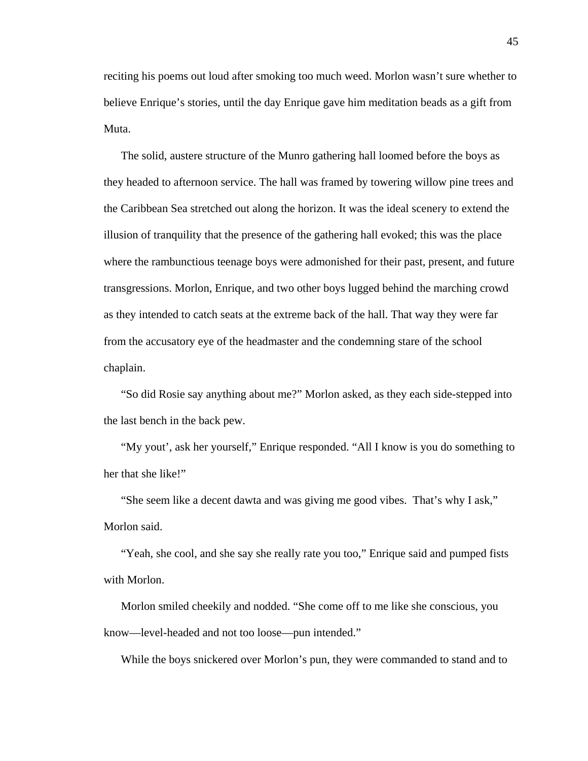reciting his poems out loud after smoking too much weed. Morlon wasn't sure whether to believe Enrique's stories, until the day Enrique gave him meditation beads as a gift from Muta.

The solid, austere structure of the Munro gathering hall loomed before the boys as they headed to afternoon service. The hall was framed by towering willow pine trees and the Caribbean Sea stretched out along the horizon. It was the ideal scenery to extend the illusion of tranquility that the presence of the gathering hall evoked; this was the place where the rambunctious teenage boys were admonished for their past, present, and future transgressions. Morlon, Enrique, and two other boys lugged behind the marching crowd as they intended to catch seats at the extreme back of the hall. That way they were far from the accusatory eye of the headmaster and the condemning stare of the school chaplain.

"So did Rosie say anything about me?" Morlon asked, as they each side-stepped into the last bench in the back pew.

"My yout', ask her yourself," Enrique responded. "All I know is you do something to her that she like!"

"She seem like a decent dawta and was giving me good vibes.  That's why I ask," Morlon said.

"Yeah, she cool, and she say she really rate you too," Enrique said and pumped fists with Morlon.

Morlon smiled cheekily and nodded. "She come off to me like she conscious, you know—level-headed and not too loose—pun intended."

While the boys snickered over Morlon's pun, they were commanded to stand and to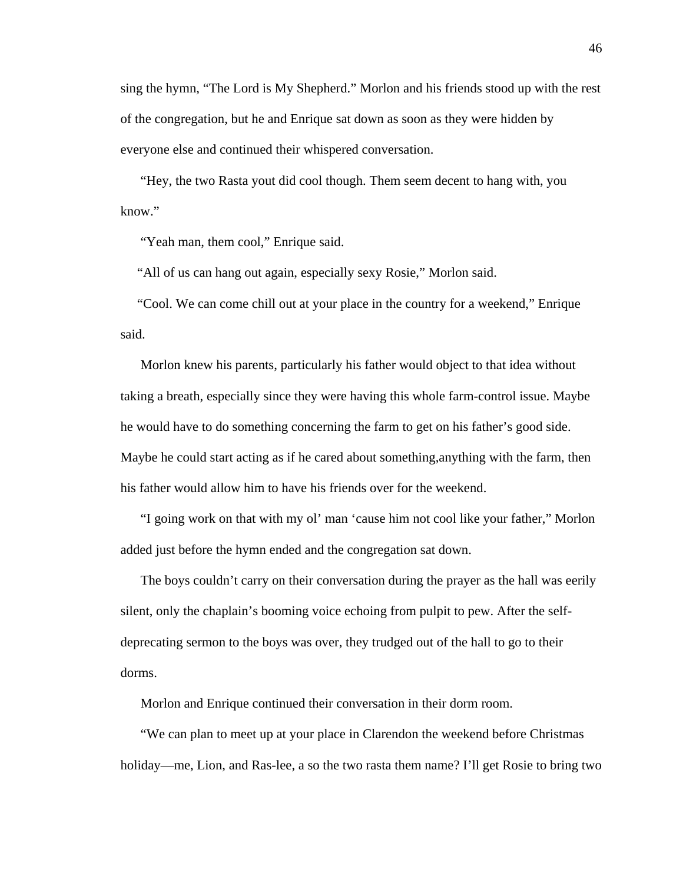sing the hymn, "The Lord is My Shepherd." Morlon and his friends stood up with the rest of the congregation, but he and Enrique sat down as soon as they were hidden by everyone else and continued their whispered conversation.

"Hey, the two Rasta yout did cool though. Them seem decent to hang with, you know."

"Yeah man, them cool," Enrique said.

"All of us can hang out again, especially sexy Rosie," Morlon said.

"Cool. We can come chill out at your place in the country for a weekend," Enrique said.

Morlon knew his parents, particularly his father would object to that idea without taking a breath, especially since they were having this whole farm-control issue. Maybe he would have to do something concerning the farm to get on his father's good side. Maybe he could start acting as if he cared about something,anything with the farm, then his father would allow him to have his friends over for the weekend.

"I going work on that with my ol' man 'cause him not cool like your father," Morlon added just before the hymn ended and the congregation sat down.

The boys couldn't carry on their conversation during the prayer as the hall was eerily silent, only the chaplain's booming voice echoing from pulpit to pew. After the self-deprecating sermon to the boys was over, they trudged out of the hall to go to their dorms.

Morlon and Enrique continued their conversation in their dorm room.

"We can plan to meet up at your place in Clarendon the weekend before Christmas holiday—me, Lion, and Ras-lee, a so the two rasta them name? I'll get Rosie to bring two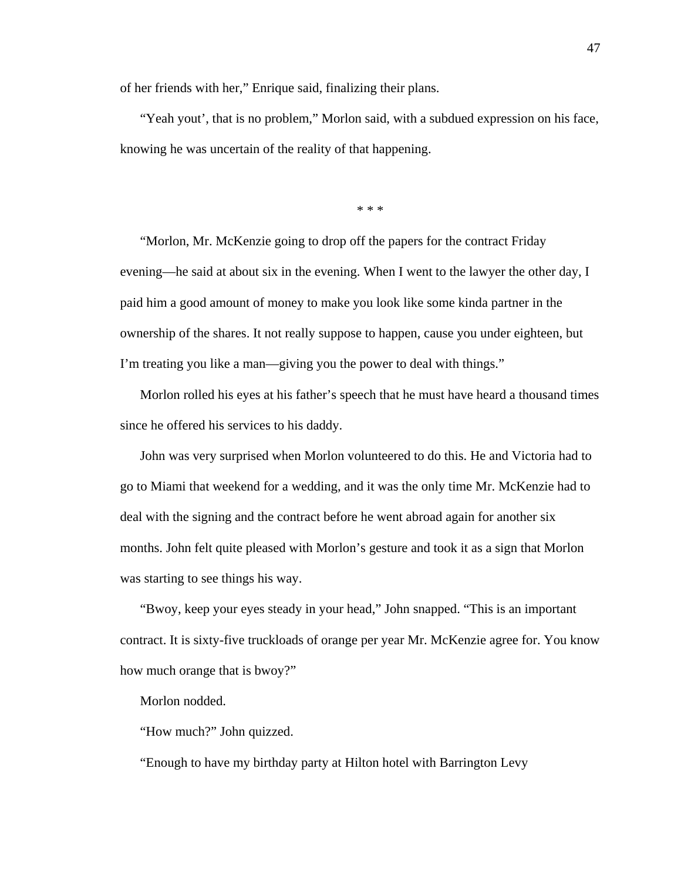of her friends with her," Enrique said, finalizing their plans.

"Yeah yout', that is no problem," Morlon said, with a subdued expression on his face, knowing he was uncertain of the reality of that happening.

* * *

"Morlon, Mr. McKenzie going to drop off the papers for the contract Friday evening—he said at about six in the evening. When I went to the lawyer the other day, I paid him a good amount of money to make you look like some kinda partner in the ownership of the shares. It not really suppose to happen, cause you under eighteen, but I'm treating you like a man—giving you the power to deal with things."

Morlon rolled his eyes at his father's speech that he must have heard a thousand times since he offered his services to his daddy.

John was very surprised when Morlon volunteered to do this. He and Victoria had to go to Miami that weekend for a wedding, and it was the only time Mr. McKenzie had to deal with the signing and the contract before he went abroad again for another six months. John felt quite pleased with Morlon's gesture and took it as a sign that Morlon was starting to see things his way.

"Bwoy, keep your eyes steady in your head," John snapped. "This is an important contract. It is sixty-five truckloads of orange per year Mr. McKenzie agree for. You know how much orange that is bwoy?"

Morlon nodded.

"How much?" John quizzed.

"Enough to have my birthday party at Hilton hotel with Barrington Levy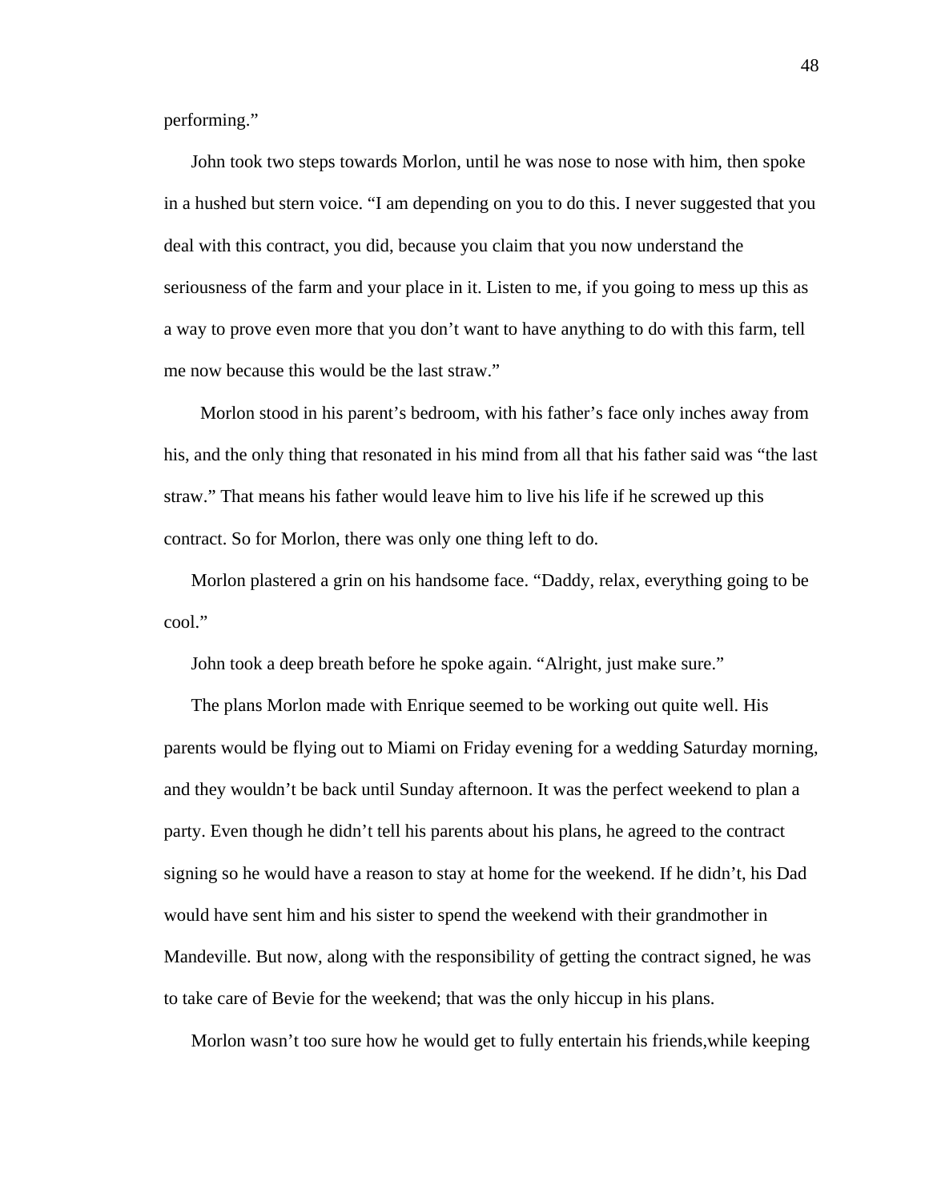performing."

John took two steps towards Morlon, until he was nose to nose with him, then spoke in a hushed but stern voice. "I am depending on you to do this. I never suggested that you deal with this contract, you did, because you claim that you now understand the seriousness of the farm and your place in it. Listen to me, if you going to mess up this as a way to prove even more that you don't want to have anything to do with this farm, tell me now because this would be the last straw."

Morlon stood in his parent's bedroom, with his father's face only inches away from his, and the only thing that resonated in his mind from all that his father said was "the last straw." That means his father would leave him to live his life if he screwed up this contract. So for Morlon, there was only one thing left to do.

Morlon plastered a grin on his handsome face. "Daddy, relax, everything going to be cool."

John took a deep breath before he spoke again. "Alright, just make sure."

The plans Morlon made with Enrique seemed to be working out quite well. His parents would be flying out to Miami on Friday evening for a wedding Saturday morning, and they wouldn't be back until Sunday afternoon. It was the perfect weekend to plan a party. Even though he didn't tell his parents about his plans, he agreed to the contract signing so he would have a reason to stay at home for the weekend. If he didn't, his Dad would have sent him and his sister to spend the weekend with their grandmother in Mandeville. But now, along with the responsibility of getting the contract signed, he was to take care of Bevie for the weekend; that was the only hiccup in his plans.

Morlon wasn't too sure how he would get to fully entertain his friends,while keeping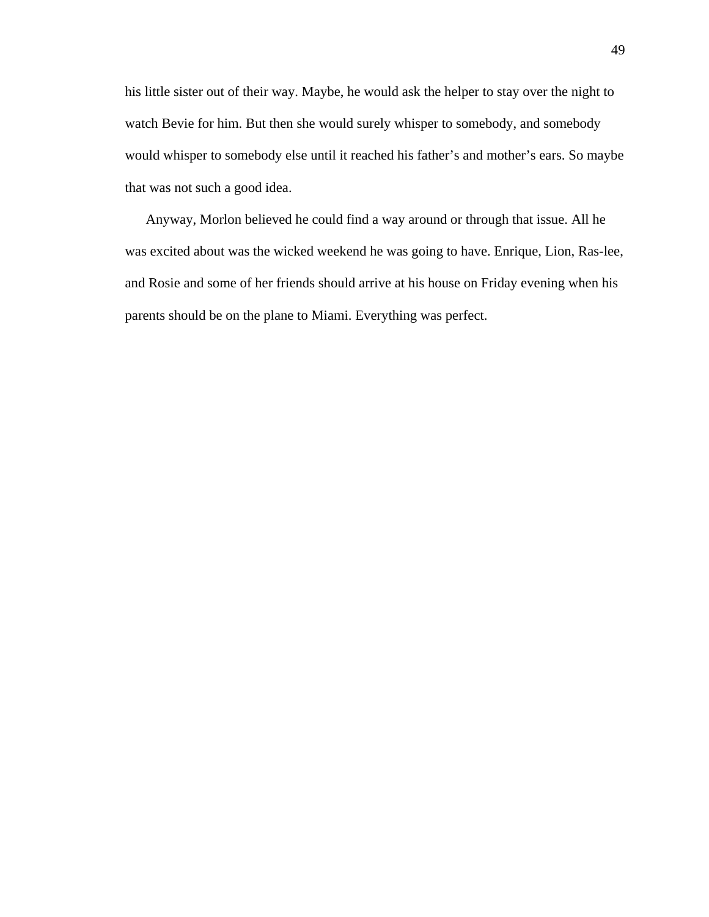his little sister out of their way. Maybe, he would ask the helper to stay over the night to watch Bevie for him. But then she would surely whisper to somebody, and somebody would whisper to somebody else until it reached his father's and mother's ears. So maybe that was not such a good idea.

Anyway, Morlon believed he could find a way around or through that issue. All he was excited about was the wicked weekend he was going to have. Enrique, Lion, Ras-lee, and Rosie and some of her friends should arrive at his house on Friday evening when his parents should be on the plane to Miami. Everything was perfect.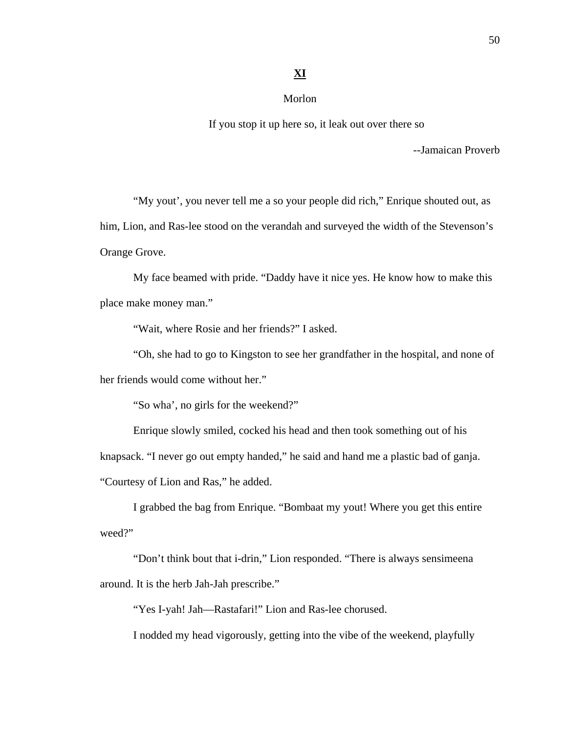## XI

Morlon

If you stop it up here so, it leak out over there so

--Jamaican Proverb

"My yout', you never tell me a so your people did rich," Enrique shouted out, as him, Lion, and Ras-lee stood on the verandah and surveyed the width of the Stevenson's Orange Grove.

My face beamed with pride. "Daddy have it nice yes. He know how to make this place make money man."

"Wait, where Rosie and her friends?" I asked.

"Oh, she had to go to Kingston to see her grandfather in the hospital, and none of her friends would come without her."

"So wha', no girls for the weekend?"

Enrique slowly smiled, cocked his head and then took something out of his knapsack. "I never go out empty handed," he said and hand me a plastic bad of ganja. "Courtesy of Lion and Ras," he added.

I grabbed the bag from Enrique. "Bombaat my yout! Where you get this entire weed?"

"Don't think bout that i-drin," Lion responded. "There is always sensimeena around. It is the herb Jah-Jah prescribe."

"Yes I-yah! Jah—Rastafari!" Lion and Ras-lee chorused.

I nodded my head vigorously, getting into the vibe of the weekend, playfully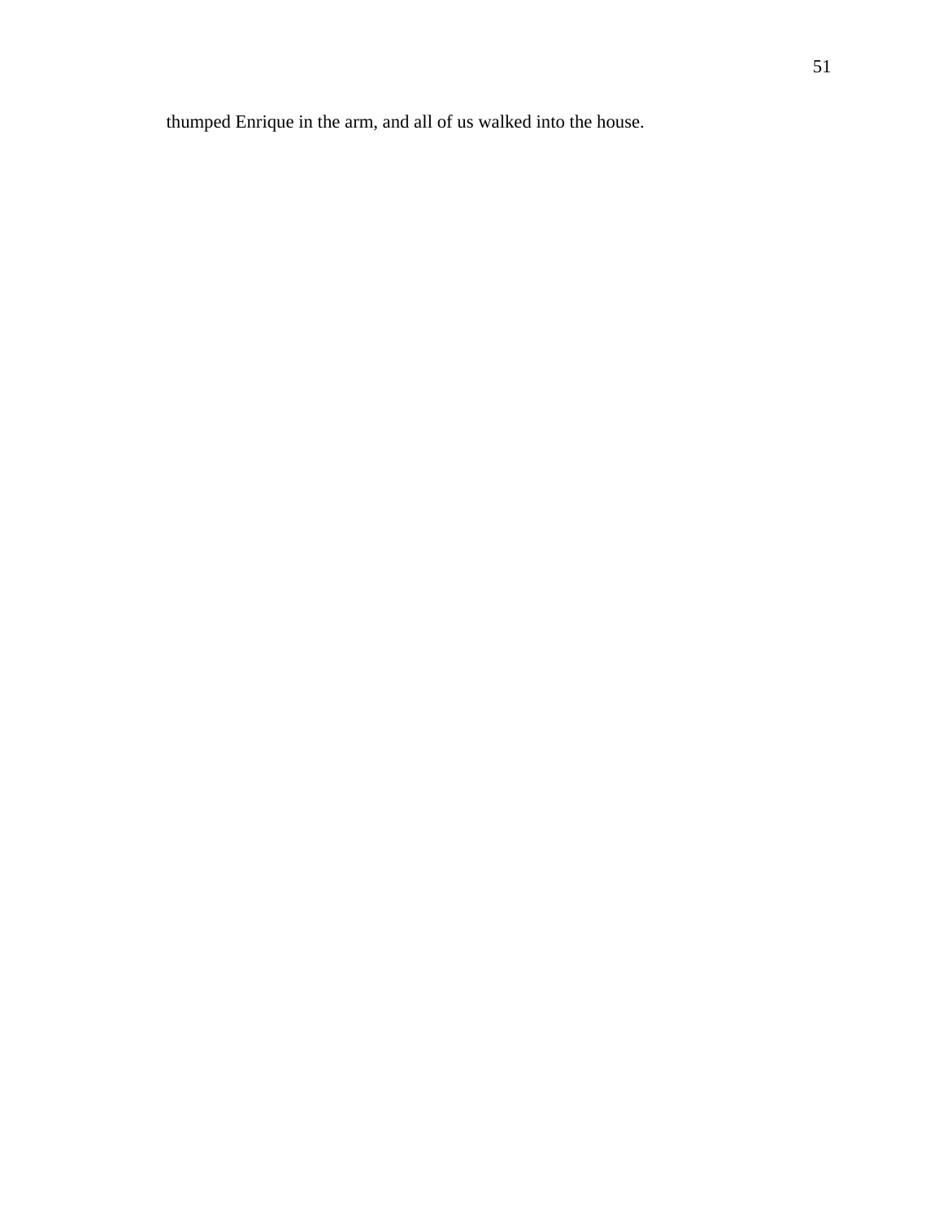thumped Enrique in the arm, and all of us walked into the house.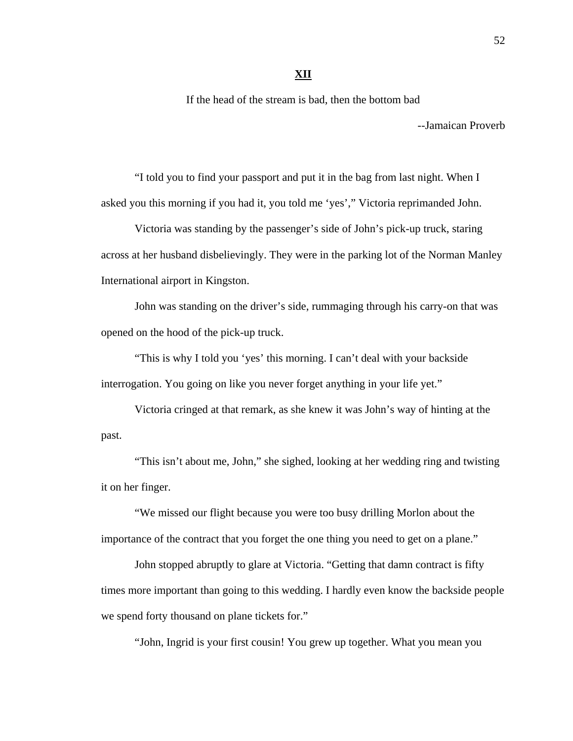## XII

If the head of the stream is bad, then the bottom bad

--Jamaican Proverb

"I told you to find your passport and put it in the bag from last night. When I asked you this morning if you had it, you told me 'yes'," Victoria reprimanded John.

Victoria was standing by the passenger's side of John's pick-up truck, staring across at her husband disbelievingly. They were in the parking lot of the Norman Manley International airport in Kingston.

John was standing on the driver's side, rummaging through his carry-on that was opened on the hood of the pick-up truck.

"This is why I told you 'yes' this morning. I can't deal with your backside interrogation. You going on like you never forget anything in your life yet."

Victoria cringed at that remark, as she knew it was John's way of hinting at the past.

"This isn't about me, John," she sighed, looking at her wedding ring and twisting it on her finger.

"We missed our flight because you were too busy drilling Morlon about the importance of the contract that you forget the one thing you need to get on a plane."

John stopped abruptly to glare at Victoria. "Getting that damn contract is fifty times more important than going to this wedding. I hardly even know the backside people we spend forty thousand on plane tickets for."

"John, Ingrid is your first cousin! You grew up together. What you mean you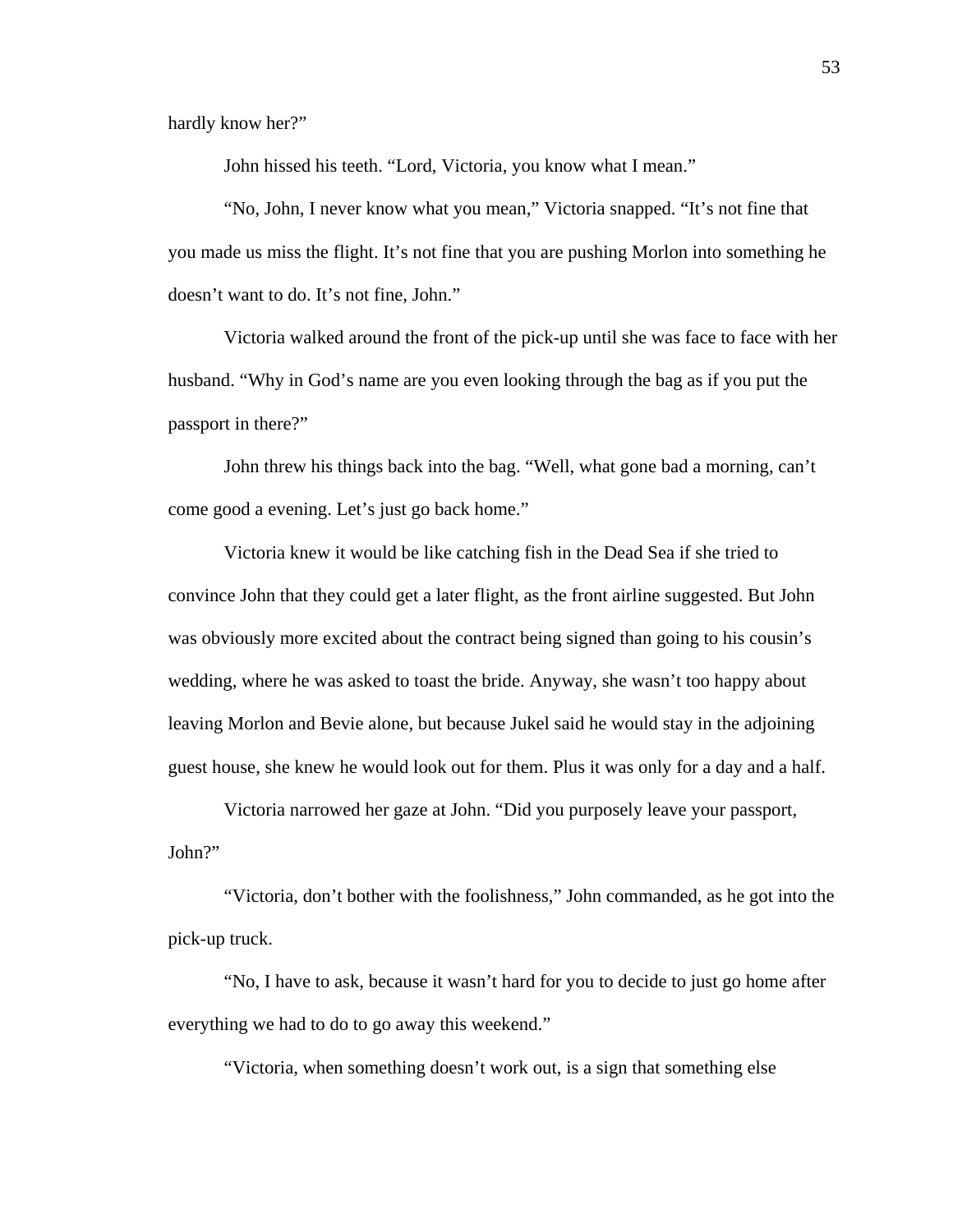hardly know her?"

John hissed his teeth. "Lord, Victoria, you know what I mean."

"No, John, I never know what you mean," Victoria snapped. "It's not fine that you made us miss the flight. It's not fine that you are pushing Morlon into something he doesn't want to do. It's not fine, John."

Victoria walked around the front of the pick-up until she was face to face with her husband. "Why in God's name are you even looking through the bag as if you put the passport in there?"

John threw his things back into the bag. "Well, what gone bad a morning, can't come good a evening. Let's just go back home."

Victoria knew it would be like catching fish in the Dead Sea if she tried to convince John that they could get a later flight, as the front airline suggested. But John was obviously more excited about the contract being signed than going to his cousin's wedding, where he was asked to toast the bride. Anyway, she wasn't too happy about leaving Morlon and Bevie alone, but because Jukel said he would stay in the adjoining guest house, she knew he would look out for them. Plus it was only for a day and a half.

Victoria narrowed her gaze at John. "Did you purposely leave your passport, John?"

"Victoria, don't bother with the foolishness," John commanded, as he got into the pick-up truck.

"No, I have to ask, because it wasn't hard for you to decide to just go home after everything we had to do to go away this weekend."

"Victoria, when something doesn't work out, is a sign that something else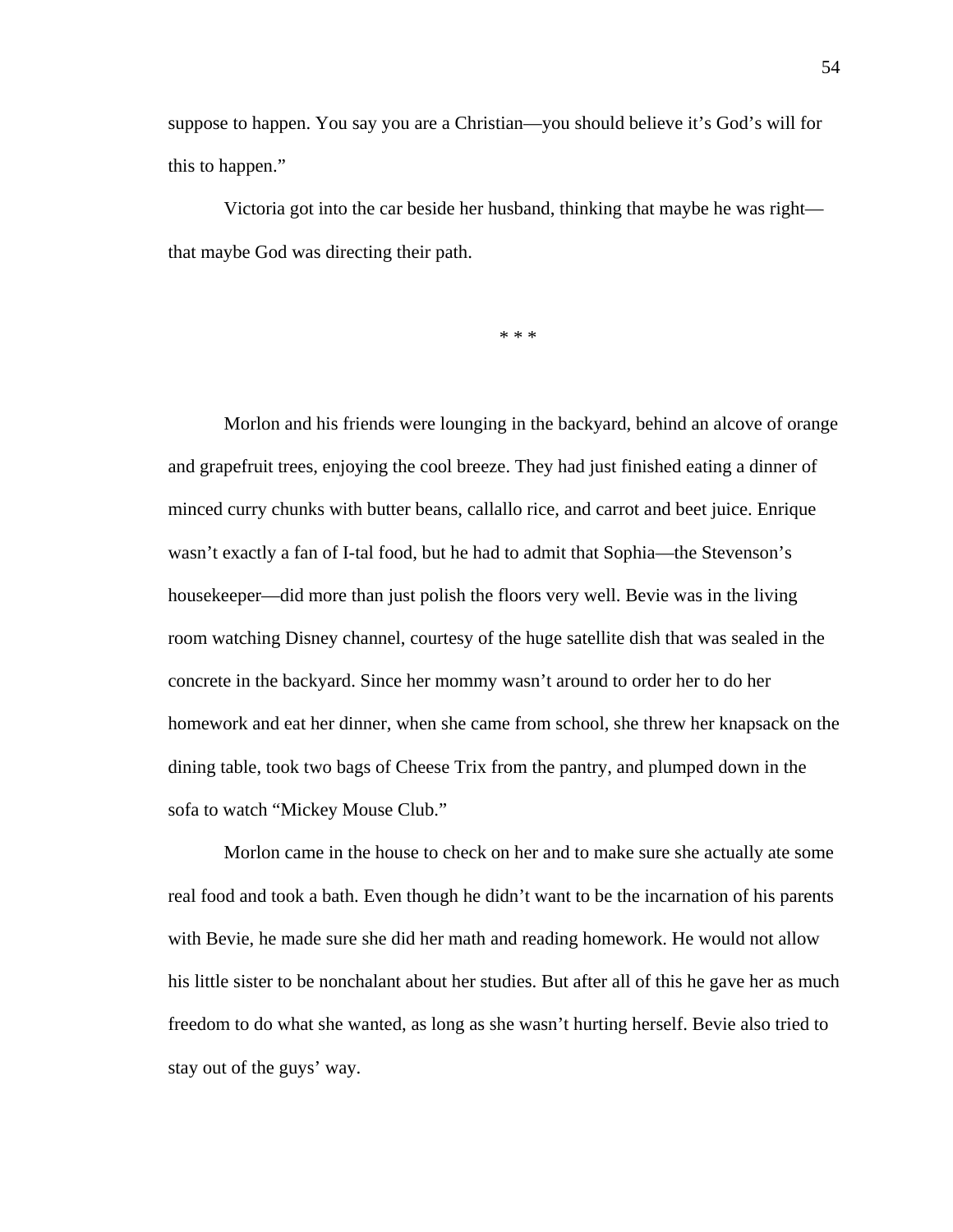suppose to happen. You say you are a Christian—you should believe it's God's will for this to happen."

Victoria got into the car beside her husband, thinking that maybe he was right—that maybe God was directing their path.

* * *

Morlon and his friends were lounging in the backyard, behind an alcove of orange and grapefruit trees, enjoying the cool breeze. They had just finished eating a dinner of minced curry chunks with butter beans, callallo rice, and carrot and beet juice. Enrique wasn't exactly a fan of I-tal food, but he had to admit that Sophia—the Stevenson's housekeeper—did more than just polish the floors very well. Bevie was in the living room watching Disney channel, courtesy of the huge satellite dish that was sealed in the concrete in the backyard. Since her mommy wasn't around to order her to do her homework and eat her dinner, when she came from school, she threw her knapsack on the dining table, took two bags of Cheese Trix from the pantry, and plumped down in the sofa to watch "Mickey Mouse Club."

Morlon came in the house to check on her and to make sure she actually ate some real food and took a bath. Even though he didn't want to be the incarnation of his parents with Bevie, he made sure she did her math and reading homework. He would not allow his little sister to be nonchalant about her studies. But after all of this he gave her as much freedom to do what she wanted, as long as she wasn't hurting herself. Bevie also tried to stay out of the guys' way.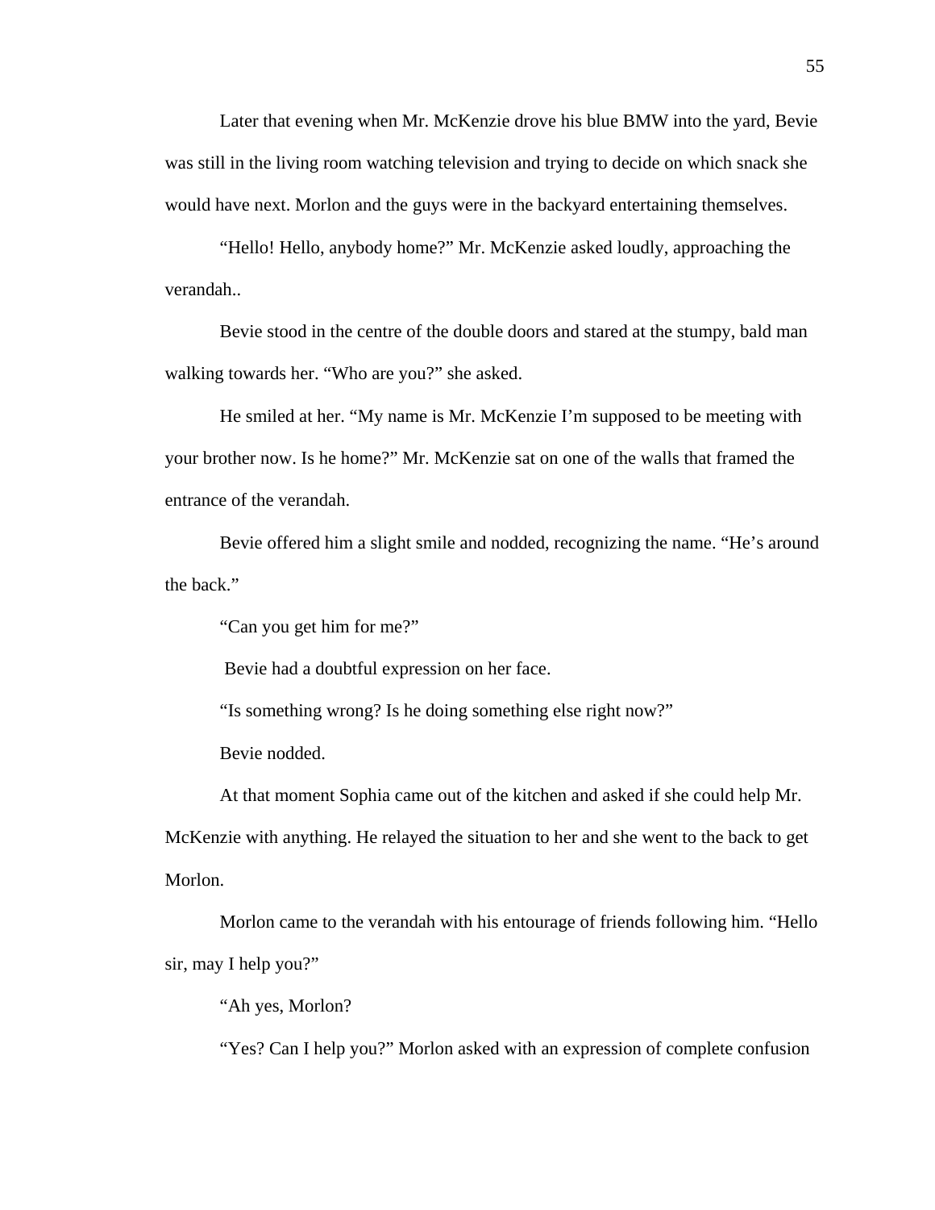Later that evening when Mr. McKenzie drove his blue BMW into the yard, Bevie was still in the living room watching television and trying to decide on which snack she would have next. Morlon and the guys were in the backyard entertaining themselves.

"Hello! Hello, anybody home?" Mr. McKenzie asked loudly, approaching the verandah..

Bevie stood in the centre of the double doors and stared at the stumpy, bald man walking towards her. "Who are you?" she asked.

He smiled at her. "My name is Mr. McKenzie I'm supposed to be meeting with your brother now. Is he home?" Mr. McKenzie sat on one of the walls that framed the entrance of the verandah.

Bevie offered him a slight smile and nodded, recognizing the name. "He's around the back."

"Can you get him for me?"

Bevie had a doubtful expression on her face.

"Is something wrong? Is he doing something else right now?"

Bevie nodded.

At that moment Sophia came out of the kitchen and asked if she could help Mr. McKenzie with anything. He relayed the situation to her and she went to the back to get Morlon.

Morlon came to the verandah with his entourage of friends following him. "Hello sir, may I help you?"

"Ah yes, Morlon?

"Yes? Can I help you?" Morlon asked with an expression of complete confusion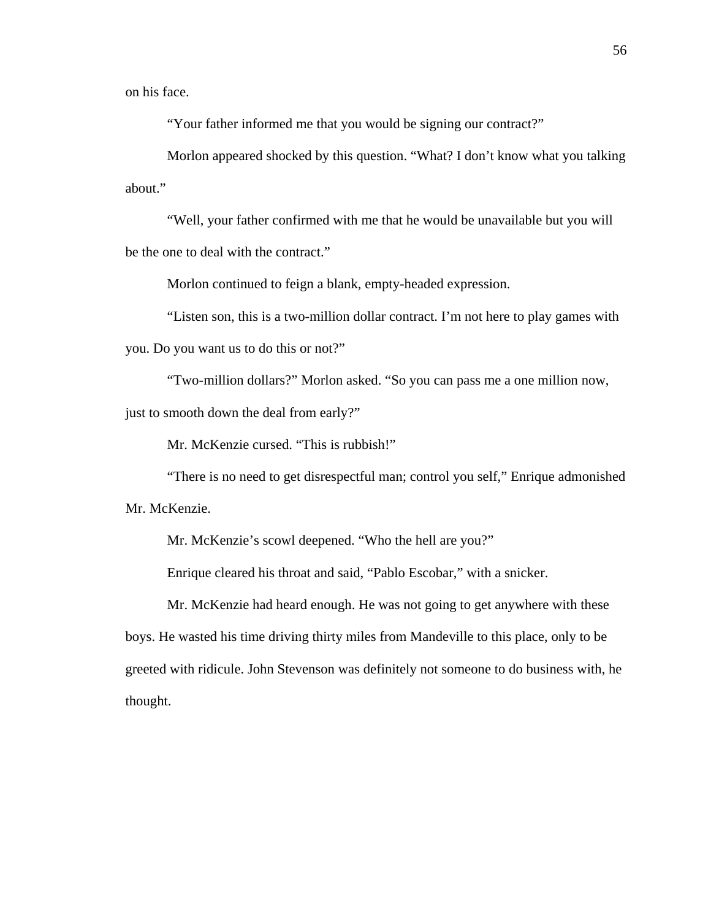on his face.

"Your father informed me that you would be signing our contract?"

Morlon appeared shocked by this question. "What? I don't know what you talking about."

"Well, your father confirmed with me that he would be unavailable but you will be the one to deal with the contract."

Morlon continued to feign a blank, empty-headed expression.

"Listen son, this is a two-million dollar contract. I'm not here to play games with you. Do you want us to do this or not?"

"Two-million dollars?" Morlon asked. "So you can pass me a one million now, just to smooth down the deal from early?"

Mr. McKenzie cursed. "This is rubbish!"

"There is no need to get disrespectful man; control you self," Enrique admonished Mr. McKenzie.

Mr. McKenzie's scowl deepened. "Who the hell are you?"

Enrique cleared his throat and said, "Pablo Escobar," with a snicker.

Mr. McKenzie had heard enough. He was not going to get anywhere with these boys. He wasted his time driving thirty miles from Mandeville to this place, only to be greeted with ridicule. John Stevenson was definitely not someone to do business with, he thought.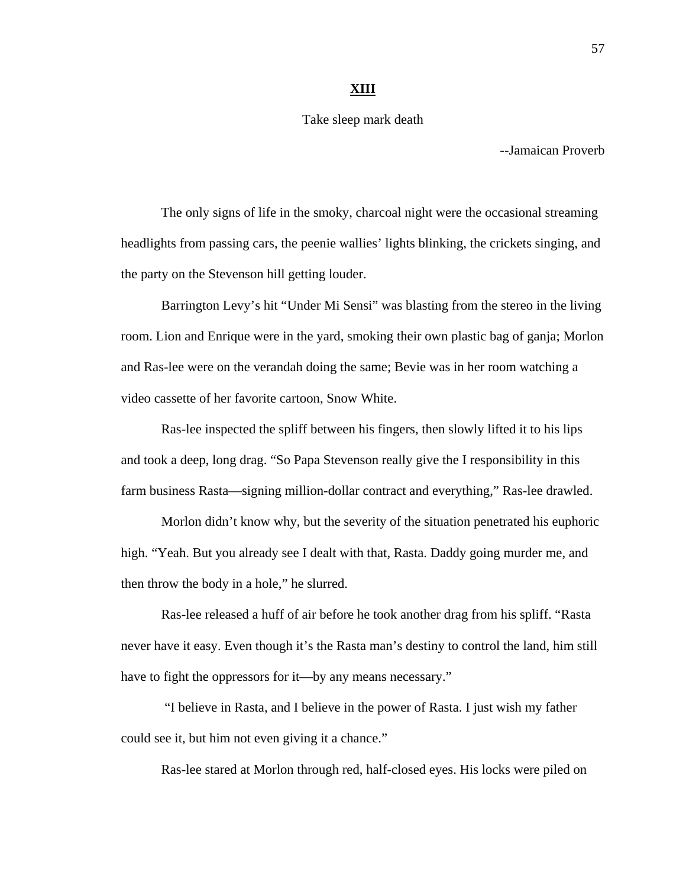## XIII

Take sleep mark death

--Jamaican Proverb

The only signs of life in the smoky, charcoal night were the occasional streaming headlights from passing cars, the peenie wallies' lights blinking, the crickets singing, and the party on the Stevenson hill getting louder.

Barrington Levy's hit "Under Mi Sensi" was blasting from the stereo in the living room. Lion and Enrique were in the yard, smoking their own plastic bag of ganja; Morlon and Ras-lee were on the verandah doing the same; Bevie was in her room watching a video cassette of her favorite cartoon, Snow White.

Ras-lee inspected the spliff between his fingers, then slowly lifted it to his lips and took a deep, long drag. "So Papa Stevenson really give the I responsibility in this farm business Rasta—signing million-dollar contract and everything," Ras-lee drawled.

Morlon didn't know why, but the severity of the situation penetrated his euphoric high. "Yeah. But you already see I dealt with that, Rasta. Daddy going murder me, and then throw the body in a hole," he slurred.

Ras-lee released a huff of air before he took another drag from his spliff. "Rasta never have it easy. Even though it's the Rasta man's destiny to control the land, him still have to fight the oppressors for it—by any means necessary."

"I believe in Rasta, and I believe in the power of Rasta. I just wish my father could see it, but him not even giving it a chance."

Ras-lee stared at Morlon through red, half-closed eyes. His locks were piled on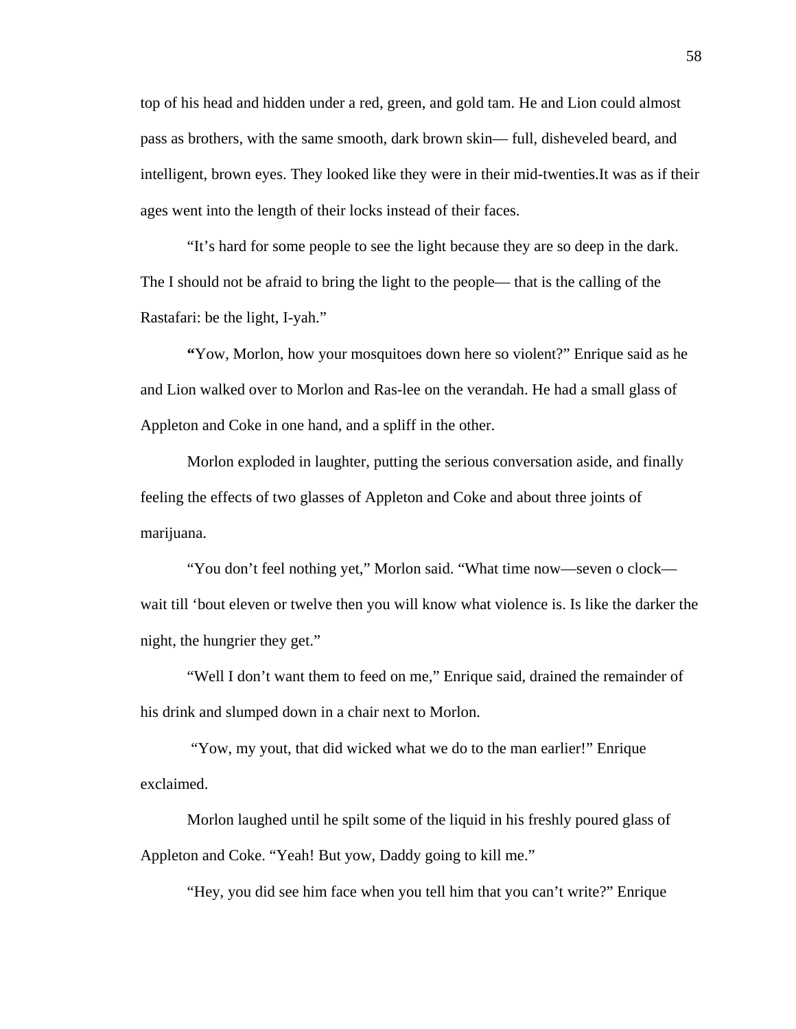top of his head and hidden under a red, green, and gold tam. He and Lion could almost pass as brothers, with the same smooth, dark brown skin— full, disheveled beard, and intelligent, brown eyes. They looked like they were in their mid-twenties.It was as if their ages went into the length of their locks instead of their faces.

"It's hard for some people to see the light because they are so deep in the dark. The I should not be afraid to bring the light to the people— that is the calling of the Rastafari: be the light, I-yah."

**"**Yow, Morlon, how your mosquitoes down here so violent?" Enrique said as he and Lion walked over to Morlon and Ras-lee on the verandah. He had a small glass of Appleton and Coke in one hand, and a spliff in the other.

Morlon exploded in laughter, putting the serious conversation aside, and finally feeling the effects of two glasses of Appleton and Coke and about three joints of marijuana.

"You don't feel nothing yet," Morlon said. "What time now—seven o clock— wait till 'bout eleven or twelve then you will know what violence is. Is like the darker the night, the hungrier they get."

"Well I don't want them to feed on me," Enrique said, drained the remainder of his drink and slumped down in a chair next to Morlon.

"Yow, my yout, that did wicked what we do to the man earlier!" Enrique exclaimed.

Morlon laughed until he spilt some of the liquid in his freshly poured glass of Appleton and Coke. "Yeah! But yow, Daddy going to kill me."

"Hey, you did see him face when you tell him that you can't write?" Enrique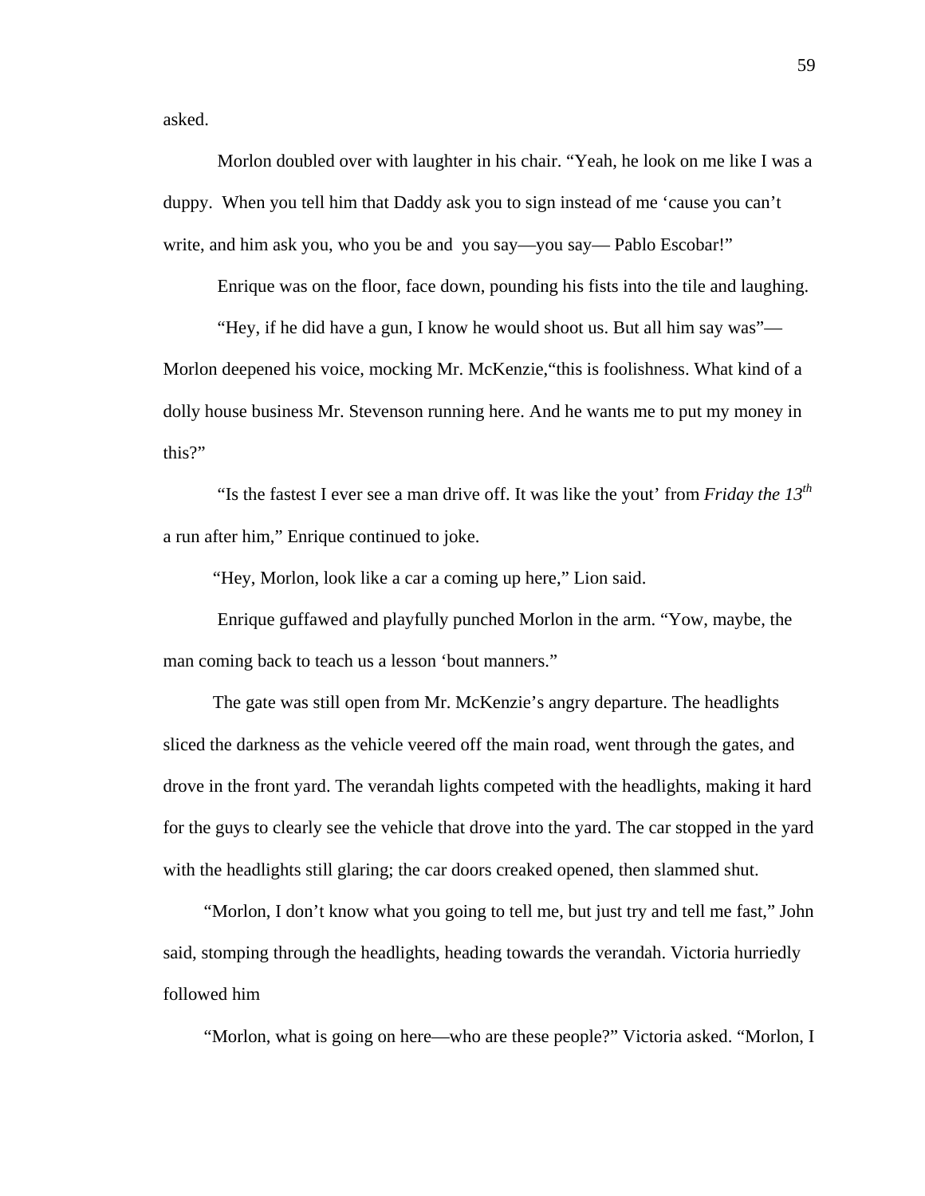asked.

Morlon doubled over with laughter in his chair. “Yeah, he look on me like I was a duppy.  When you tell him that Daddy ask you to sign instead of me ‘cause you can’t write, and him ask you, who you be and  you say—you say— Pablo Escobar!”

Enrique was on the floor, face down, pounding his fists into the tile and laughing.

“Hey, if he did have a gun, I know he would shoot us. But all him say was”—Morlon deepened his voice, mocking Mr. McKenzie,“this is foolishness. What kind of a dolly house business Mr. Stevenson running here. And he wants me to put my money in this?”

“Is the fastest I ever see a man drive off. It was like the yout’ from *Friday the 13th* a run after him,” Enrique continued to joke.

“Hey, Morlon, look like a car a coming up here,” Lion said.

Enrique guffawed and playfully punched Morlon in the arm. “Yow, maybe, the man coming back to teach us a lesson ‘bout manners.”

The gate was still open from Mr. McKenzie’s angry departure. The headlights sliced the darkness as the vehicle veered off the main road, went through the gates, and drove in the front yard. The verandah lights competed with the headlights, making it hard for the guys to clearly see the vehicle that drove into the yard. The car stopped in the yard with the headlights still glaring; the car doors creaked opened, then slammed shut.

“Morlon, I don’t know what you going to tell me, but just try and tell me fast,” John said, stomping through the headlights, heading towards the verandah. Victoria hurriedly followed him

“Morlon, what is going on here—who are these people?” Victoria asked. “Morlon, I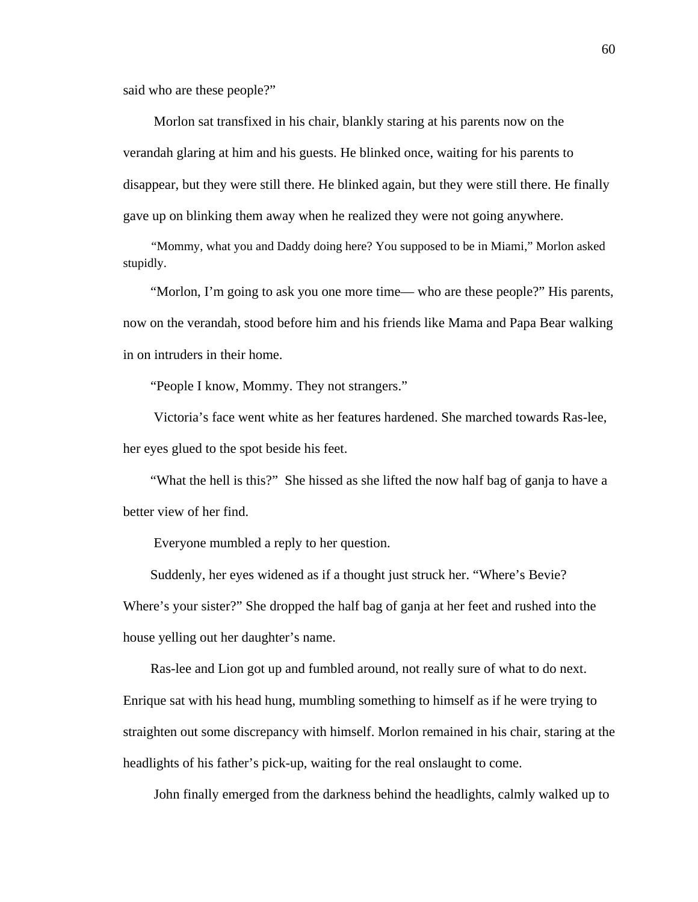said who are these people?"

Morlon sat transfixed in his chair, blankly staring at his parents now on the verandah glaring at him and his guests. He blinked once, waiting for his parents to disappear, but they were still there. He blinked again, but they were still there. He finally gave up on blinking them away when he realized they were not going anywhere.

"Mommy, what you and Daddy doing here? You supposed to be in Miami," Morlon asked stupidly.

"Morlon, I'm going to ask you one more time— who are these people?" His parents, now on the verandah, stood before him and his friends like Mama and Papa Bear walking in on intruders in their home.

"People I know, Mommy. They not strangers."

Victoria's face went white as her features hardened. She marched towards Ras-lee, her eyes glued to the spot beside his feet.

"What the hell is this?" She hissed as she lifted the now half bag of ganja to have a better view of her find.

Everyone mumbled a reply to her question.

Suddenly, her eyes widened as if a thought just struck her. "Where's Bevie? Where's your sister?" She dropped the half bag of ganja at her feet and rushed into the house yelling out her daughter's name.

Ras-lee and Lion got up and fumbled around, not really sure of what to do next. Enrique sat with his head hung, mumbling something to himself as if he were trying to straighten out some discrepancy with himself. Morlon remained in his chair, staring at the headlights of his father's pick-up, waiting for the real onslaught to come.

John finally emerged from the darkness behind the headlights, calmly walked up to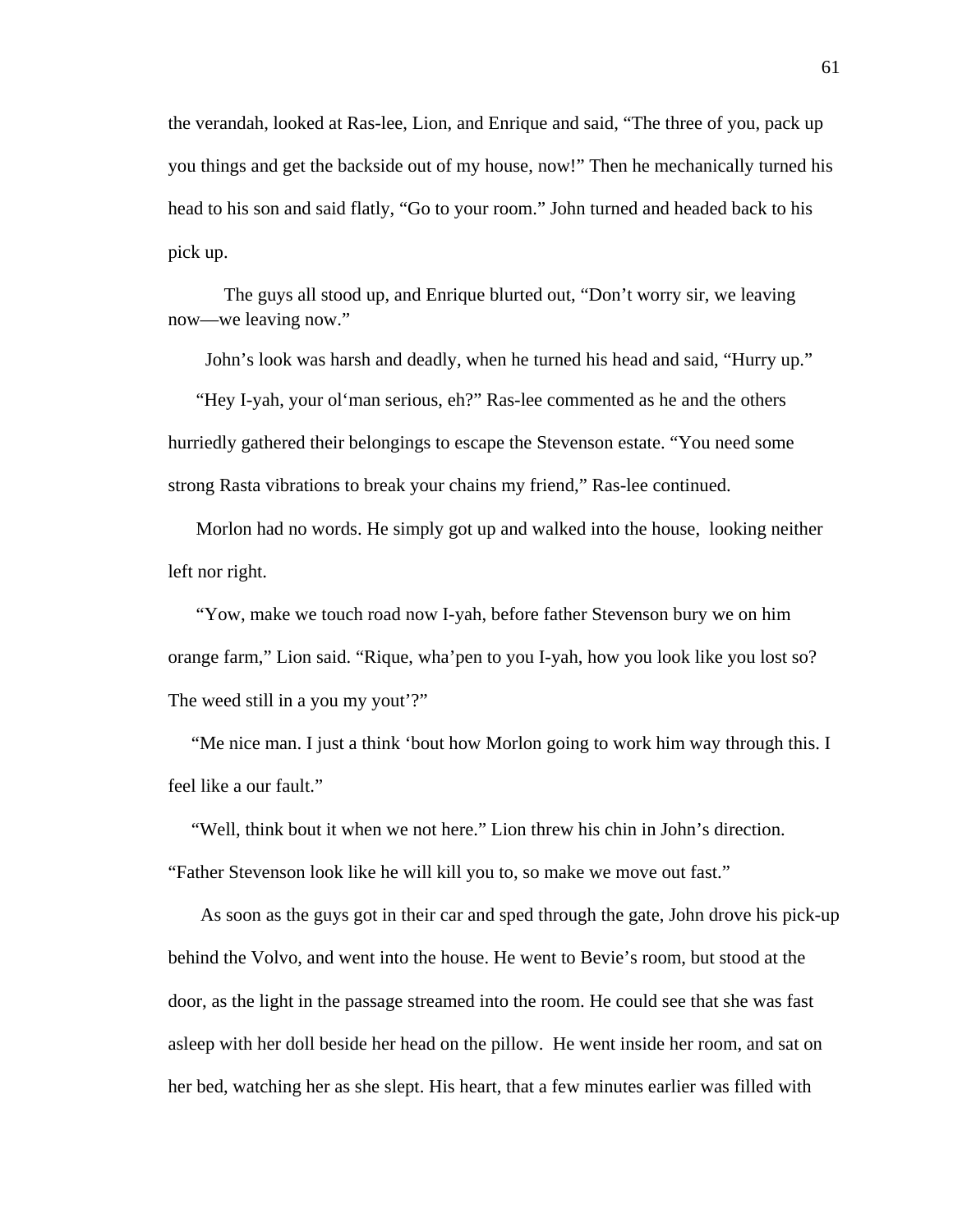the verandah, looked at Ras-lee, Lion, and Enrique and said, "The three of you, pack up you things and get the backside out of my house, now!" Then he mechanically turned his head to his son and said flatly, "Go to your room." John turned and headed back to his pick up.

The guys all stood up, and Enrique blurted out, "Don't worry sir, we leaving now—we leaving now."

John's look was harsh and deadly, when he turned his head and said, "Hurry up."

"Hey I-yah, your ol'man serious, eh?" Ras-lee commented as he and the others hurriedly gathered their belongings to escape the Stevenson estate. "You need some strong Rasta vibrations to break your chains my friend," Ras-lee continued.

Morlon had no words. He simply got up and walked into the house, looking neither left nor right.

"Yow, make we touch road now I-yah, before father Stevenson bury we on him orange farm," Lion said. "Rique, wha'pen to you I-yah, how you look like you lost so? The weed still in a you my yout'?"

"Me nice man. I just a think 'bout how Morlon going to work him way through this. I feel like a our fault."

"Well, think bout it when we not here." Lion threw his chin in John's direction. "Father Stevenson look like he will kill you to, so make we move out fast."

As soon as the guys got in their car and sped through the gate, John drove his pick-up behind the Volvo, and went into the house. He went to Bevie's room, but stood at the door, as the light in the passage streamed into the room. He could see that she was fast asleep with her doll beside her head on the pillow. He went inside her room, and sat on her bed, watching her as she slept. His heart, that a few minutes earlier was filled with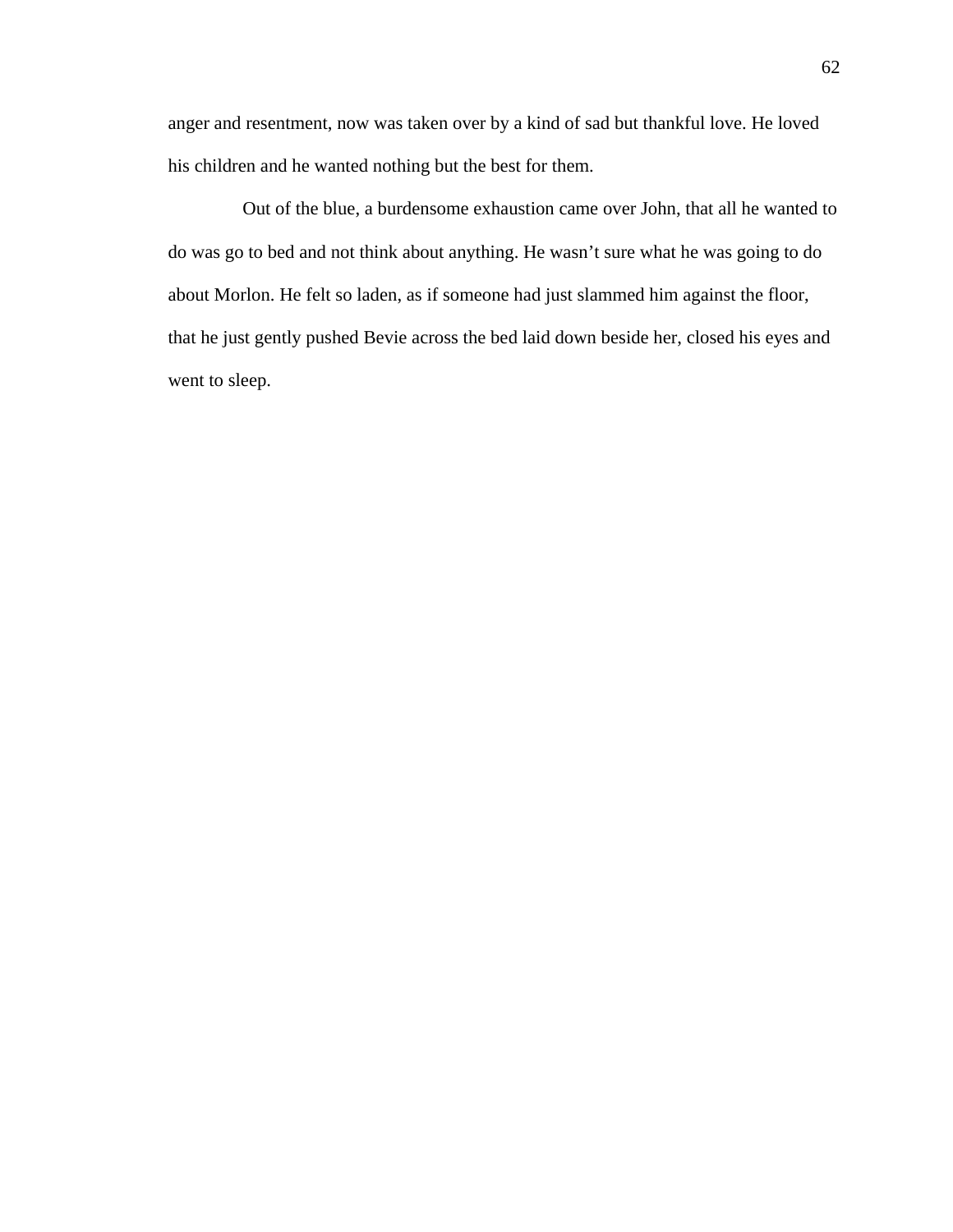anger and resentment, now was taken over by a kind of sad but thankful love. He loved his children and he wanted nothing but the best for them.

Out of the blue, a burdensome exhaustion came over John, that all he wanted to do was go to bed and not think about anything. He wasn't sure what he was going to do about Morlon. He felt so laden, as if someone had just slammed him against the floor, that he just gently pushed Bevie across the bed laid down beside her, closed his eyes and went to sleep.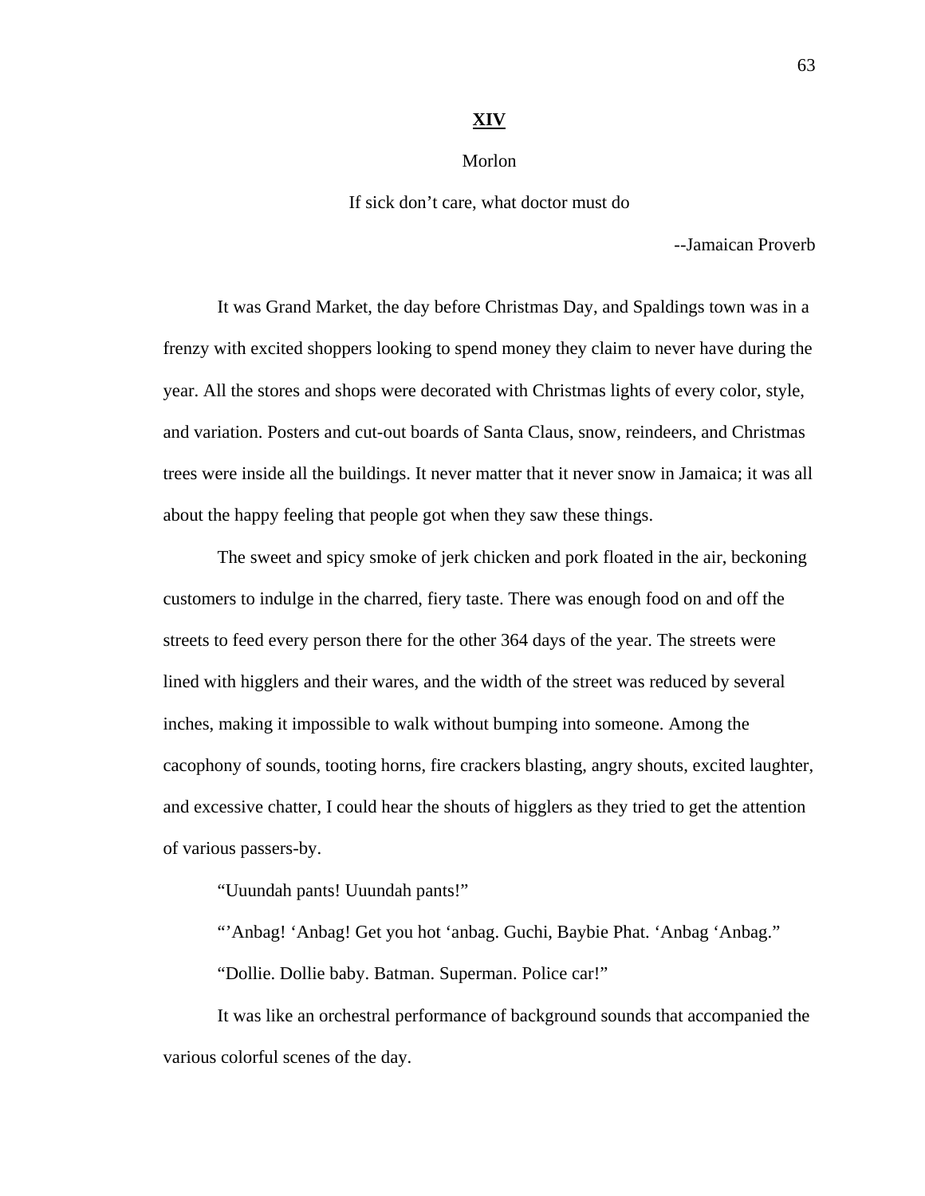## XIV

Morlon

If sick don't care, what doctor must do

--Jamaican Proverb

It was Grand Market, the day before Christmas Day, and Spaldings town was in a frenzy with excited shoppers looking to spend money they claim to never have during the year. All the stores and shops were decorated with Christmas lights of every color, style, and variation. Posters and cut-out boards of Santa Claus, snow, reindeers, and Christmas trees were inside all the buildings. It never matter that it never snow in Jamaica; it was all about the happy feeling that people got when they saw these things.

The sweet and spicy smoke of jerk chicken and pork floated in the air, beckoning customers to indulge in the charred, fiery taste. There was enough food on and off the streets to feed every person there for the other 364 days of the year. The streets were lined with higglers and their wares, and the width of the street was reduced by several inches, making it impossible to walk without bumping into someone. Among the cacophony of sounds, tooting horns, fire crackers blasting, angry shouts, excited laughter, and excessive chatter, I could hear the shouts of higglers as they tried to get the attention of various passers-by.

"Uuundah pants! Uuundah pants!"

"'Anbag! 'Anbag! Get you hot 'anbag. Guchi, Baybie Phat. 'Anbag 'Anbag."

"Dollie. Dollie baby. Batman. Superman. Police car!"

It was like an orchestral performance of background sounds that accompanied the various colorful scenes of the day.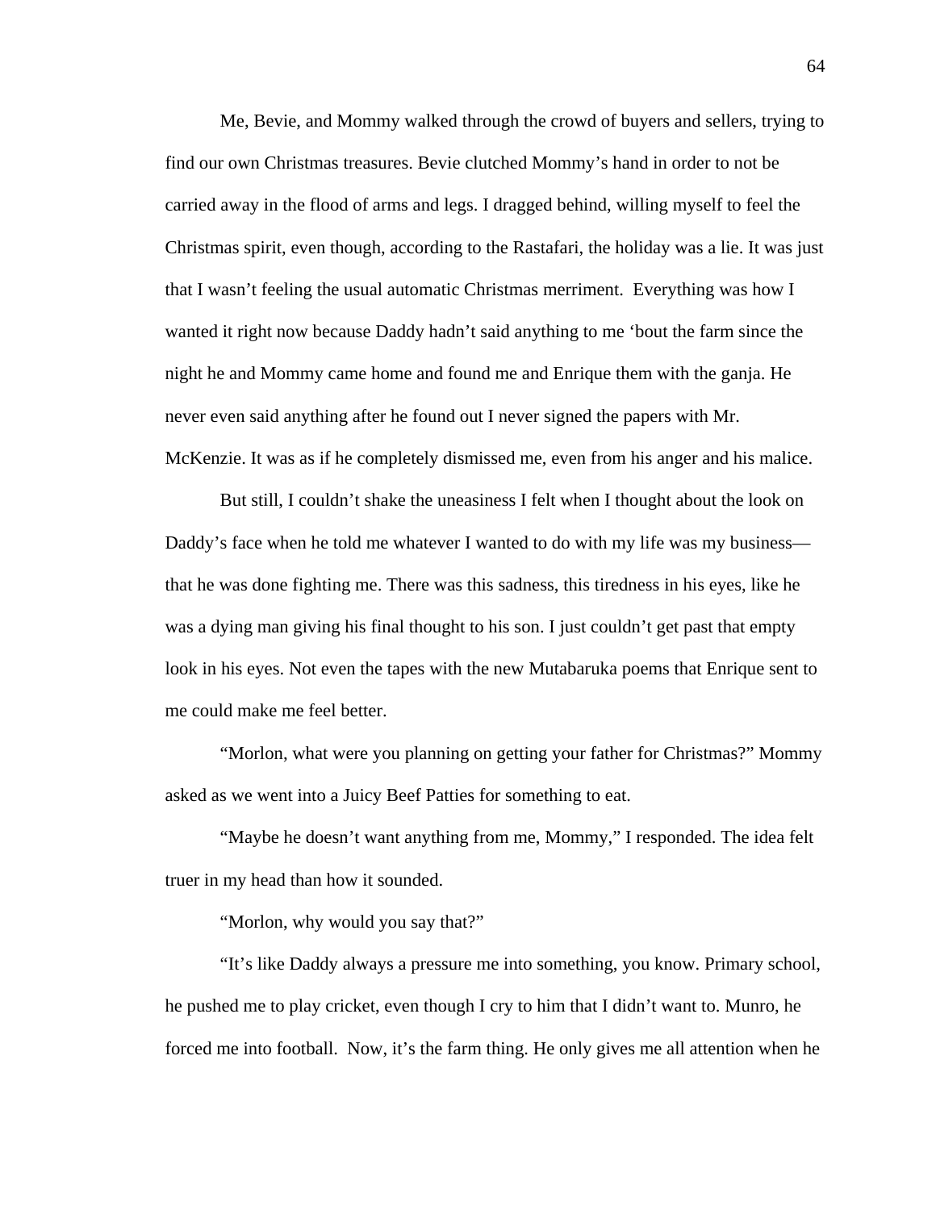Me, Bevie, and Mommy walked through the crowd of buyers and sellers, trying to find our own Christmas treasures. Bevie clutched Mommy's hand in order to not be carried away in the flood of arms and legs. I dragged behind, willing myself to feel the Christmas spirit, even though, according to the Rastafari, the holiday was a lie. It was just that I wasn't feeling the usual automatic Christmas merriment. Everything was how I wanted it right now because Daddy hadn't said anything to me 'bout the farm since the night he and Mommy came home and found me and Enrique them with the ganja. He never even said anything after he found out I never signed the papers with Mr. McKenzie. It was as if he completely dismissed me, even from his anger and his malice.

But still, I couldn't shake the uneasiness I felt when I thought about the look on Daddy's face when he told me whatever I wanted to do with my life was my business—that he was done fighting me. There was this sadness, this tiredness in his eyes, like he was a dying man giving his final thought to his son. I just couldn't get past that empty look in his eyes. Not even the tapes with the new Mutabaruka poems that Enrique sent to me could make me feel better.

"Morlon, what were you planning on getting your father for Christmas?" Mommy asked as we went into a Juicy Beef Patties for something to eat.

"Maybe he doesn't want anything from me, Mommy," I responded. The idea felt truer in my head than how it sounded.

"Morlon, why would you say that?"

"It's like Daddy always a pressure me into something, you know. Primary school, he pushed me to play cricket, even though I cry to him that I didn't want to. Munro, he forced me into football. Now, it's the farm thing. He only gives me all attention when he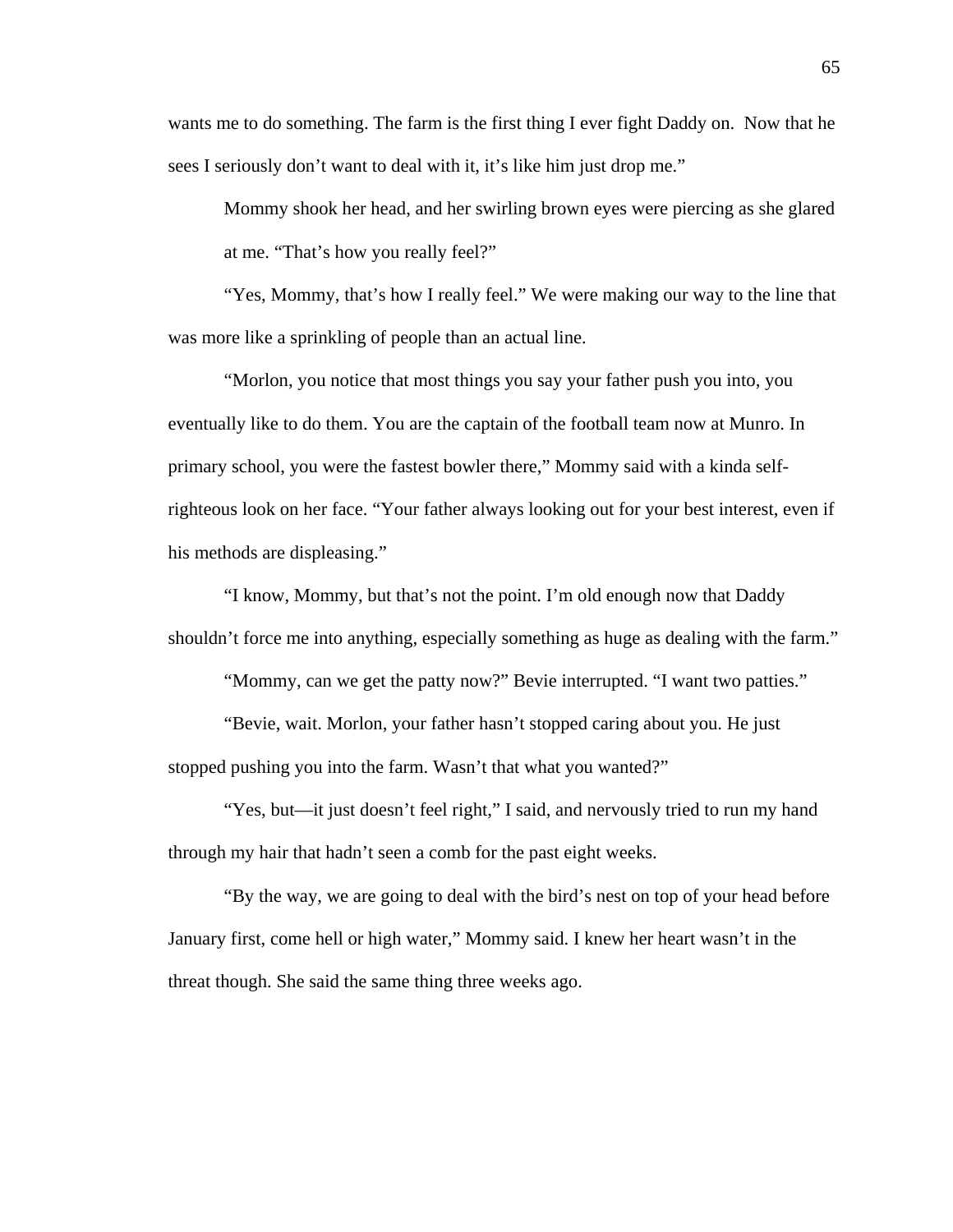wants me to do something. The farm is the first thing I ever fight Daddy on.  Now that he sees I seriously don't want to deal with it, it's like him just drop me."

Mommy shook her head, and her swirling brown eyes were piercing as she glared at me. "That's how you really feel?"

"Yes, Mommy, that's how I really feel." We were making our way to the line that was more like a sprinkling of people than an actual line.

"Morlon, you notice that most things you say your father push you into, you eventually like to do them. You are the captain of the football team now at Munro. In primary school, you were the fastest bowler there," Mommy said with a kinda self-righteous look on her face. "Your father always looking out for your best interest, even if his methods are displeasing."

"I know, Mommy, but that's not the point. I'm old enough now that Daddy shouldn't force me into anything, especially something as huge as dealing with the farm."

"Mommy, can we get the patty now?" Bevie interrupted. "I want two patties."

"Bevie, wait. Morlon, your father hasn't stopped caring about you. He just stopped pushing you into the farm. Wasn't that what you wanted?"

"Yes, but—it just doesn't feel right," I said, and nervously tried to run my hand through my hair that hadn't seen a comb for the past eight weeks.

"By the way, we are going to deal with the bird's nest on top of your head before January first, come hell or high water," Mommy said. I knew her heart wasn't in the threat though. She said the same thing three weeks ago.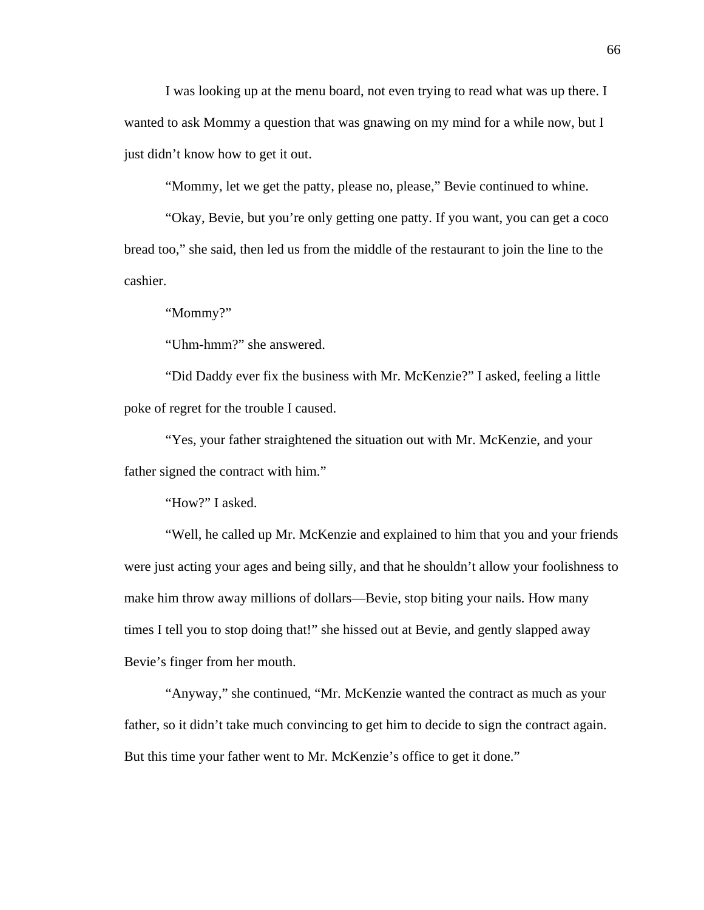I was looking up at the menu board, not even trying to read what was up there. I wanted to ask Mommy a question that was gnawing on my mind for a while now, but I just didn’t know how to get it out.

“Mommy, let we get the patty, please no, please,” Bevie continued to whine.

“Okay, Bevie, but you’re only getting one patty. If you want, you can get a coco bread too,” she said, then led us from the middle of the restaurant to join the line to the cashier.

“Mommy?”

“Uhm-hmm?” she answered.

“Did Daddy ever fix the business with Mr. McKenzie?” I asked, feeling a little poke of regret for the trouble I caused.

“Yes, your father straightened the situation out with Mr. McKenzie, and your father signed the contract with him.”

“How?” I asked.

“Well, he called up Mr. McKenzie and explained to him that you and your friends were just acting your ages and being silly, and that he shouldn’t allow your foolishness to make him throw away millions of dollars—Bevie, stop biting your nails. How many times I tell you to stop doing that!” she hissed out at Bevie, and gently slapped away Bevie’s finger from her mouth.

“Anyway,” she continued, “Mr. McKenzie wanted the contract as much as your father, so it didn’t take much convincing to get him to decide to sign the contract again. But this time your father went to Mr. McKenzie’s office to get it done.”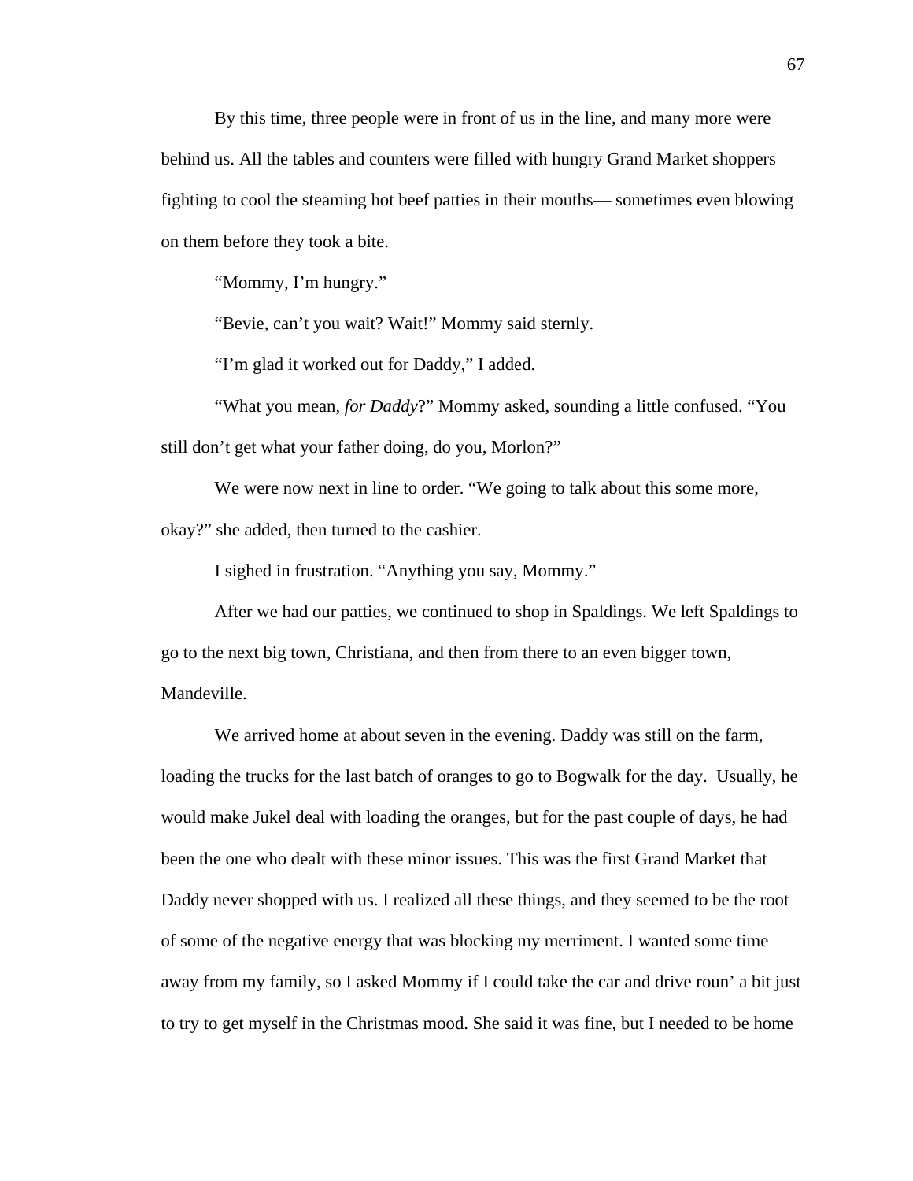By this time, three people were in front of us in the line, and many more were behind us. All the tables and counters were filled with hungry Grand Market shoppers fighting to cool the steaming hot beef patties in their mouths— sometimes even blowing on them before they took a bite.

"Mommy, I'm hungry."

"Bevie, can't you wait? Wait!" Mommy said sternly.

"I'm glad it worked out for Daddy," I added.

"What you mean, *for Daddy*?" Mommy asked, sounding a little confused. "You still don't get what your father doing, do you, Morlon?"

We were now next in line to order. "We going to talk about this some more, okay?" she added, then turned to the cashier.

I sighed in frustration. "Anything you say, Mommy."

After we had our patties, we continued to shop in Spaldings. We left Spaldings to go to the next big town, Christiana, and then from there to an even bigger town, Mandeville.

We arrived home at about seven in the evening. Daddy was still on the farm, loading the trucks for the last batch of oranges to go to Bogwalk for the day. Usually, he would make Jukel deal with loading the oranges, but for the past couple of days, he had been the one who dealt with these minor issues. This was the first Grand Market that Daddy never shopped with us. I realized all these things, and they seemed to be the root of some of the negative energy that was blocking my merriment. I wanted some time away from my family, so I asked Mommy if I could take the car and drive roun' a bit just to try to get myself in the Christmas mood. She said it was fine, but I needed to be home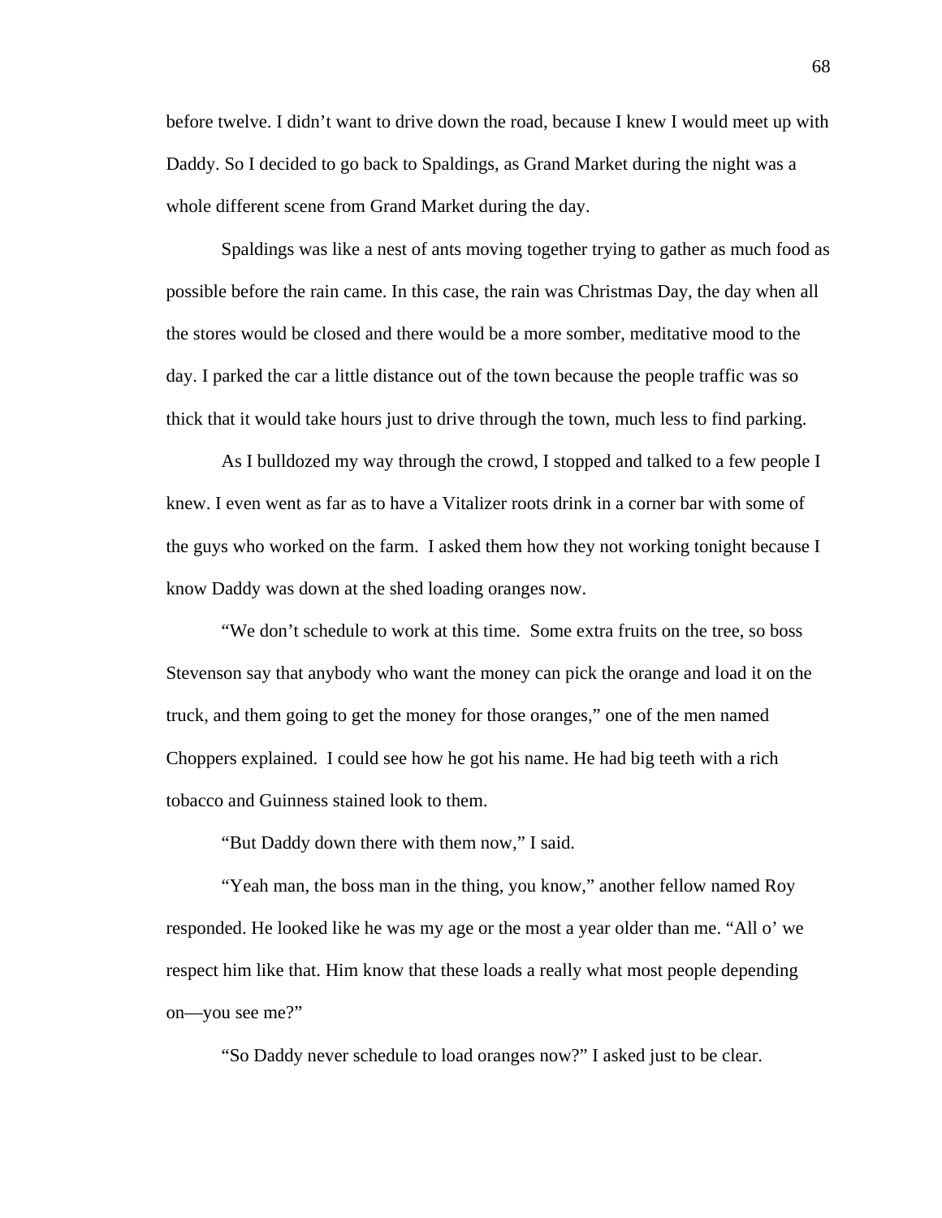before twelve. I didn't want to drive down the road, because I knew I would meet up with Daddy. So I decided to go back to Spaldings, as Grand Market during the night was a whole different scene from Grand Market during the day.

Spaldings was like a nest of ants moving together trying to gather as much food as possible before the rain came. In this case, the rain was Christmas Day, the day when all the stores would be closed and there would be a more somber, meditative mood to the day. I parked the car a little distance out of the town because the people traffic was so thick that it would take hours just to drive through the town, much less to find parking.

As I bulldozed my way through the crowd, I stopped and talked to a few people I knew. I even went as far as to have a Vitalizer roots drink in a corner bar with some of the guys who worked on the farm. I asked them how they not working tonight because I know Daddy was down at the shed loading oranges now.

"We don't schedule to work at this time. Some extra fruits on the tree, so boss Stevenson say that anybody who want the money can pick the orange and load it on the truck, and them going to get the money for those oranges," one of the men named Choppers explained. I could see how he got his name. He had big teeth with a rich tobacco and Guinness stained look to them.

"But Daddy down there with them now," I said.

"Yeah man, the boss man in the thing, you know," another fellow named Roy responded. He looked like he was my age or the most a year older than me. "All o' we respect him like that. Him know that these loads a really what most people depending on—you see me?"

"So Daddy never schedule to load oranges now?" I asked just to be clear.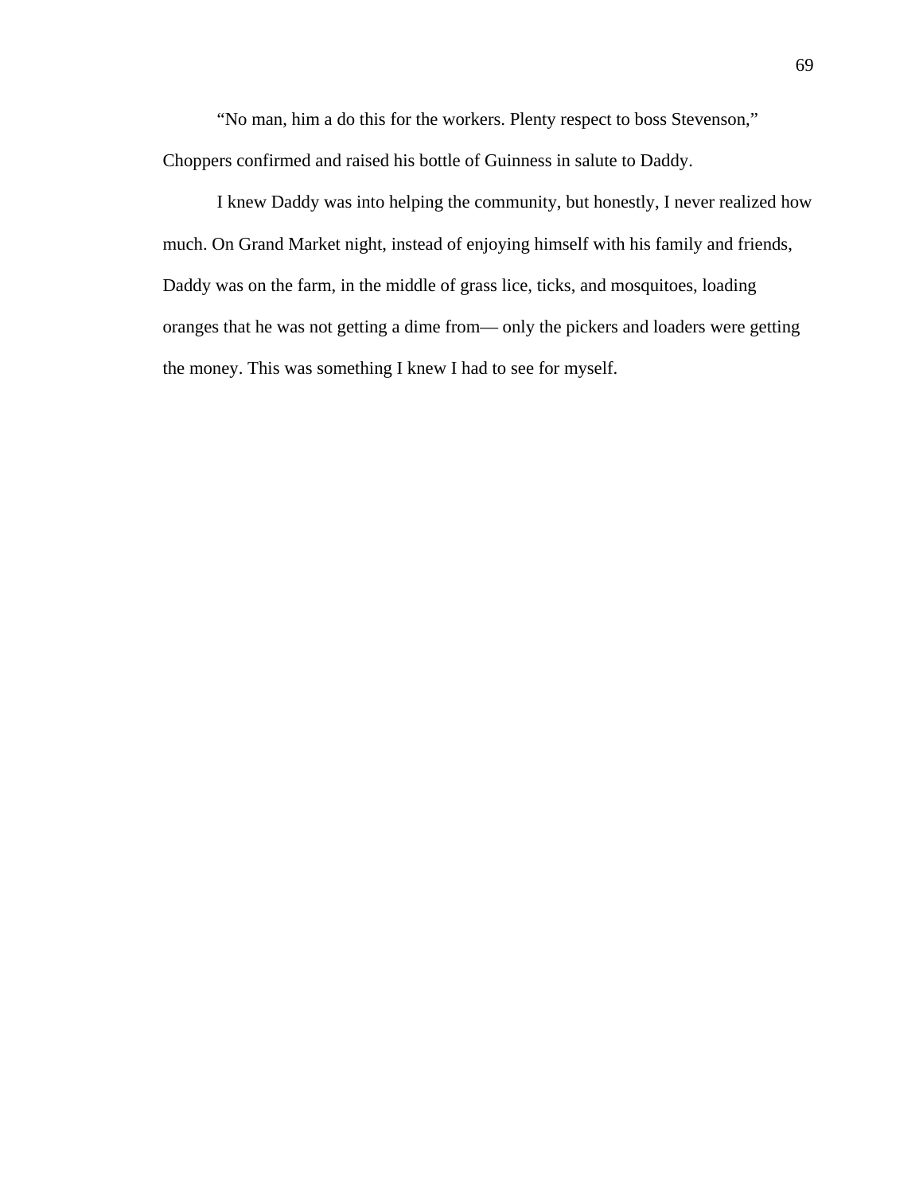"No man, him a do this for the workers. Plenty respect to boss Stevenson," Choppers confirmed and raised his bottle of Guinness in salute to Daddy.

I knew Daddy was into helping the community, but honestly, I never realized how much. On Grand Market night, instead of enjoying himself with his family and friends, Daddy was on the farm, in the middle of grass lice, ticks, and mosquitoes, loading oranges that he was not getting a dime from— only the pickers and loaders were getting the money. This was something I knew I had to see for myself.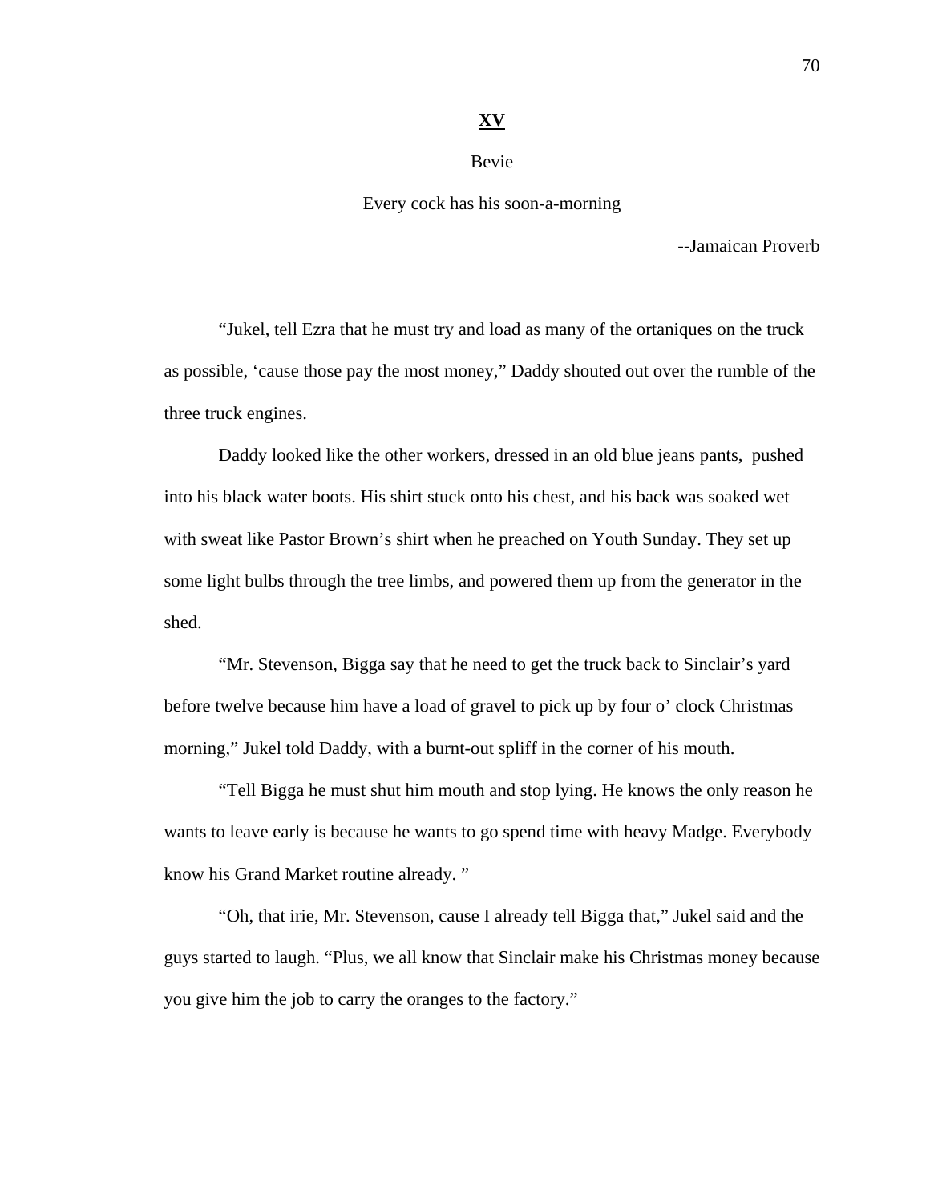# **XV**

Bevie

Every cock has his soon-a-morning

--Jamaican Proverb

"Jukel, tell Ezra that he must try and load as many of the ortaniques on the truck as possible, 'cause those pay the most money," Daddy shouted out over the rumble of the three truck engines.

Daddy looked like the other workers, dressed in an old blue jeans pants, pushed into his black water boots. His shirt stuck onto his chest, and his back was soaked wet with sweat like Pastor Brown's shirt when he preached on Youth Sunday. They set up some light bulbs through the tree limbs, and powered them up from the generator in the shed.

"Mr. Stevenson, Bigga say that he need to get the truck back to Sinclair's yard before twelve because him have a load of gravel to pick up by four o' clock Christmas morning," Jukel told Daddy, with a burnt-out spliff in the corner of his mouth.

"Tell Bigga he must shut him mouth and stop lying. He knows the only reason he wants to leave early is because he wants to go spend time with heavy Madge. Everybody know his Grand Market routine already. "

"Oh, that irie, Mr. Stevenson, cause I already tell Bigga that," Jukel said and the guys started to laugh. "Plus, we all know that Sinclair make his Christmas money because you give him the job to carry the oranges to the factory."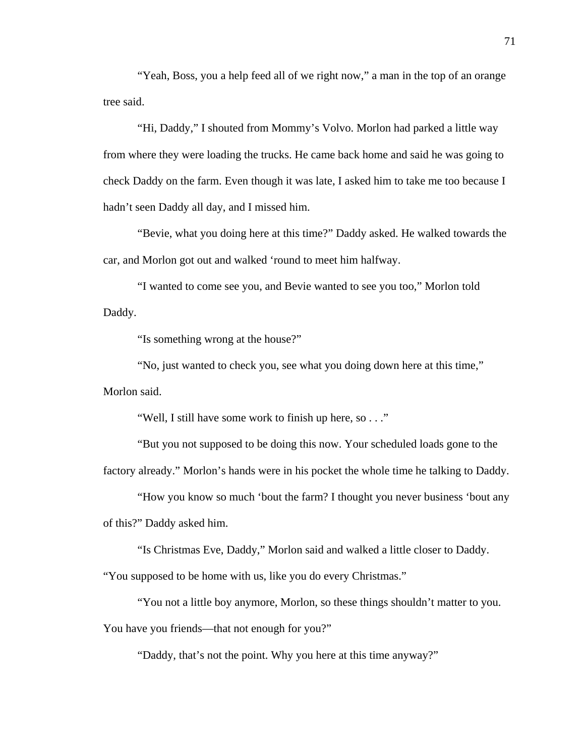"Yeah, Boss, you a help feed all of we right now," a man in the top of an orange tree said.

"Hi, Daddy," I shouted from Mommy's Volvo. Morlon had parked a little way from where they were loading the trucks. He came back home and said he was going to check Daddy on the farm. Even though it was late, I asked him to take me too because I hadn't seen Daddy all day, and I missed him.

"Bevie, what you doing here at this time?" Daddy asked. He walked towards the car, and Morlon got out and walked 'round to meet him halfway.

"I wanted to come see you, and Bevie wanted to see you too," Morlon told Daddy.

"Is something wrong at the house?"

"No, just wanted to check you, see what you doing down here at this time," Morlon said.

"Well, I still have some work to finish up here, so . . ."

"But you not supposed to be doing this now. Your scheduled loads gone to the factory already." Morlon's hands were in his pocket the whole time he talking to Daddy.

"How you know so much 'bout the farm? I thought you never business 'bout any of this?" Daddy asked him.

"Is Christmas Eve, Daddy," Morlon said and walked a little closer to Daddy. "You supposed to be home with us, like you do every Christmas."

"You not a little boy anymore, Morlon, so these things shouldn't matter to you. You have you friends—that not enough for you?"

"Daddy, that's not the point. Why you here at this time anyway?"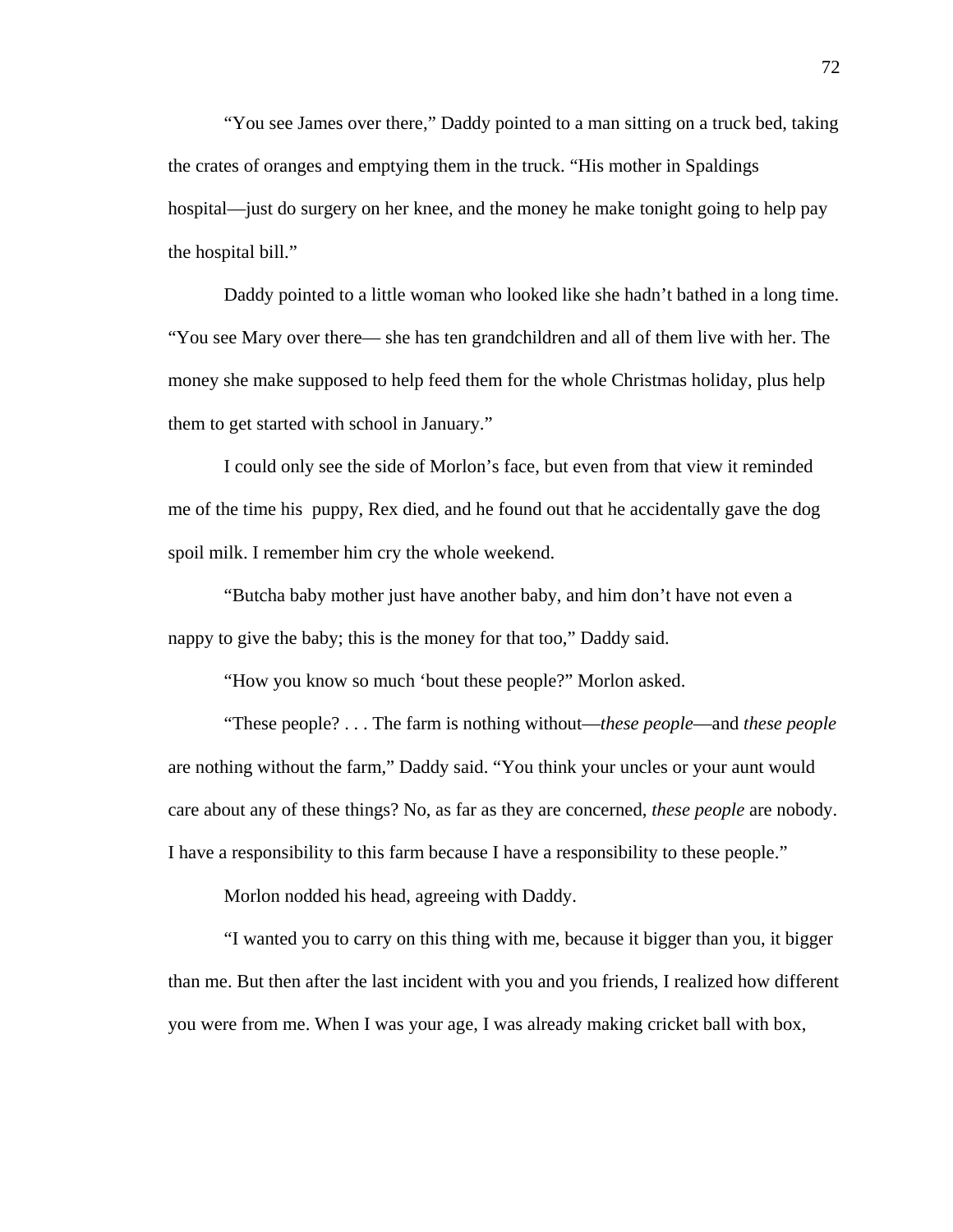"You see James over there," Daddy pointed to a man sitting on a truck bed, taking the crates of oranges and emptying them in the truck. "His mother in Spaldings hospital—just do surgery on her knee, and the money he make tonight going to help pay the hospital bill."

Daddy pointed to a little woman who looked like she hadn't bathed in a long time. "You see Mary over there— she has ten grandchildren and all of them live with her. The money she make supposed to help feed them for the whole Christmas holiday, plus help them to get started with school in January."

I could only see the side of Morlon's face, but even from that view it reminded me of the time his puppy, Rex died, and he found out that he accidentally gave the dog spoil milk. I remember him cry the whole weekend.

"Butcha baby mother just have another baby, and him don't have not even a nappy to give the baby; this is the money for that too," Daddy said.

"How you know so much 'bout these people?" Morlon asked.

"These people? . . . The farm is nothing without—*these people*—and *these people* are nothing without the farm," Daddy said. "You think your uncles or your aunt would care about any of these things? No, as far as they are concerned, *these people* are nobody. I have a responsibility to this farm because I have a responsibility to these people."

Morlon nodded his head, agreeing with Daddy.

"I wanted you to carry on this thing with me, because it bigger than you, it bigger than me. But then after the last incident with you and you friends, I realized how different you were from me. When I was your age, I was already making cricket ball with box,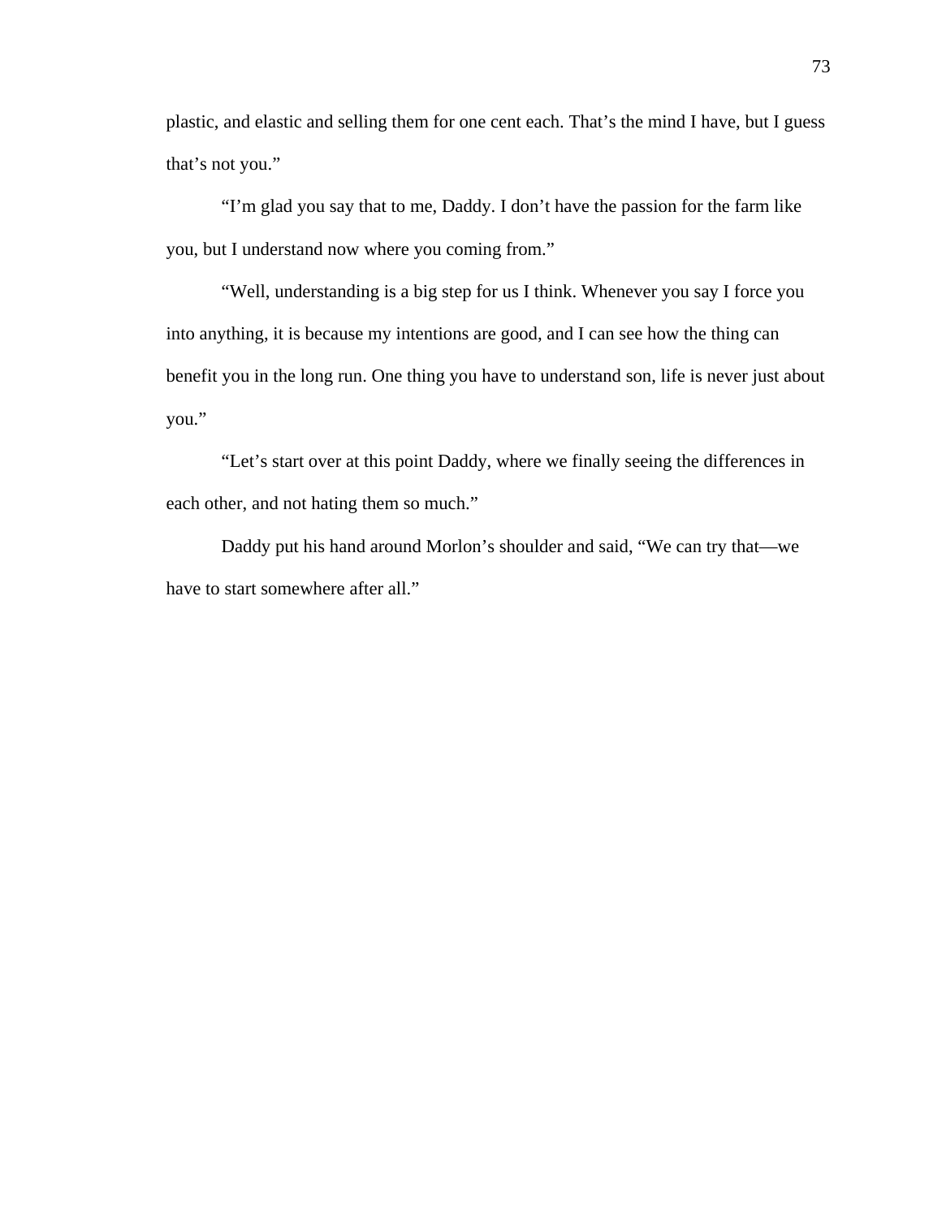plastic, and elastic and selling them for one cent each. That's the mind I have, but I guess that's not you."

"I'm glad you say that to me, Daddy. I don't have the passion for the farm like you, but I understand now where you coming from."

"Well, understanding is a big step for us I think. Whenever you say I force you into anything, it is because my intentions are good, and I can see how the thing can benefit you in the long run. One thing you have to understand son, life is never just about you."

"Let's start over at this point Daddy, where we finally seeing the differences in each other, and not hating them so much."

Daddy put his hand around Morlon's shoulder and said, "We can try that—we have to start somewhere after all."